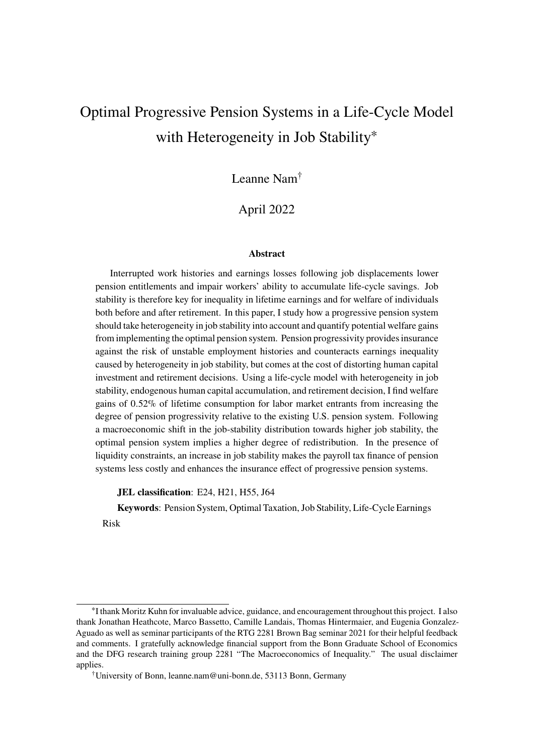# Optimal Progressive Pension Systems in a Life-Cycle Model with Heterogeneity in Job Stability*

Leanne Nam†

April 2022

### Abstract

Interrupted work histories and earnings losses following job displacements lower pension entitlements and impair workers' ability to accumulate life-cycle savings. Job stability is therefore key for inequality in lifetime earnings and for welfare of individuals both before and after retirement. In this paper, I study how a progressive pension system should take heterogeneity in job stability into account and quantify potential welfare gains from implementing the optimal pension system. Pension progressivity provides insurance against the risk of unstable employment histories and counteracts earnings inequality caused by heterogeneity in job stability, but comes at the cost of distorting human capital investment and retirement decisions. Using a life-cycle model with heterogeneity in job stability, endogenous human capital accumulation, and retirement decision, I find welfare gains of 0.52% of lifetime consumption for labor market entrants from increasing the degree of pension progressivity relative to the existing U.S. pension system. Following a macroeconomic shift in the job-stability distribution towards higher job stability, the optimal pension system implies a higher degree of redistribution. In the presence of liquidity constraints, an increase in job stability makes the payroll tax finance of pension systems less costly and enhances the insurance effect of progressive pension systems.

**JEL classification**: E24, H21, H55, J64

**Keywords**: Pension System, Optimal Taxation, Job Stability, Life-Cycle Earnings Risk

---

*I thank Moritz Kuhn for invaluable advice, guidance, and encouragement throughout this project. I also thank Jonathan Heathcote, Marco Bassetto, Camille Landais, Thomas Hintermaier, and Eugenia Gonzalez-Aguado as well as seminar participants of the RTG 2281 Brown Bag seminar 2021 for their helpful feedback and comments. I gratefully acknowledge financial support from the Bonn Graduate School of Economics and the DFG research training group 2281 "The Macroeconomics of Inequality." The usual disclaimer applies.

†University of Bonn, leanne.nam@uni-bonn.de, 53113 Bonn, Germany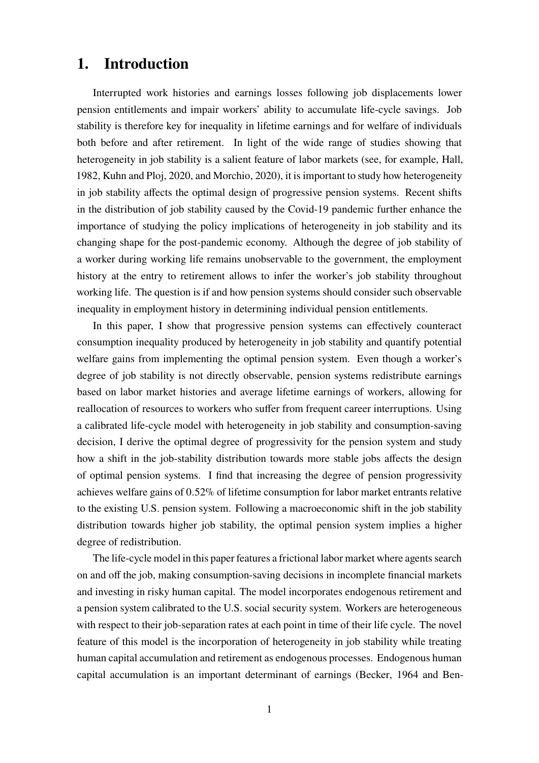# 1. Introduction

Interrupted work histories and earnings losses following job displacements lower pension entitlements and impair workers' ability to accumulate life-cycle savings. Job stability is therefore key for inequality in lifetime earnings and for welfare of individuals both before and after retirement. In light of the wide range of studies showing that heterogeneity in job stability is a salient feature of labor markets (see, for example, Hall, 1982, Kuhn and Ploj, 2020, and Morchio, 2020), it is important to study how heterogeneity in job stability affects the optimal design of progressive pension systems. Recent shifts in the distribution of job stability caused by the Covid-19 pandemic further enhance the importance of studying the policy implications of heterogeneity in job stability and its changing shape for the post-pandemic economy. Although the degree of job stability of a worker during working life remains unobservable to the government, the employment history at the entry to retirement allows to infer the worker's job stability throughout working life. The question is if and how pension systems should consider such observable inequality in employment history in determining individual pension entitlements.

In this paper, I show that progressive pension systems can effectively counteract consumption inequality produced by heterogeneity in job stability and quantify potential welfare gains from implementing the optimal pension system. Even though a worker's degree of job stability is not directly observable, pension systems redistribute earnings based on labor market histories and average lifetime earnings of workers, allowing for reallocation of resources to workers who suffer from frequent career interruptions. Using a calibrated life-cycle model with heterogeneity in job stability and consumption-saving decision, I derive the optimal degree of progressivity for the pension system and study how a shift in the job-stability distribution towards more stable jobs affects the design of optimal pension systems. I find that increasing the degree of pension progressivity achieves welfare gains of 0.52% of lifetime consumption for labor market entrants relative to the existing U.S. pension system. Following a macroeconomic shift in the job stability distribution towards higher job stability, the optimal pension system implies a higher degree of redistribution.

The life-cycle model in this paper features a frictional labor market where agents search on and off the job, making consumption-saving decisions in incomplete financial markets and investing in risky human capital. The model incorporates endogenous retirement and a pension system calibrated to the U.S. social security system. Workers are heterogeneous with respect to their job-separation rates at each point in time of their life cycle. The novel feature of this model is the incorporation of heterogeneity in job stability while treating human capital accumulation and retirement as endogenous processes. Endogenous human capital accumulation is an important determinant of earnings (Becker, 1964 and Ben-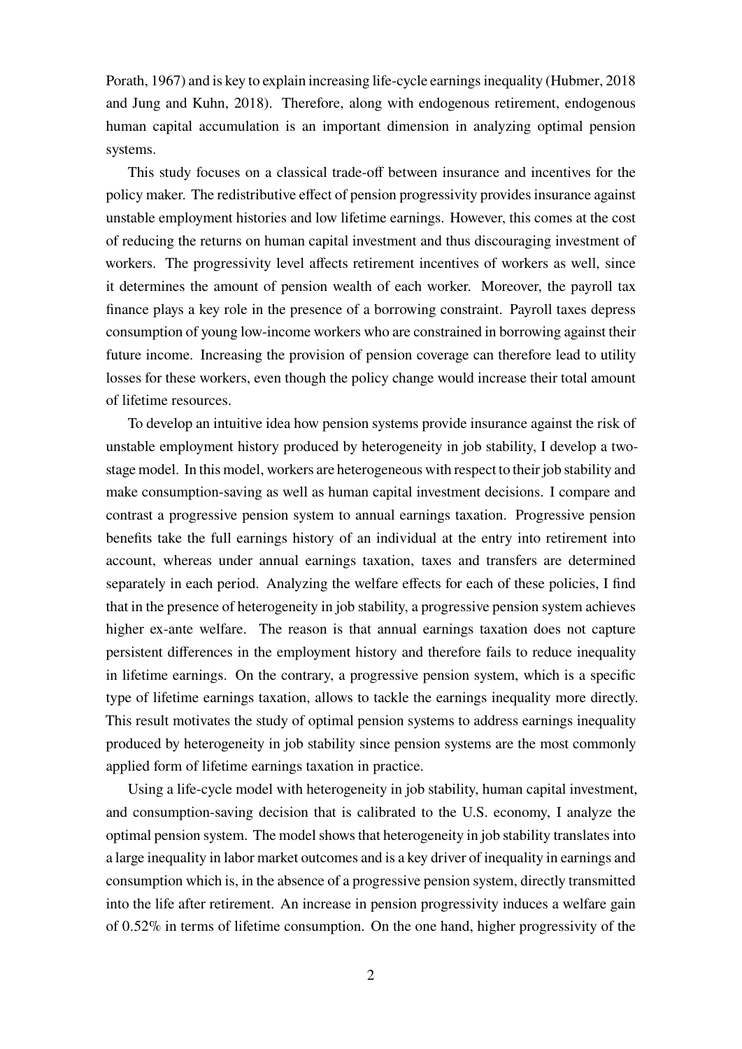Porath, 1967) and is key to explain increasing life-cycle earnings inequality (Hubmer, 2018 and Jung and Kuhn, 2018). Therefore, along with endogenous retirement, endogenous human capital accumulation is an important dimension in analyzing optimal pension systems.

This study focuses on a classical trade-off between insurance and incentives for the policy maker. The redistributive effect of pension progressivity provides insurance against unstable employment histories and low lifetime earnings. However, this comes at the cost of reducing the returns on human capital investment and thus discouraging investment of workers. The progressivity level affects retirement incentives of workers as well, since it determines the amount of pension wealth of each worker. Moreover, the payroll tax finance plays a key role in the presence of a borrowing constraint. Payroll taxes depress consumption of young low-income workers who are constrained in borrowing against their future income. Increasing the provision of pension coverage can therefore lead to utility losses for these workers, even though the policy change would increase their total amount of lifetime resources.

To develop an intuitive idea how pension systems provide insurance against the risk of unstable employment history produced by heterogeneity in job stability, I develop a two-stage model. In this model, workers are heterogeneous with respect to their job stability and make consumption-saving as well as human capital investment decisions. I compare and contrast a progressive pension system to annual earnings taxation. Progressive pension benefits take the full earnings history of an individual at the entry into retirement into account, whereas under annual earnings taxation, taxes and transfers are determined separately in each period. Analyzing the welfare effects for each of these policies, I find that in the presence of heterogeneity in job stability, a progressive pension system achieves higher ex-ante welfare. The reason is that annual earnings taxation does not capture persistent differences in the employment history and therefore fails to reduce inequality in lifetime earnings. On the contrary, a progressive pension system, which is a specific type of lifetime earnings taxation, allows to tackle the earnings inequality more directly. This result motivates the study of optimal pension systems to address earnings inequality produced by heterogeneity in job stability since pension systems are the most commonly applied form of lifetime earnings taxation in practice.

Using a life-cycle model with heterogeneity in job stability, human capital investment, and consumption-saving decision that is calibrated to the U.S. economy, I analyze the optimal pension system. The model shows that heterogeneity in job stability translates into a large inequality in labor market outcomes and is a key driver of inequality in earnings and consumption which is, in the absence of a progressive pension system, directly transmitted into the life after retirement. An increase in pension progressivity induces a welfare gain of 0.52% in terms of lifetime consumption. On the one hand, higher progressivity of the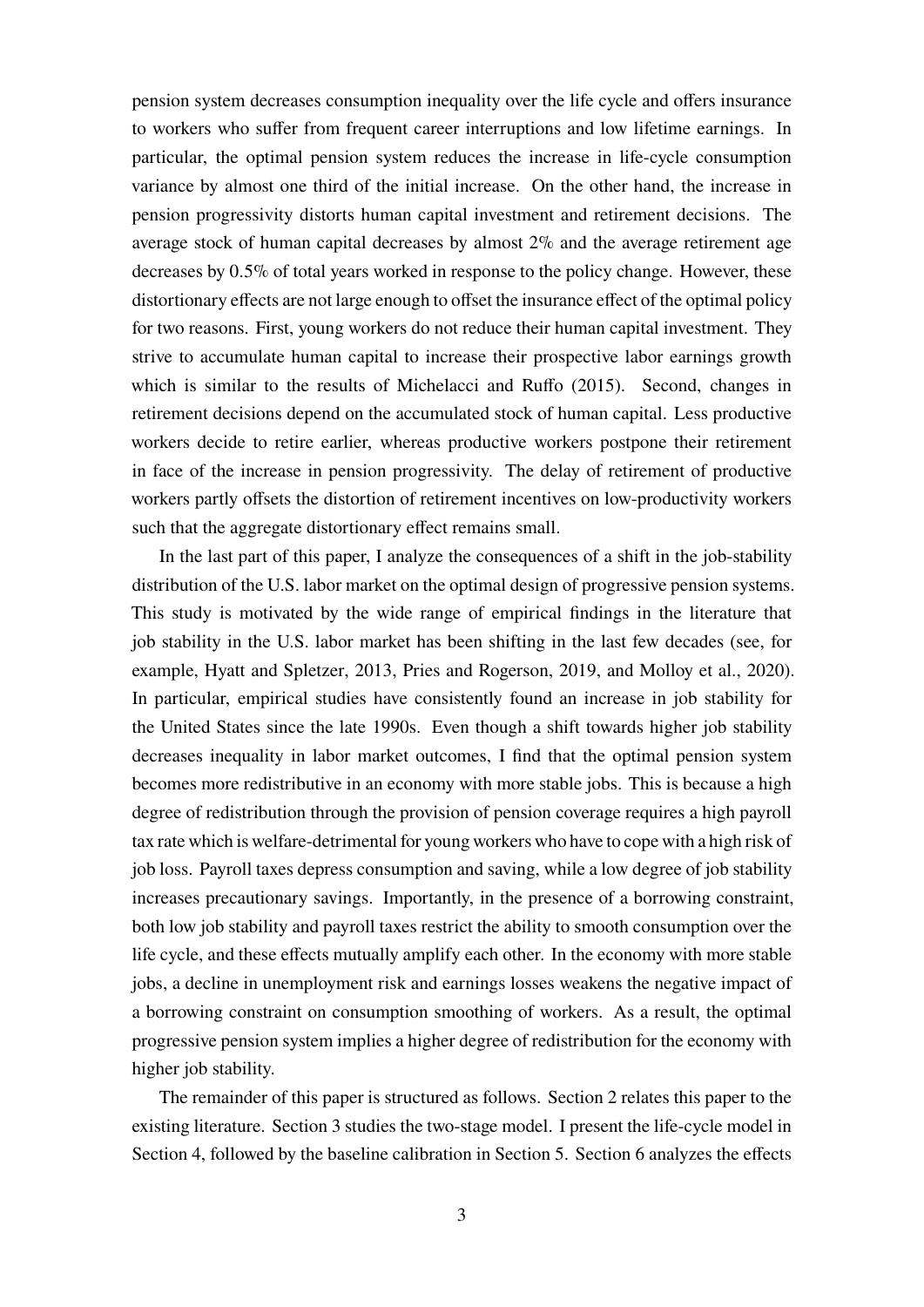pension system decreases consumption inequality over the life cycle and offers insurance to workers who suffer from frequent career interruptions and low lifetime earnings. In particular, the optimal pension system reduces the increase in life-cycle consumption variance by almost one third of the initial increase. On the other hand, the increase in pension progressivity distorts human capital investment and retirement decisions. The average stock of human capital decreases by almost 2% and the average retirement age decreases by 0.5% of total years worked in response to the policy change. However, these distortionary effects are not large enough to offset the insurance effect of the optimal policy for two reasons. First, young workers do not reduce their human capital investment. They strive to accumulate human capital to increase their prospective labor earnings growth which is similar to the results of Michelacci and Ruffo (2015). Second, changes in retirement decisions depend on the accumulated stock of human capital. Less productive workers decide to retire earlier, whereas productive workers postpone their retirement in face of the increase in pension progressivity. The delay of retirement of productive workers partly offsets the distortion of retirement incentives on low-productivity workers such that the aggregate distortionary effect remains small.

In the last part of this paper, I analyze the consequences of a shift in the job-stability distribution of the U.S. labor market on the optimal design of progressive pension systems. This study is motivated by the wide range of empirical findings in the literature that job stability in the U.S. labor market has been shifting in the last few decades (see, for example, Hyatt and Spletzer, 2013, Pries and Rogerson, 2019, and Molloy et al., 2020). In particular, empirical studies have consistently found an increase in job stability for the United States since the late 1990s. Even though a shift towards higher job stability decreases inequality in labor market outcomes, I find that the optimal pension system becomes more redistributive in an economy with more stable jobs. This is because a high degree of redistribution through the provision of pension coverage requires a high payroll tax rate which is welfare-detrimental for young workers who have to cope with a high risk of job loss. Payroll taxes depress consumption and saving, while a low degree of job stability increases precautionary savings. Importantly, in the presence of a borrowing constraint, both low job stability and payroll taxes restrict the ability to smooth consumption over the life cycle, and these effects mutually amplify each other. In the economy with more stable jobs, a decline in unemployment risk and earnings losses weakens the negative impact of a borrowing constraint on consumption smoothing of workers. As a result, the optimal progressive pension system implies a higher degree of redistribution for the economy with higher job stability.

The remainder of this paper is structured as follows. Section 2 relates this paper to the existing literature. Section 3 studies the two-stage model. I present the life-cycle model in Section 4, followed by the baseline calibration in Section 5. Section 6 analyzes the effects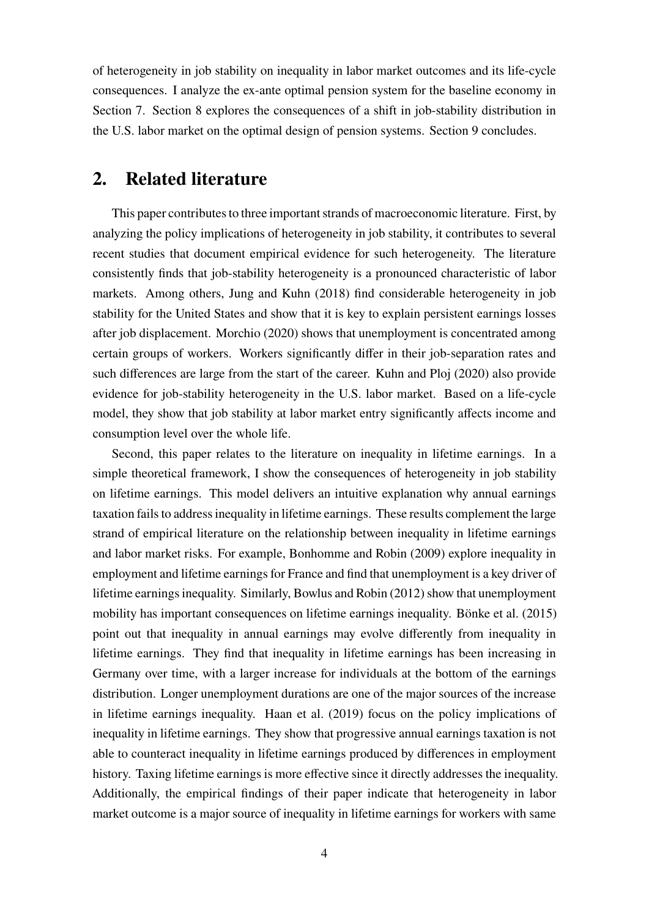of heterogeneity in job stability on inequality in labor market outcomes and its life-cycle consequences. I analyze the ex-ante optimal pension system for the baseline economy in Section 7. Section 8 explores the consequences of a shift in job-stability distribution in the U.S. labor market on the optimal design of pension systems. Section 9 concludes.

## 2. Related literature

This paper contributes to three important strands of macroeconomic literature. First, by analyzing the policy implications of heterogeneity in job stability, it contributes to several recent studies that document empirical evidence for such heterogeneity. The literature consistently finds that job-stability heterogeneity is a pronounced characteristic of labor markets. Among others, Jung and Kuhn (2018) find considerable heterogeneity in job stability for the United States and show that it is key to explain persistent earnings losses after job displacement. Morchio (2020) shows that unemployment is concentrated among certain groups of workers. Workers significantly differ in their job-separation rates and such differences are large from the start of the career. Kuhn and Ploj (2020) also provide evidence for job-stability heterogeneity in the U.S. labor market. Based on a life-cycle model, they show that job stability at labor market entry significantly affects income and consumption level over the whole life.

Second, this paper relates to the literature on inequality in lifetime earnings. In a simple theoretical framework, I show the consequences of heterogeneity in job stability on lifetime earnings. This model delivers an intuitive explanation why annual earnings taxation fails to address inequality in lifetime earnings. These results complement the large strand of empirical literature on the relationship between inequality in lifetime earnings and labor market risks. For example, Bonhomme and Robin (2009) explore inequality in employment and lifetime earnings for France and find that unemployment is a key driver of lifetime earnings inequality. Similarly, Bowlus and Robin (2012) show that unemployment mobility has important consequences on lifetime earnings inequality. Bönke et al. (2015) point out that inequality in annual earnings may evolve differently from inequality in lifetime earnings. They find that inequality in lifetime earnings has been increasing in Germany over time, with a larger increase for individuals at the bottom of the earnings distribution. Longer unemployment durations are one of the major sources of the increase in lifetime earnings inequality. Haan et al. (2019) focus on the policy implications of inequality in lifetime earnings. They show that progressive annual earnings taxation is not able to counteract inequality in lifetime earnings produced by differences in employment history. Taxing lifetime earnings is more effective since it directly addresses the inequality. Additionally, the empirical findings of their paper indicate that heterogeneity in labor market outcome is a major source of inequality in lifetime earnings for workers with same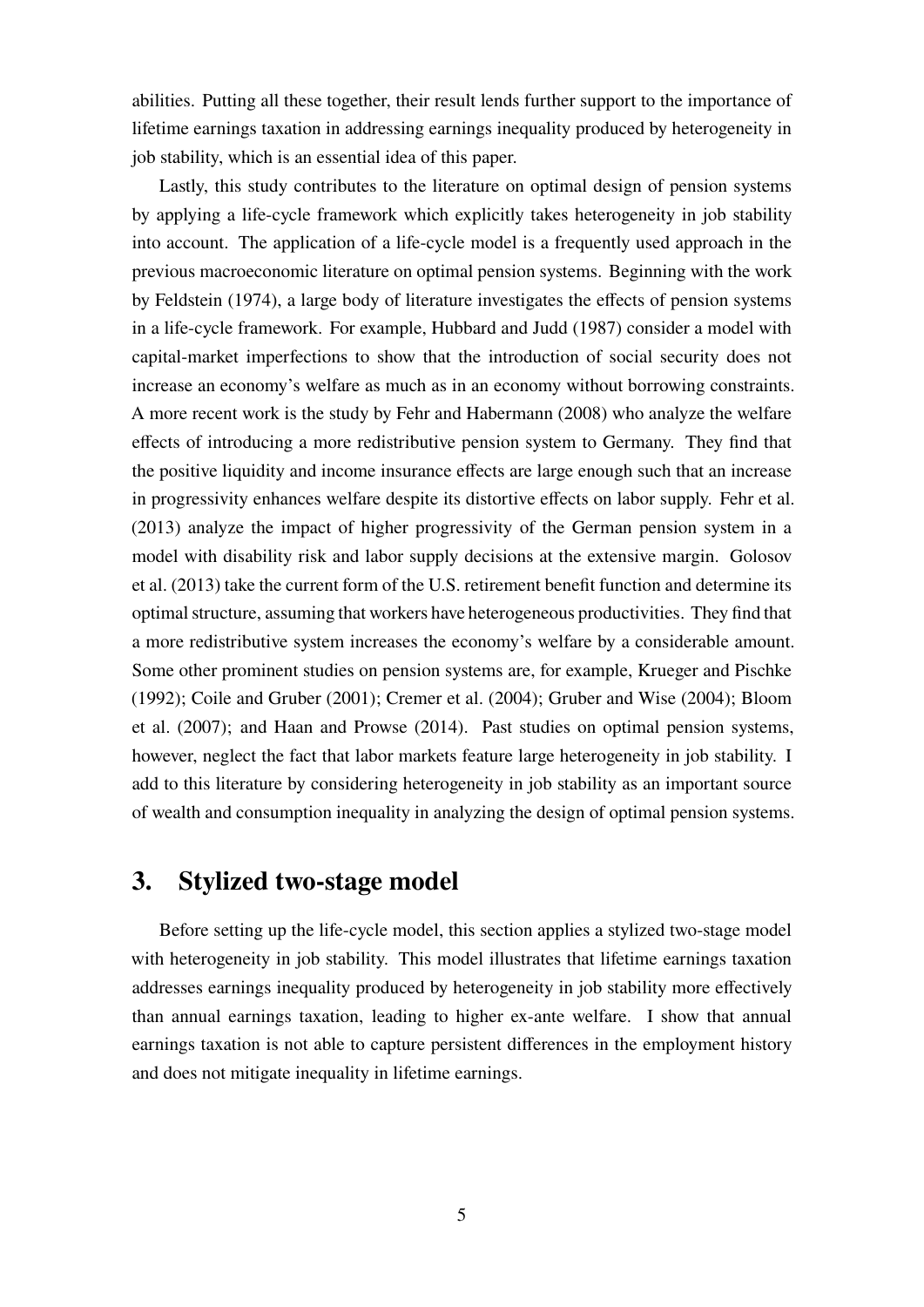abilities. Putting all these together, their result lends further support to the importance of lifetime earnings taxation in addressing earnings inequality produced by heterogeneity in job stability, which is an essential idea of this paper.

Lastly, this study contributes to the literature on optimal design of pension systems by applying a life-cycle framework which explicitly takes heterogeneity in job stability into account. The application of a life-cycle model is a frequently used approach in the previous macroeconomic literature on optimal pension systems. Beginning with the work by Feldstein (1974), a large body of literature investigates the effects of pension systems in a life-cycle framework. For example, Hubbard and Judd (1987) consider a model with capital-market imperfections to show that the introduction of social security does not increase an economy's welfare as much as in an economy without borrowing constraints. A more recent work is the study by Fehr and Habermann (2008) who analyze the welfare effects of introducing a more redistributive pension system to Germany. They find that the positive liquidity and income insurance effects are large enough such that an increase in progressivity enhances welfare despite its distortive effects on labor supply. Fehr et al. (2013) analyze the impact of higher progressivity of the German pension system in a model with disability risk and labor supply decisions at the extensive margin. Golosov et al. (2013) take the current form of the U.S. retirement benefit function and determine its optimal structure, assuming that workers have heterogeneous productivities. They find that a more redistributive system increases the economy's welfare by a considerable amount. Some other prominent studies on pension systems are, for example, Krueger and Pischke (1992); Coile and Gruber (2001); Cremer et al. (2004); Gruber and Wise (2004); Bloom et al. (2007); and Haan and Prowse (2014). Past studies on optimal pension systems, however, neglect the fact that labor markets feature large heterogeneity in job stability. I add to this literature by considering heterogeneity in job stability as an important source of wealth and consumption inequality in analyzing the design of optimal pension systems.

## 3. Stylized two-stage model

Before setting up the life-cycle model, this section applies a stylized two-stage model with heterogeneity in job stability. This model illustrates that lifetime earnings taxation addresses earnings inequality produced by heterogeneity in job stability more effectively than annual earnings taxation, leading to higher ex-ante welfare. I show that annual earnings taxation is not able to capture persistent differences in the employment history and does not mitigate inequality in lifetime earnings.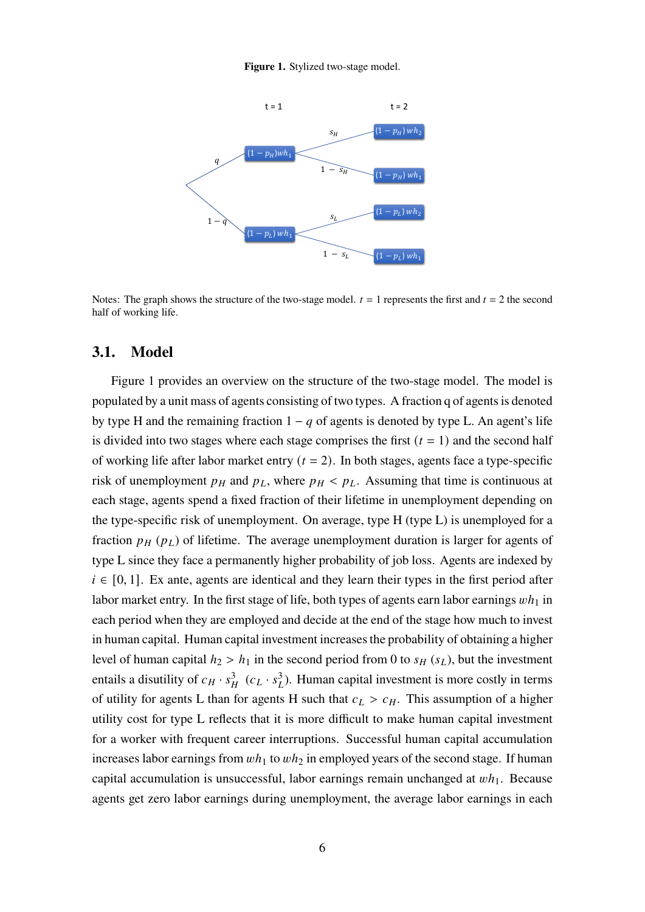**Figure 1.** Stylized two-stage model.

Notes: The graph shows the structure of the two-stage model. $t = 1$ represents the first and $t = 2$ the second half of working life.

## 3.1. Model

Figure 1 provides an overview on the structure of the two-stage model. The model is populated by a unit mass of agents consisting of two types. A fraction q of agents is denoted by type H and the remaining fraction $1 - q$ of agents is denoted by type L. An agent's life is divided into two stages where each stage comprises the first ($t = 1$) and the second half of working life after labor market entry ($t = 2$). In both stages, agents face a type-specific risk of unemployment $p_H$ and $p_L$, where $p_H < p_L$. Assuming that time is continuous at each stage, agents spend a fixed fraction of their lifetime in unemployment depending on the type-specific risk of unemployment. On average, type H (type L) is unemployed for a fraction $p_H$ ($p_L$) of lifetime. The average unemployment duration is larger for agents of type L since they face a permanently higher probability of job loss. Agents are indexed by $i \in [0, 1]$. Ex ante, agents are identical and they learn their types in the first period after labor market entry. In the first stage of life, both types of agents earn labor earnings $wh_1$ in each period when they are employed and decide at the end of the stage how much to invest in human capital. Human capital investment increases the probability of obtaining a higher level of human capital $h_2 > h_1$ in the second period from 0 to $s_H$ ($s_L$), but the investment entails a disutility of $c_H \cdot s_H^3$ ($c_L \cdot s_L^3$). Human capital investment is more costly in terms of utility for agents L than for agents H such that $c_L > c_H$. This assumption of a higher utility cost for type L reflects that it is more difficult to make human capital investment for a worker with frequent career interruptions. Successful human capital accumulation increases labor earnings from $wh_1$ to $wh_2$ in employed years of the second stage. If human capital accumulation is unsuccessful, labor earnings remain unchanged at $wh_1$. Because agents get zero labor earnings during unemployment, the average labor earnings in each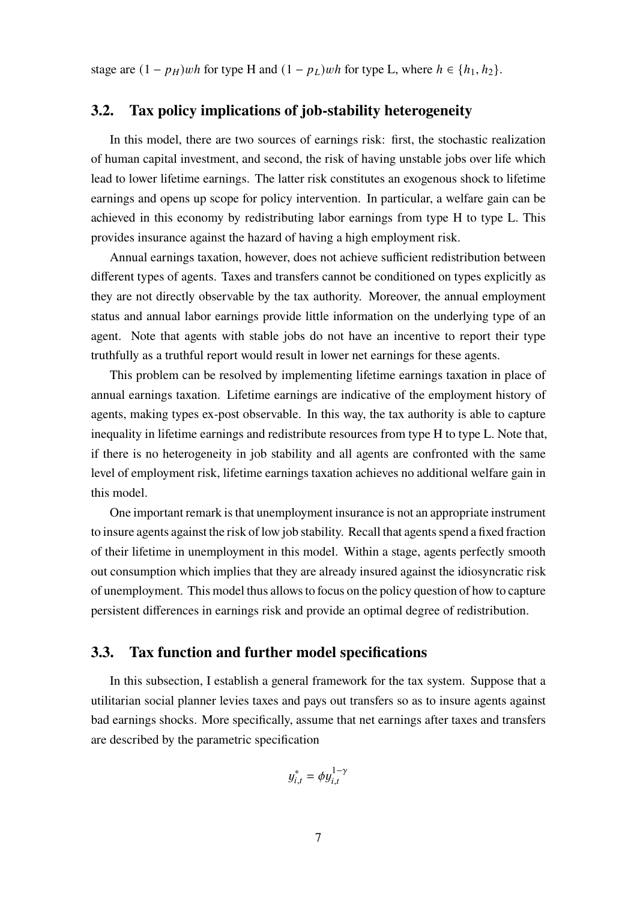stage are $(1 - p_H)wh$ for type H and $(1 - p_L)wh$ for type L, where $h \in \{h_1, h_2\}$.

### 3.2. Tax policy implications of job-stability heterogeneity

In this model, there are two sources of earnings risk: first, the stochastic realization of human capital investment, and second, the risk of having unstable jobs over life which lead to lower lifetime earnings. The latter risk constitutes an exogenous shock to lifetime earnings and opens up scope for policy intervention. In particular, a welfare gain can be achieved in this economy by redistributing labor earnings from type H to type L. This provides insurance against the hazard of having a high employment risk.

Annual earnings taxation, however, does not achieve sufficient redistribution between different types of agents. Taxes and transfers cannot be conditioned on types explicitly as they are not directly observable by the tax authority. Moreover, the annual employment status and annual labor earnings provide little information on the underlying type of an agent. Note that agents with stable jobs do not have an incentive to report their type truthfully as a truthful report would result in lower net earnings for these agents.

This problem can be resolved by implementing lifetime earnings taxation in place of annual earnings taxation. Lifetime earnings are indicative of the employment history of agents, making types ex-post observable. In this way, the tax authority is able to capture inequality in lifetime earnings and redistribute resources from type H to type L. Note that, if there is no heterogeneity in job stability and all agents are confronted with the same level of employment risk, lifetime earnings taxation achieves no additional welfare gain in this model.

One important remark is that unemployment insurance is not an appropriate instrument to insure agents against the risk of low job stability. Recall that agents spend a fixed fraction of their lifetime in unemployment in this model. Within a stage, agents perfectly smooth out consumption which implies that they are already insured against the idiosyncratic risk of unemployment. This model thus allows to focus on the policy question of how to capture persistent differences in earnings risk and provide an optimal degree of redistribution.

### 3.3. Tax function and further model specifications

In this subsection, I establish a general framework for the tax system. Suppose that a utilitarian social planner levies taxes and pays out transfers so as to insure agents against bad earnings shocks. More specifically, assume that net earnings after taxes and transfers are described by the parametric specification

$$y^*_{i,t} = \phi y_{i,t}^{1-\gamma}$$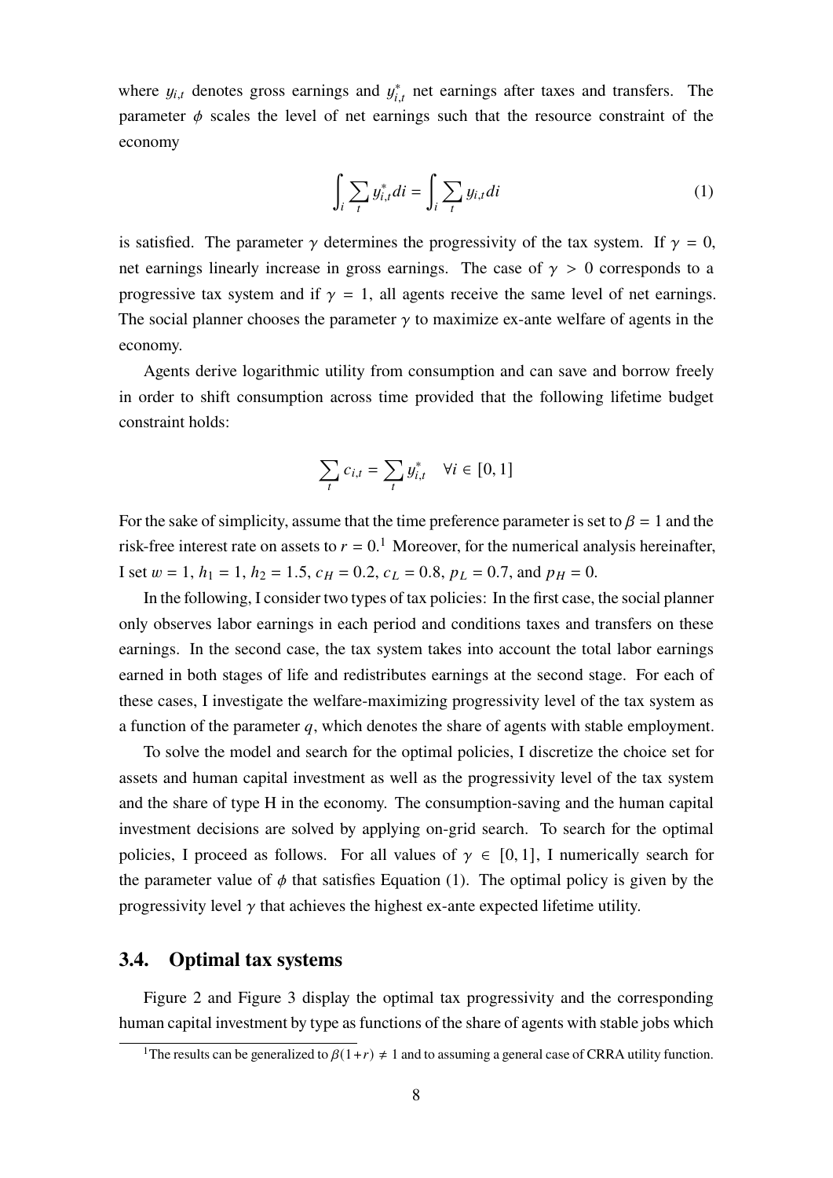where $y_{i,t}$ denotes gross earnings and $y^*_{i,t}$ net earnings after taxes and transfers. The parameter $\phi$ scales the level of net earnings such that the resource constraint of the economy

$$\int_i \sum_t y^*_{i,t} di = \int_i \sum_t y_{i,t} di \tag{1}$$

is satisfied. The parameter $\gamma$ determines the progressivity of the tax system. If $\gamma = 0$, net earnings linearly increase in gross earnings. The case of $\gamma > 0$ corresponds to a progressive tax system and if $\gamma = 1$, all agents receive the same level of net earnings. The social planner chooses the parameter $\gamma$ to maximize ex-ante welfare of agents in the economy.

Agents derive logarithmic utility from consumption and can save and borrow freely in order to shift consumption across time provided that the following lifetime budget constraint holds:

$$\sum_t c_{i,t} = \sum_t y^*_{i,t} \quad \forall i \in [0,1]$$

For the sake of simplicity, assume that the time preference parameter is set to $\beta = 1$ and the risk-free interest rate on assets to $r = 0$.[1] Moreover, for the numerical analysis hereinafter, I set $w = 1$, $h_1 = 1$, $h_2 = 1.5$, $c_H = 0.2$, $c_L = 0.8$, $p_L = 0.7$, and $p_H = 0$.

In the following, I consider two types of tax policies: In the first case, the social planner only observes labor earnings in each period and conditions taxes and transfers on these earnings. In the second case, the tax system takes into account the total labor earnings earned in both stages of life and redistributes earnings at the second stage. For each of these cases, I investigate the welfare-maximizing progressivity level of the tax system as a function of the parameter $q$, which denotes the share of agents with stable employment.

To solve the model and search for the optimal policies, I discretize the choice set for assets and human capital investment as well as the progressivity level of the tax system and the share of type H in the economy. The consumption-saving and the human capital investment decisions are solved by applying on-grid search. To search for the optimal policies, I proceed as follows. For all values of $\gamma \in [0,1]$, I numerically search for the parameter value of $\phi$ that satisfies Equation (1). The optimal policy is given by the progressivity level $\gamma$ that achieves the highest ex-ante expected lifetime utility.

## 3.4. Optimal tax systems

Figure 2 and Figure 3 display the optimal tax progressivity and the corresponding human capital investment by type as functions of the share of agents with stable jobs which

[1] The results can be generalized to $\beta(1+r) \neq 1$ and to assuming a general case of CRRA utility function.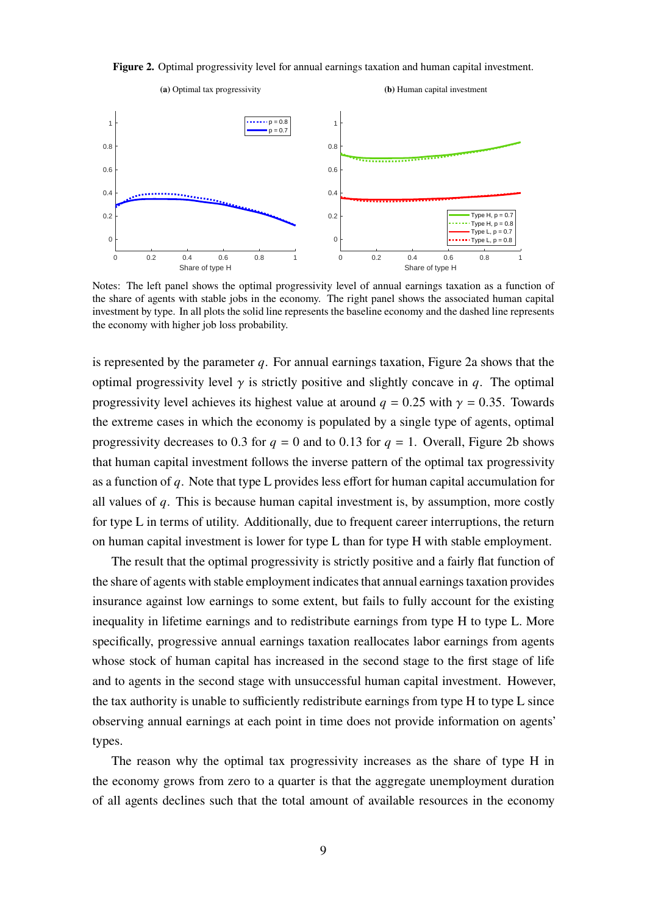**Figure 2.** Optimal progressivity level for annual earnings taxation and human capital investment.

**(a)** Optimal tax progressivity

**(b)** Human capital investment

Notes: The left panel shows the optimal progressivity level of annual earnings taxation as a function of the share of agents with stable jobs in the economy. The right panel shows the associated human capital investment by type. In all plots the solid line represents the baseline economy and the dashed line represents the economy with higher job loss probability.

is represented by the parameter $q$. For annual earnings taxation, Figure 2a shows that the optimal progressivity level $\gamma$ is strictly positive and slightly concave in $q$. The optimal progressivity level achieves its highest value at around $q = 0.25$ with $\gamma = 0.35$. Towards the extreme cases in which the economy is populated by a single type of agents, optimal progressivity decreases to 0.3 for $q = 0$ and to 0.13 for $q = 1$. Overall, Figure 2b shows that human capital investment follows the inverse pattern of the optimal tax progressivity as a function of $q$. Note that type L provides less effort for human capital accumulation for all values of $q$. This is because human capital investment is, by assumption, more costly for type L in terms of utility. Additionally, due to frequent career interruptions, the return on human capital investment is lower for type L than for type H with stable employment.

The result that the optimal progressivity is strictly positive and a fairly flat function of the share of agents with stable employment indicates that annual earnings taxation provides insurance against low earnings to some extent, but fails to fully account for the existing inequality in lifetime earnings and to redistribute earnings from type H to type L. More specifically, progressive annual earnings taxation reallocates labor earnings from agents whose stock of human capital has increased in the second stage to the first stage of life and to agents in the second stage with unsuccessful human capital investment. However, the tax authority is unable to sufficiently redistribute earnings from type H to type L since observing annual earnings at each point in time does not provide information on agents' types.

The reason why the optimal tax progressivity increases as the share of type H in the economy grows from zero to a quarter is that the aggregate unemployment duration of all agents declines such that the total amount of available resources in the economy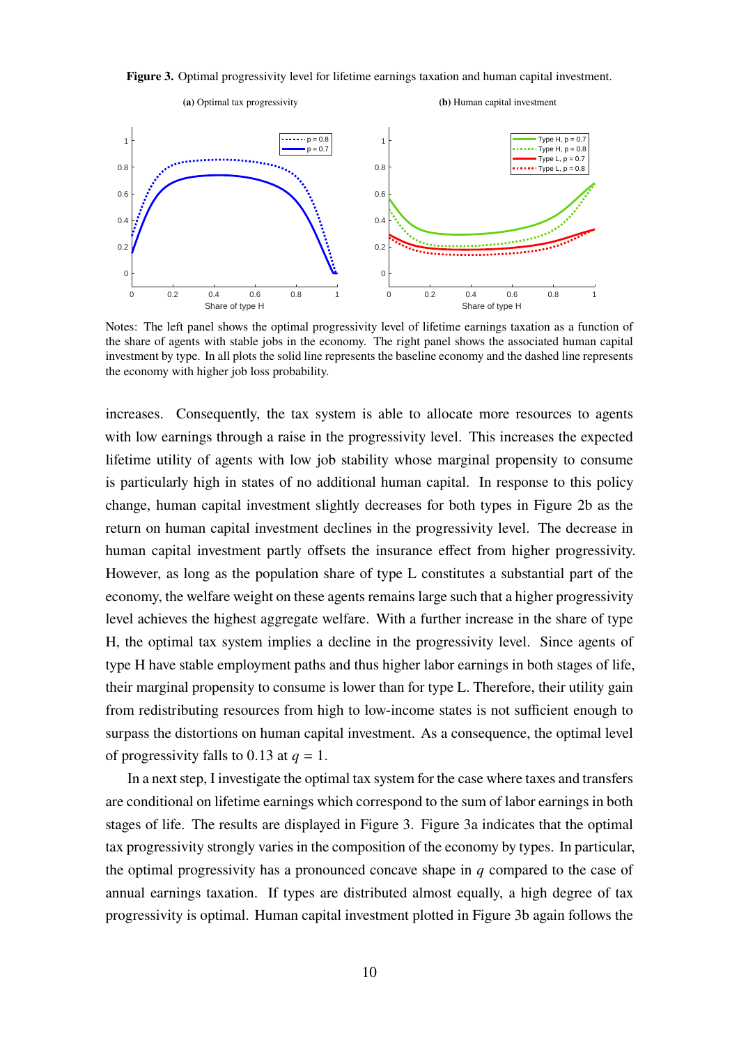**Figure 3.** Optimal progressivity level for lifetime earnings taxation and human capital investment.

**(a)** Optimal tax progressivity

**(b)** Human capital investment

Notes: The left panel shows the optimal progressivity level of lifetime earnings taxation as a function of the share of agents with stable jobs in the economy. The right panel shows the associated human capital investment by type. In all plots the solid line represents the baseline economy and the dashed line represents the economy with higher job loss probability.

increases. Consequently, the tax system is able to allocate more resources to agents with low earnings through a raise in the progressivity level. This increases the expected lifetime utility of agents with low job stability whose marginal propensity to consume is particularly high in states of no additional human capital. In response to this policy change, human capital investment slightly decreases for both types in Figure 2b as the return on human capital investment declines in the progressivity level. The decrease in human capital investment partly offsets the insurance effect from higher progressivity. However, as long as the population share of type L constitutes a substantial part of the economy, the welfare weight on these agents remains large such that a higher progressivity level achieves the highest aggregate welfare. With a further increase in the share of type H, the optimal tax system implies a decline in the progressivity level. Since agents of type H have stable employment paths and thus higher labor earnings in both stages of life, their marginal propensity to consume is lower than for type L. Therefore, their utility gain from redistributing resources from high to low-income states is not sufficient enough to surpass the distortions on human capital investment. As a consequence, the optimal level of progressivity falls to 0.13 at $q = 1$.

In a next step, I investigate the optimal tax system for the case where taxes and transfers are conditional on lifetime earnings which correspond to the sum of labor earnings in both stages of life. The results are displayed in Figure 3. Figure 3a indicates that the optimal tax progressivity strongly varies in the composition of the economy by types. In particular, the optimal progressivity has a pronounced concave shape in $q$ compared to the case of annual earnings taxation. If types are distributed almost equally, a high degree of tax progressivity is optimal. Human capital investment plotted in Figure 3b again follows the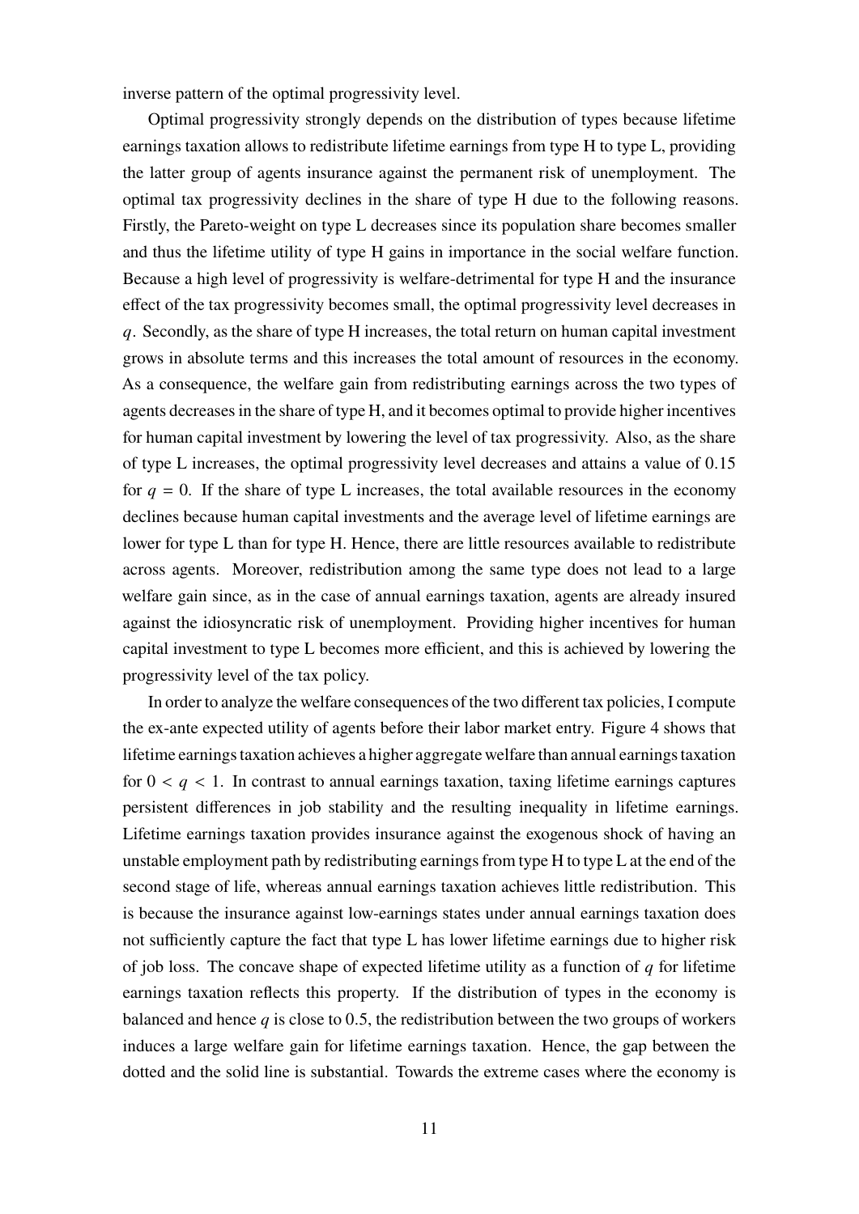inverse pattern of the optimal progressivity level.

Optimal progressivity strongly depends on the distribution of types because lifetime earnings taxation allows to redistribute lifetime earnings from type H to type L, providing the latter group of agents insurance against the permanent risk of unemployment. The optimal tax progressivity declines in the share of type H due to the following reasons. Firstly, the Pareto-weight on type L decreases since its population share becomes smaller and thus the lifetime utility of type H gains in importance in the social welfare function. Because a high level of progressivity is welfare-detrimental for type H and the insurance effect of the tax progressivity becomes small, the optimal progressivity level decreases in $q$. Secondly, as the share of type H increases, the total return on human capital investment grows in absolute terms and this increases the total amount of resources in the economy. As a consequence, the welfare gain from redistributing earnings across the two types of agents decreases in the share of type H, and it becomes optimal to provide higher incentives for human capital investment by lowering the level of tax progressivity. Also, as the share of type L increases, the optimal progressivity level decreases and attains a value of 0.15 for $q = 0$. If the share of type L increases, the total available resources in the economy declines because human capital investments and the average level of lifetime earnings are lower for type L than for type H. Hence, there are little resources available to redistribute across agents. Moreover, redistribution among the same type does not lead to a large welfare gain since, as in the case of annual earnings taxation, agents are already insured against the idiosyncratic risk of unemployment. Providing higher incentives for human capital investment to type L becomes more efficient, and this is achieved by lowering the progressivity level of the tax policy.

In order to analyze the welfare consequences of the two different tax policies, I compute the ex-ante expected utility of agents before their labor market entry. Figure 4 shows that lifetime earnings taxation achieves a higher aggregate welfare than annual earnings taxation for $0 < q < 1$. In contrast to annual earnings taxation, taxing lifetime earnings captures persistent differences in job stability and the resulting inequality in lifetime earnings. Lifetime earnings taxation provides insurance against the exogenous shock of having an unstable employment path by redistributing earnings from type H to type L at the end of the second stage of life, whereas annual earnings taxation achieves little redistribution. This is because the insurance against low-earnings states under annual earnings taxation does not sufficiently capture the fact that type L has lower lifetime earnings due to higher risk of job loss. The concave shape of expected lifetime utility as a function of $q$ for lifetime earnings taxation reflects this property. If the distribution of types in the economy is balanced and hence $q$ is close to 0.5, the redistribution between the two groups of workers induces a large welfare gain for lifetime earnings taxation. Hence, the gap between the dotted and the solid line is substantial. Towards the extreme cases where the economy is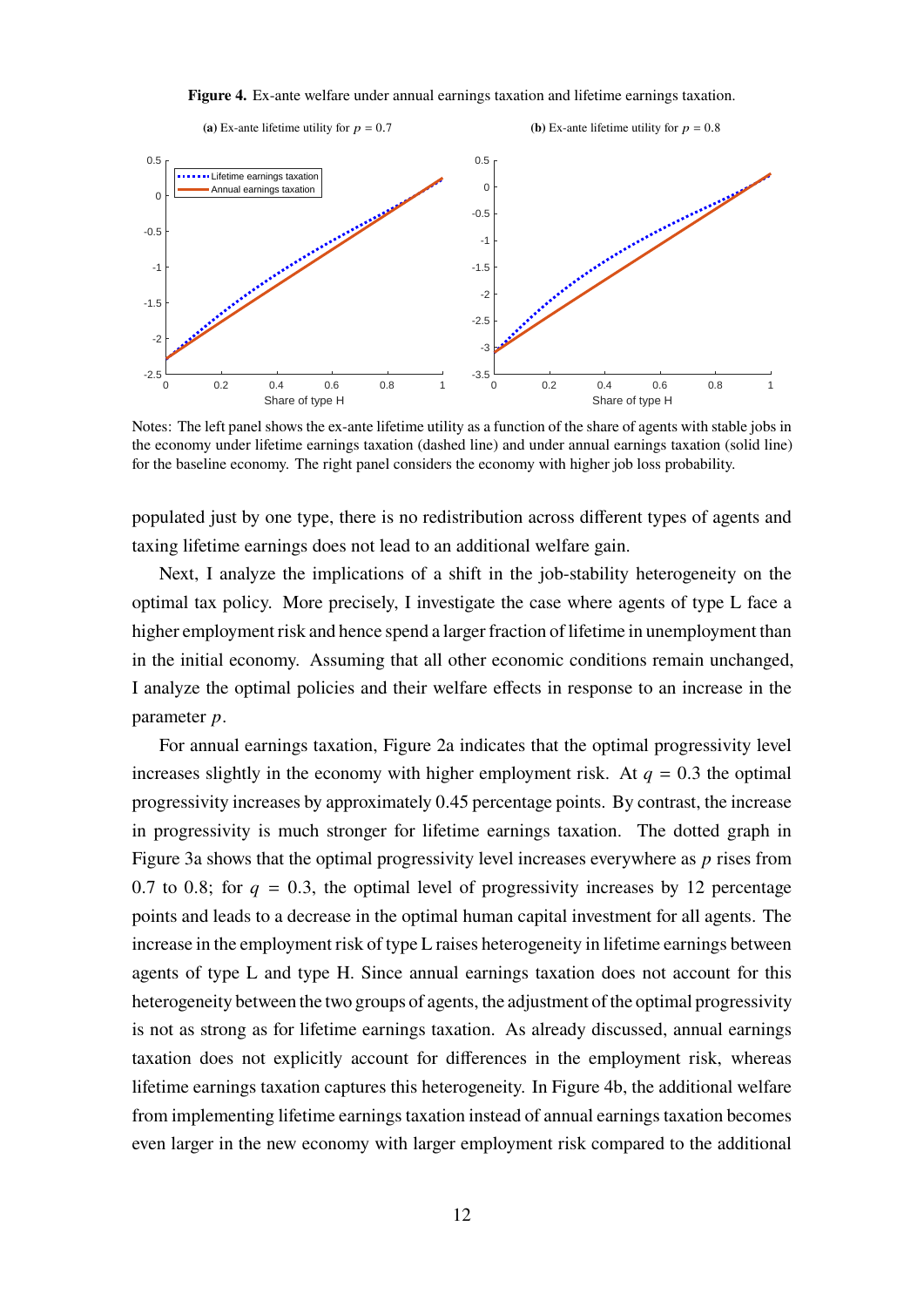**Figure 4.** Ex-ante welfare under annual earnings taxation and lifetime earnings taxation.

**(a)** Ex-ante lifetime utility for $p = 0.7$

**(b)** Ex-ante lifetime utility for $p = 0.8$

Notes: The left panel shows the ex-ante lifetime utility as a function of the share of agents with stable jobs in the economy under lifetime earnings taxation (dashed line) and under annual earnings taxation (solid line) for the baseline economy. The right panel considers the economy with higher job loss probability.

populated just by one type, there is no redistribution across different types of agents and taxing lifetime earnings does not lead to an additional welfare gain.

Next, I analyze the implications of a shift in the job-stability heterogeneity on the optimal tax policy. More precisely, I investigate the case where agents of type L face a higher employment risk and hence spend a larger fraction of lifetime in unemployment than in the initial economy. Assuming that all other economic conditions remain unchanged, I analyze the optimal policies and their welfare effects in response to an increase in the parameter $p$.

For annual earnings taxation, Figure 2a indicates that the optimal progressivity level increases slightly in the economy with higher employment risk. At $q = 0.3$ the optimal progressivity increases by approximately 0.45 percentage points. By contrast, the increase in progressivity is much stronger for lifetime earnings taxation. The dotted graph in Figure 3a shows that the optimal progressivity level increases everywhere as $p$ rises from 0.7 to 0.8; for $q = 0.3$, the optimal level of progressivity increases by 12 percentage points and leads to a decrease in the optimal human capital investment for all agents. The increase in the employment risk of type L raises heterogeneity in lifetime earnings between agents of type L and type H. Since annual earnings taxation does not account for this heterogeneity between the two groups of agents, the adjustment of the optimal progressivity is not as strong as for lifetime earnings taxation. As already discussed, annual earnings taxation does not explicitly account for differences in the employment risk, whereas lifetime earnings taxation captures this heterogeneity. In Figure 4b, the additional welfare from implementing lifetime earnings taxation instead of annual earnings taxation becomes even larger in the new economy with larger employment risk compared to the additional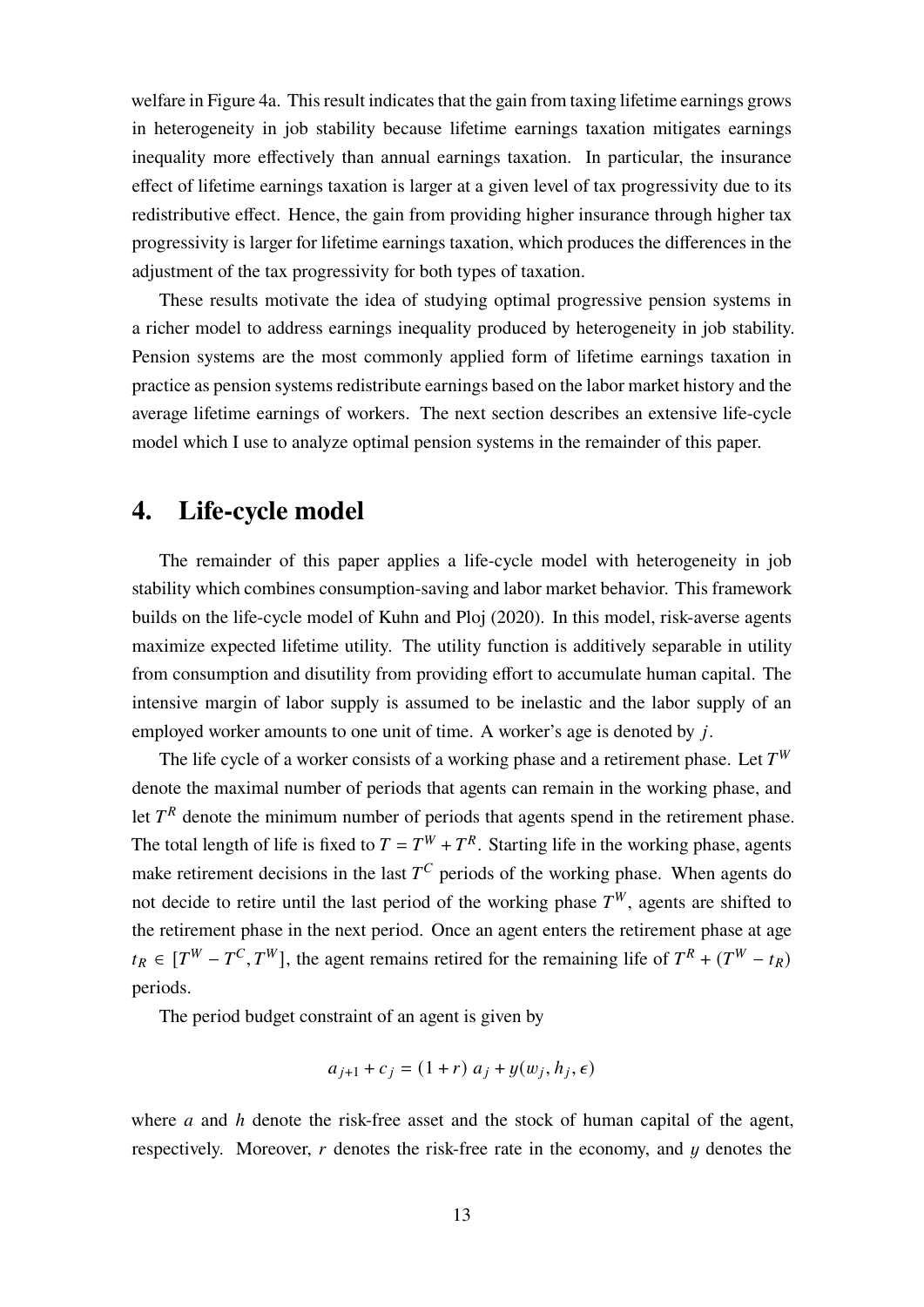welfare in Figure 4a. This result indicates that the gain from taxing lifetime earnings grows in heterogeneity in job stability because lifetime earnings taxation mitigates earnings inequality more effectively than annual earnings taxation. In particular, the insurance effect of lifetime earnings taxation is larger at a given level of tax progressivity due to its redistributive effect. Hence, the gain from providing higher insurance through higher tax progressivity is larger for lifetime earnings taxation, which produces the differences in the adjustment of the tax progressivity for both types of taxation.

These results motivate the idea of studying optimal progressive pension systems in a richer model to address earnings inequality produced by heterogeneity in job stability. Pension systems are the most commonly applied form of lifetime earnings taxation in practice as pension systems redistribute earnings based on the labor market history and the average lifetime earnings of workers. The next section describes an extensive life-cycle model which I use to analyze optimal pension systems in the remainder of this paper.

## 4. Life-cycle model

The remainder of this paper applies a life-cycle model with heterogeneity in job stability which combines consumption-saving and labor market behavior. This framework builds on the life-cycle model of Kuhn and Ploj (2020). In this model, risk-averse agents maximize expected lifetime utility. The utility function is additively separable in utility from consumption and disutility from providing effort to accumulate human capital. The intensive margin of labor supply is assumed to be inelastic and the labor supply of an employed worker amounts to one unit of time. A worker's age is denoted by $j$.

The life cycle of a worker consists of a working phase and a retirement phase. Let $T^W$ denote the maximal number of periods that agents can remain in the working phase, and let $T^R$ denote the minimum number of periods that agents spend in the retirement phase. The total length of life is fixed to $T = T^W + T^R$. Starting life in the working phase, agents make retirement decisions in the last $T^C$ periods of the working phase. When agents do not decide to retire until the last period of the working phase $T^W$, agents are shifted to the retirement phase in the next period. Once an agent enters the retirement phase at age $t_R \in [T^W - T^C, T^W]$, the agent remains retired for the remaining life of $T^R + (T^W - t_R)$ periods.

The period budget constraint of an agent is given by

$$a_{j+1} + c_j = (1 + r)\, a_j + y(w_j, h_j, \epsilon)$$

where $a$ and $h$ denote the risk-free asset and the stock of human capital of the agent, respectively. Moreover, $r$ denotes the risk-free rate in the economy, and $y$ denotes the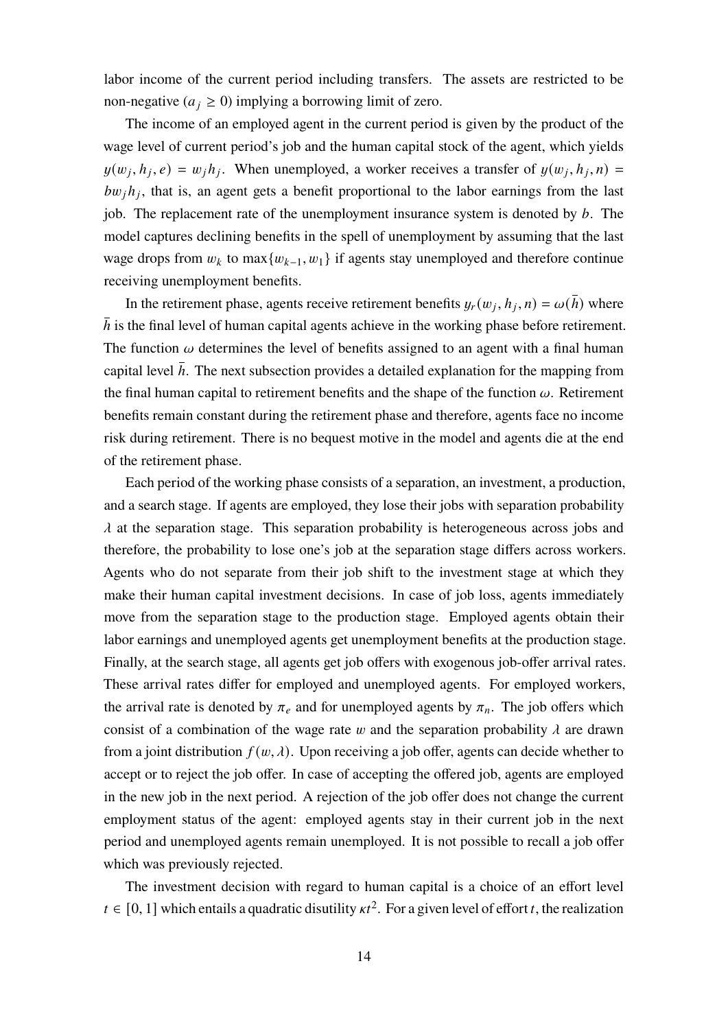labor income of the current period including transfers. The assets are restricted to be non-negative ($a_j \geq 0$) implying a borrowing limit of zero.

The income of an employed agent in the current period is given by the product of the wage level of current period's job and the human capital stock of the agent, which yields $y(w_j, h_j, e) = w_j h_j$. When unemployed, a worker receives a transfer of $y(w_j, h_j, n) = b w_j h_j$, that is, an agent gets a benefit proportional to the labor earnings from the last job. The replacement rate of the unemployment insurance system is denoted by $b$. The model captures declining benefits in the spell of unemployment by assuming that the last wage drops from $w_k$ to $\max\{w_{k-1}, w_1\}$ if agents stay unemployed and therefore continue receiving unemployment benefits.

In the retirement phase, agents receive retirement benefits $y_r(w_j, h_j, n) = \omega(\bar{h})$ where $\bar{h}$ is the final level of human capital agents achieve in the working phase before retirement. The function $\omega$ determines the level of benefits assigned to an agent with a final human capital level $\bar{h}$. The next subsection provides a detailed explanation for the mapping from the final human capital to retirement benefits and the shape of the function $\omega$. Retirement benefits remain constant during the retirement phase and therefore, agents face no income risk during retirement. There is no bequest motive in the model and agents die at the end of the retirement phase.

Each period of the working phase consists of a separation, an investment, a production, and a search stage. If agents are employed, they lose their jobs with separation probability $\lambda$ at the separation stage. This separation probability is heterogeneous across jobs and therefore, the probability to lose one's job at the separation stage differs across workers. Agents who do not separate from their job shift to the investment stage at which they make their human capital investment decisions. In case of job loss, agents immediately move from the separation stage to the production stage. Employed agents obtain their labor earnings and unemployed agents get unemployment benefits at the production stage. Finally, at the search stage, all agents get job offers with exogenous job-offer arrival rates. These arrival rates differ for employed and unemployed agents. For employed workers, the arrival rate is denoted by $\pi_e$ and for unemployed agents by $\pi_n$. The job offers which consist of a combination of the wage rate $w$ and the separation probability $\lambda$ are drawn from a joint distribution $f(w, \lambda)$. Upon receiving a job offer, agents can decide whether to accept or to reject the job offer. In case of accepting the offered job, agents are employed in the new job in the next period. A rejection of the job offer does not change the current employment status of the agent: employed agents stay in their current job in the next period and unemployed agents remain unemployed. It is not possible to recall a job offer which was previously rejected.

The investment decision with regard to human capital is a choice of an effort level $t \in [0, 1]$ which entails a quadratic disutility $\kappa t^2$. For a given level of effort $t$, the realization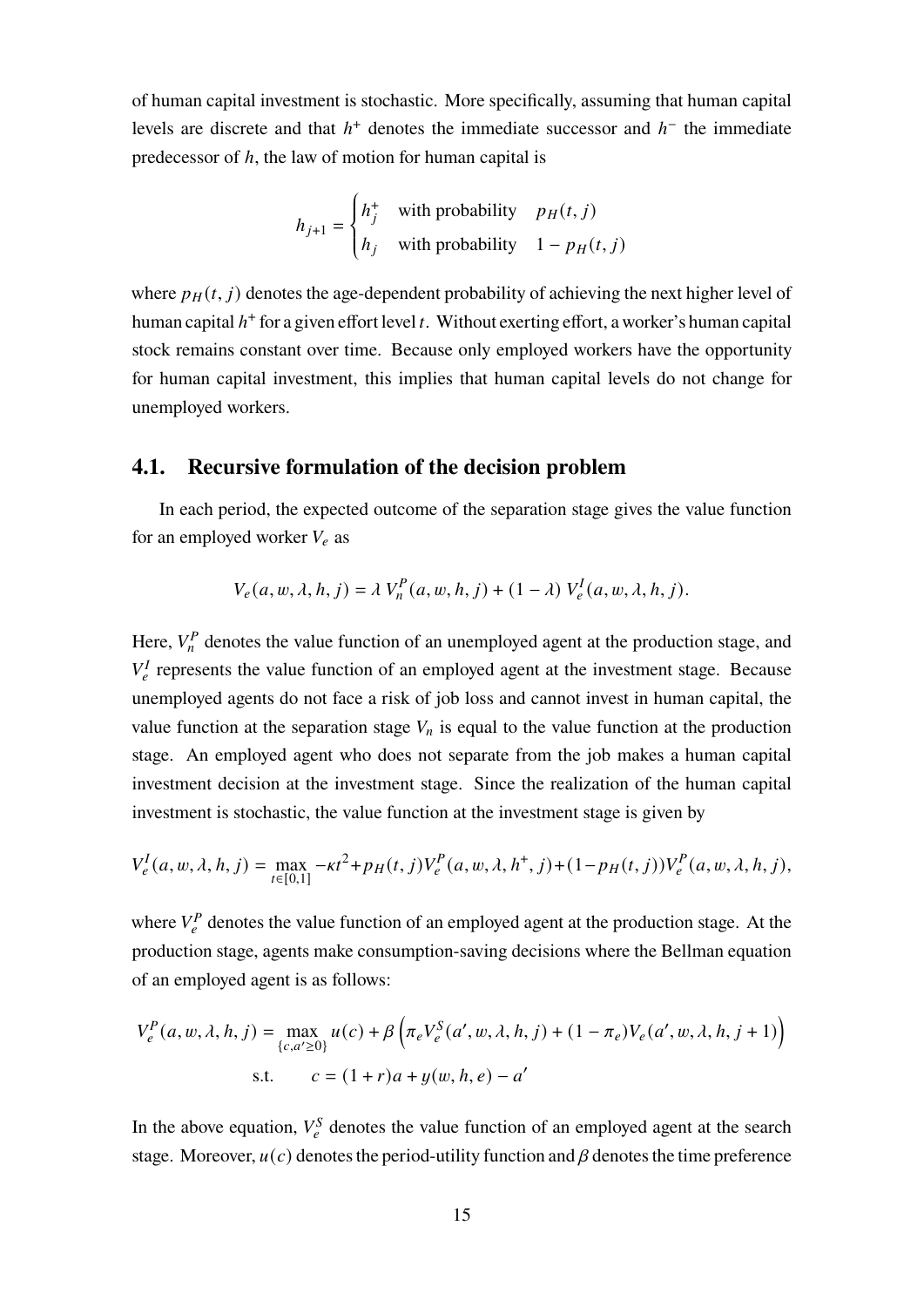of human capital investment is stochastic. More specifically, assuming that human capital levels are discrete and that $h^+$ denotes the immediate successor and $h^-$ the immediate predecessor of $h$, the law of motion for human capital is

$$h_{j+1} = \begin{cases} h_j^+ & \text{with probability} \quad p_H(t,j) \\ h_j & \text{with probability} \quad 1 - p_H(t,j) \end{cases}$$

where $p_H(t,j)$ denotes the age-dependent probability of achieving the next higher level of human capital $h^+$ for a given effort level $t$. Without exerting effort, a worker's human capital stock remains constant over time. Because only employed workers have the opportunity for human capital investment, this implies that human capital levels do not change for unemployed workers.

## 4.1. Recursive formulation of the decision problem

In each period, the expected outcome of the separation stage gives the value function for an employed worker $V_e$ as

$$V_e(a, w, \lambda, h, j) = \lambda\, V_n^P(a, w, h, j) + (1 - \lambda)\, V_e^I(a, w, \lambda, h, j).$$

Here, $V_n^P$ denotes the value function of an unemployed agent at the production stage, and $V_e^I$ represents the value function of an employed agent at the investment stage. Because unemployed agents do not face a risk of job loss and cannot invest in human capital, the value function at the separation stage $V_n$ is equal to the value function at the production stage. An employed agent who does not separate from the job makes a human capital investment decision at the investment stage. Since the realization of the human capital investment is stochastic, the value function at the investment stage is given by

$$V_e^I(a, w, \lambda, h, j) = \max_{t \in [0,1]} -\kappa t^2 + p_H(t,j) V_e^P(a, w, \lambda, h^+, j) + (1 - p_H(t,j)) V_e^P(a, w, \lambda, h, j),$$

where $V_e^P$ denotes the value function of an employed agent at the production stage. At the production stage, agents make consumption-saving decisions where the Bellman equation of an employed agent is as follows:

$$V_e^P(a, w, \lambda, h, j) = \max_{\{c, a' \geq 0\}} u(c) + \beta \left( \pi_e V_e^S(a', w, \lambda, h, j) + (1 - \pi_e) V_e(a', w, \lambda, h, j+1) \right)$$

$$\text{s.t.} \qquad c = (1 + r)a + y(w, h, e) - a'$$

In the above equation, $V_e^S$ denotes the value function of an employed agent at the search stage. Moreover, $u(c)$ denotes the period-utility function and $\beta$ denotes the time preference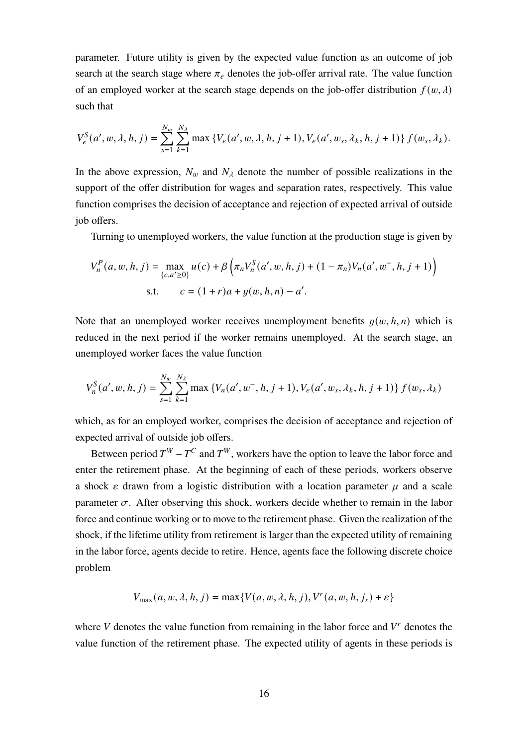parameter. Future utility is given by the expected value function as an outcome of job search at the search stage where $\pi_e$ denotes the job-offer arrival rate. The value function of an employed worker at the search stage depends on the job-offer distribution $f(w, \lambda)$ such that

$$V_e^S(a', w, \lambda, h, j) = \sum_{s=1}^{N_w} \sum_{k=1}^{N_\lambda} \max\left\{V_e(a', w, \lambda, h, j+1), V_e(a', w_s, \lambda_k, h, j+1)\right\} f(w_s, \lambda_k).$$

In the above expression, $N_w$ and $N_\lambda$ denote the number of possible realizations in the support of the offer distribution for wages and separation rates, respectively. This value function comprises the decision of acceptance and rejection of expected arrival of outside job offers.

Turning to unemployed workers, the value function at the production stage is given by

$$V_n^P(a, w, h, j) = \max_{\{c, a' \geq 0\}} u(c) + \beta\left(\pi_n V_n^S(a', w, h, j) + (1 - \pi_n) V_n(a', w^-, h, j+1)\right)$$
$$\text{s.t.} \qquad c = (1+r)a + y(w, h, n) - a'.$$

Note that an unemployed worker receives unemployment benefits $y(w, h, n)$ which is reduced in the next period if the worker remains unemployed. At the search stage, an unemployed worker faces the value function

$$V_n^S(a', w, h, j) = \sum_{s=1}^{N_w} \sum_{k=1}^{N_\lambda} \max\left\{V_n(a', w^-, h, j+1), V_e(a', w_s, \lambda_k, h, j+1)\right\} f(w_s, \lambda_k)$$

which, as for an employed worker, comprises the decision of acceptance and rejection of expected arrival of outside job offers.

Between period $T^W - T^C$ and $T^W$, workers have the option to leave the labor force and enter the retirement phase. At the beginning of each of these periods, workers observe a shock $\varepsilon$ drawn from a logistic distribution with a location parameter $\mu$ and a scale parameter $\sigma$. After observing this shock, workers decide whether to remain in the labor force and continue working or to move to the retirement phase. Given the realization of the shock, if the lifetime utility from retirement is larger than the expected utility of remaining in the labor force, agents decide to retire. Hence, agents face the following discrete choice problem

$$V_{\max}(a, w, \lambda, h, j) = \max\{V(a, w, \lambda, h, j), V^r(a, w, h, j_r) + \varepsilon\}$$

where $V$ denotes the value function from remaining in the labor force and $V^r$ denotes the value function of the retirement phase. The expected utility of agents in these periods is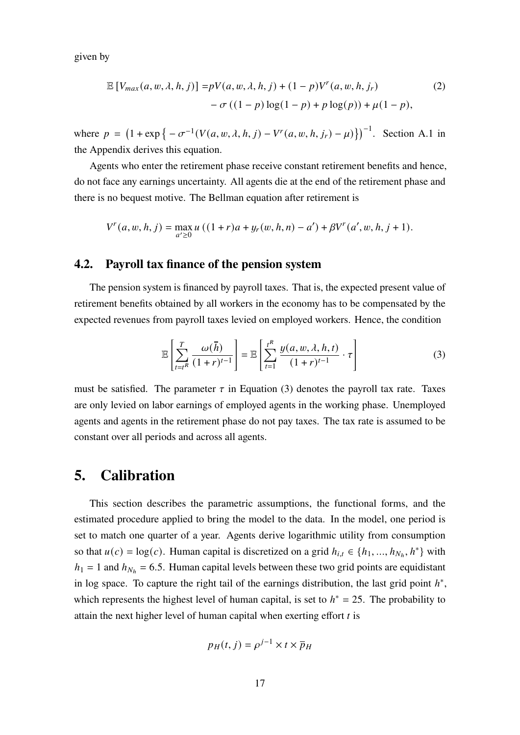given by

$$
\begin{aligned}
\mathbb{E}\left[V_{max}(a, w, \lambda, h, j)\right] = & pV(a, w, \lambda, h, j) + (1-p)V^r(a, w, h, j_r) \\
& - \sigma\left((1-p)\log(1-p) + p\log(p)\right) + \mu(1-p),
\end{aligned} \tag{2}
$$

where $p = \left(1 + \exp\left\{-\sigma^{-1}(V(a, w, \lambda, h, j) - V^r(a, w, h, j_r) - \mu)\right\}\right)^{-1}$. Section A.1 in the Appendix derives this equation.

Agents who enter the retirement phase receive constant retirement benefits and hence, do not face any earnings uncertainty. All agents die at the end of the retirement phase and there is no bequest motive. The Bellman equation after retirement is

$$
V^r(a, w, h, j) = \max_{a' \geq 0} u\left((1+r)a + y_r(w, h, n) - a'\right) + \beta V^r(a', w, h, j+1).
$$

## 4.2. Payroll tax finance of the pension system

The pension system is financed by payroll taxes. That is, the expected present value of retirement benefits obtained by all workers in the economy has to be compensated by the expected revenues from payroll taxes levied on employed workers. Hence, the condition

$$
\mathbb{E}\left[\sum_{t=t^R}^{T} \frac{\omega(\overline{h})}{(1+r)^{t-1}}\right] = \mathbb{E}\left[\sum_{t=1}^{t^R} \frac{y(a, w, \lambda, h, t)}{(1+r)^{t-1}} \cdot \tau\right] \tag{3}
$$

must be satisfied. The parameter $\tau$ in Equation (3) denotes the payroll tax rate. Taxes are only levied on labor earnings of employed agents in the working phase. Unemployed agents and agents in the retirement phase do not pay taxes. The tax rate is assumed to be constant over all periods and across all agents.

# 5. Calibration

This section describes the parametric assumptions, the functional forms, and the estimated procedure applied to bring the model to the data. In the model, one period is set to match one quarter of a year. Agents derive logarithmic utility from consumption so that $u(c) = \log(c)$. Human capital is discretized on a grid $h_{i,t} \in \{h_1, ..., h_{N_h}, h^*\}$ with $h_1 = 1$ and $h_{N_h} = 6.5$. Human capital levels between these two grid points are equidistant in log space. To capture the right tail of the earnings distribution, the last grid point $h^*$, which represents the highest level of human capital, is set to $h^* = 25$. The probability to attain the next higher level of human capital when exerting effort $t$ is

$$
p_H(t, j) = \rho^{j-1} \times t \times \overline{p}_H
$$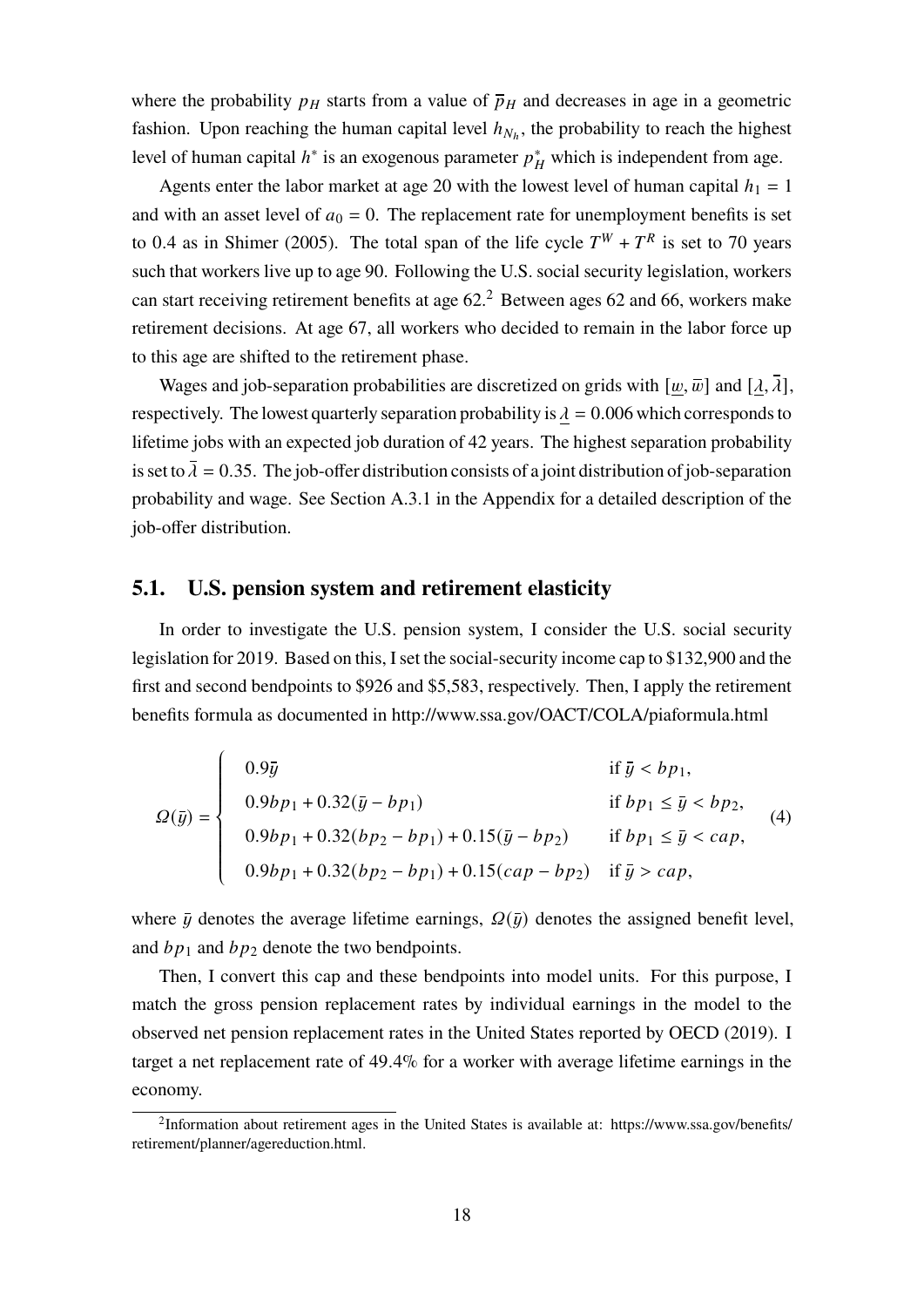where the probability $p_H$ starts from a value of $\overline{p}_H$ and decreases in age in a geometric fashion. Upon reaching the human capital level $h_{N_h}$, the probability to reach the highest level of human capital $h^*$ is an exogenous parameter $p^*_H$ which is independent from age.

Agents enter the labor market at age 20 with the lowest level of human capital $h_1 = 1$ and with an asset level of $a_0 = 0$. The replacement rate for unemployment benefits is set to 0.4 as in Shimer (2005). The total span of the life cycle $T^W + T^R$ is set to 70 years such that workers live up to age 90. Following the U.S. social security legislation, workers can start receiving retirement benefits at age 62.[2] Between ages 62 and 66, workers make retirement decisions. At age 67, all workers who decided to remain in the labor force up to this age are shifted to the retirement phase.

Wages and job-separation probabilities are discretized on grids with $[\underline{w}, \overline{w}]$ and $[\underline{\lambda}, \overline{\lambda}]$, respectively. The lowest quarterly separation probability is $\underline{\lambda} = 0.006$ which corresponds to lifetime jobs with an expected job duration of 42 years. The highest separation probability is set to $\overline{\lambda} = 0.35$. The job-offer distribution consists of a joint distribution of job-separation probability and wage. See Section A.3.1 in the Appendix for a detailed description of the job-offer distribution.

## 5.1. U.S. pension system and retirement elasticity

In order to investigate the U.S. pension system, I consider the U.S. social security legislation for 2019. Based on this, I set the social-security income cap to \$132,900 and the first and second bendpoints to \$926 and \$5,583, respectively. Then, I apply the retirement benefits formula as documented in http://www.ssa.gov/OACT/COLA/piaformula.html

$$
\Omega(\bar{y}) = \begin{cases} 0.9\bar{y} & \text{if } \bar{y} < bp_1, \\ 0.9bp_1 + 0.32(\bar{y} - bp_1) & \text{if } bp_1 \leq \bar{y} < bp_2, \\ 0.9bp_1 + 0.32(bp_2 - bp_1) + 0.15(\bar{y} - bp_2) & \text{if } bp_1 \leq \bar{y} < cap, \\ 0.9bp_1 + 0.32(bp_2 - bp_1) + 0.15(cap - bp_2) & \text{if } \bar{y} > cap, \end{cases} \tag{4}
$$

where $\bar{y}$ denotes the average lifetime earnings, $\Omega(\bar{y})$ denotes the assigned benefit level, and $bp_1$ and $bp_2$ denote the two bendpoints.

Then, I convert this cap and these bendpoints into model units. For this purpose, I match the gross pension replacement rates by individual earnings in the model to the observed net pension replacement rates in the United States reported by OECD (2019). I target a net replacement rate of 49.4% for a worker with average lifetime earnings in the economy.

[2] Information about retirement ages in the United States is available at: https://www.ssa.gov/benefits/retirement/planner/agereduction.html.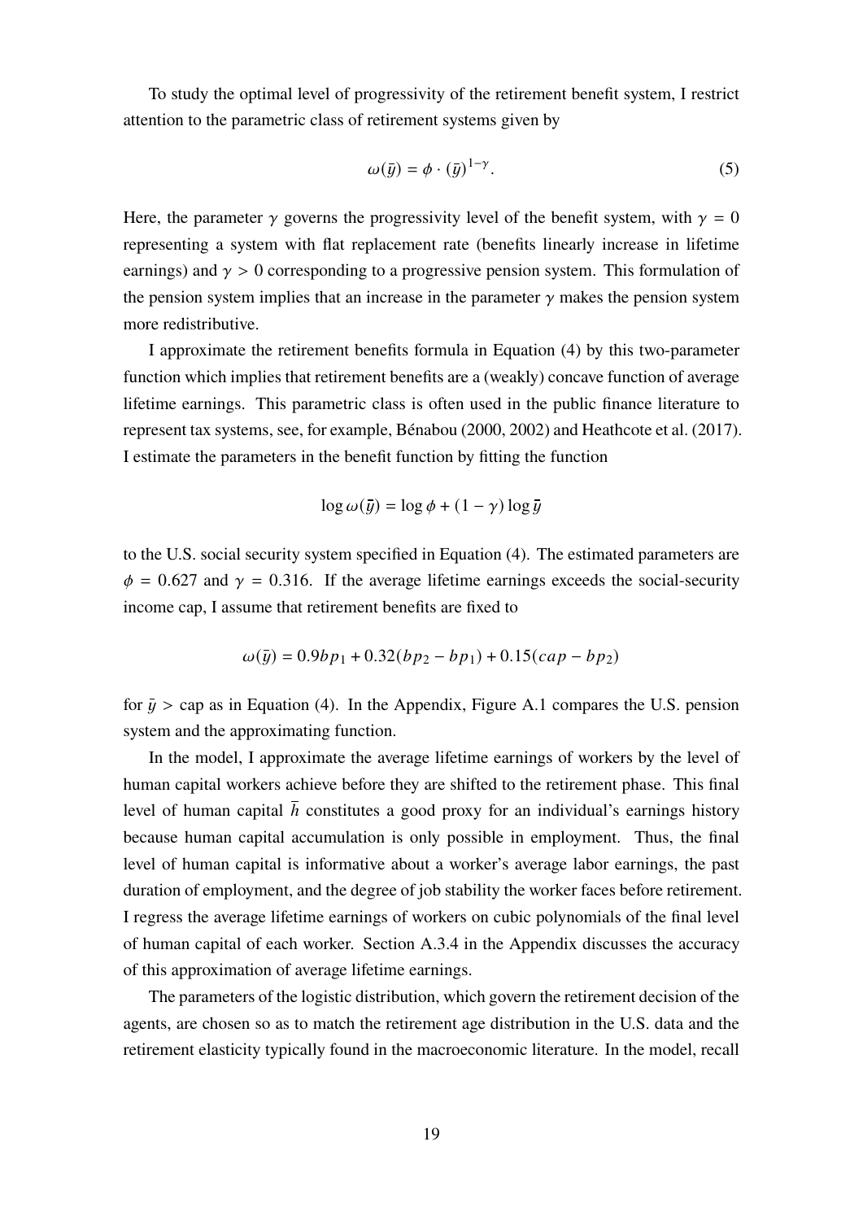To study the optimal level of progressivity of the retirement benefit system, I restrict attention to the parametric class of retirement systems given by

$$\omega(\bar{y}) = \phi \cdot (\bar{y})^{1-\gamma}. \tag{5}$$

Here, the parameter $\gamma$ governs the progressivity level of the benefit system, with $\gamma = 0$ representing a system with flat replacement rate (benefits linearly increase in lifetime earnings) and $\gamma > 0$ corresponding to a progressive pension system. This formulation of the pension system implies that an increase in the parameter $\gamma$ makes the pension system more redistributive.

I approximate the retirement benefits formula in Equation (4) by this two-parameter function which implies that retirement benefits are a (weakly) concave function of average lifetime earnings. This parametric class is often used in the public finance literature to represent tax systems, see, for example, Bénabou (2000, 2002) and Heathcote et al. (2017). I estimate the parameters in the benefit function by fitting the function

$$\log \omega(\bar{y}) = \log \phi + (1 - \gamma) \log \bar{y}$$

to the U.S. social security system specified in Equation (4). The estimated parameters are $\phi = 0.627$ and $\gamma = 0.316$. If the average lifetime earnings exceeds the social-security income cap, I assume that retirement benefits are fixed to

$$\omega(\bar{y}) = 0.9bp_1 + 0.32(bp_2 - bp_1) + 0.15(cap - bp_2)$$

for $\bar{y} >$ cap as in Equation (4). In the Appendix, Figure A.1 compares the U.S. pension system and the approximating function.

In the model, I approximate the average lifetime earnings of workers by the level of human capital workers achieve before they are shifted to the retirement phase. This final level of human capital $\bar{h}$ constitutes a good proxy for an individual's earnings history because human capital accumulation is only possible in employment. Thus, the final level of human capital is informative about a worker's average labor earnings, the past duration of employment, and the degree of job stability the worker faces before retirement. I regress the average lifetime earnings of workers on cubic polynomials of the final level of human capital of each worker. Section A.3.4 in the Appendix discusses the accuracy of this approximation of average lifetime earnings.

The parameters of the logistic distribution, which govern the retirement decision of the agents, are chosen so as to match the retirement age distribution in the U.S. data and the retirement elasticity typically found in the macroeconomic literature. In the model, recall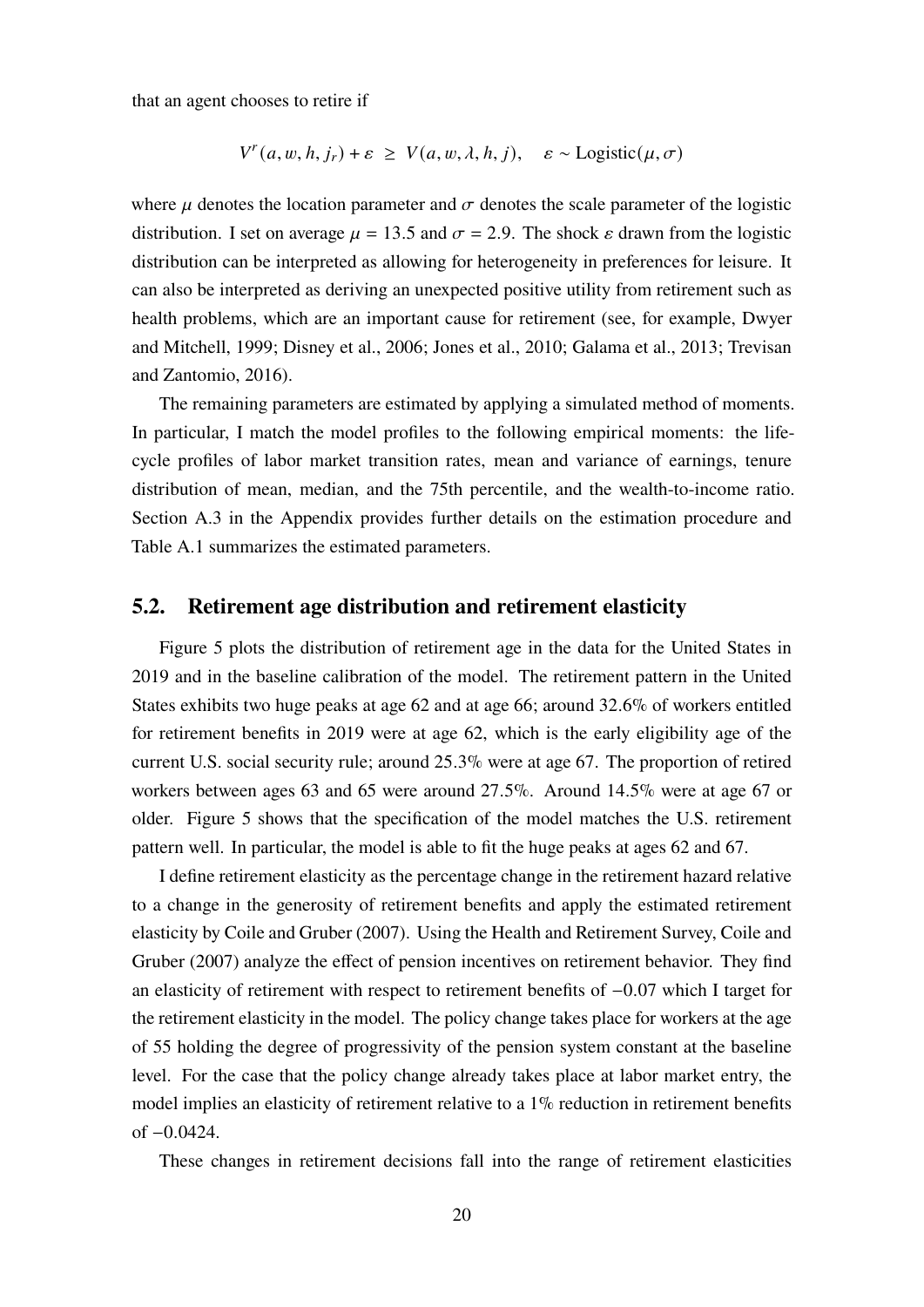that an agent chooses to retire if

$$V^r(a, w, h, j_r) + \varepsilon \ \geq \ V(a, w, \lambda, h, j), \quad \varepsilon \sim \text{Logistic}(\mu, \sigma)$$

where $\mu$ denotes the location parameter and $\sigma$ denotes the scale parameter of the logistic distribution. I set on average $\mu = 13.5$ and $\sigma = 2.9$. The shock $\varepsilon$ drawn from the logistic distribution can be interpreted as allowing for heterogeneity in preferences for leisure. It can also be interpreted as deriving an unexpected positive utility from retirement such as health problems, which are an important cause for retirement (see, for example, Dwyer and Mitchell, 1999; Disney et al., 2006; Jones et al., 2010; Galama et al., 2013; Trevisan and Zantomio, 2016).

The remaining parameters are estimated by applying a simulated method of moments. In particular, I match the model profiles to the following empirical moments: the life-cycle profiles of labor market transition rates, mean and variance of earnings, tenure distribution of mean, median, and the 75th percentile, and the wealth-to-income ratio. Section A.3 in the Appendix provides further details on the estimation procedure and Table A.1 summarizes the estimated parameters.

## 5.2. Retirement age distribution and retirement elasticity

Figure 5 plots the distribution of retirement age in the data for the United States in 2019 and in the baseline calibration of the model. The retirement pattern in the United States exhibits two huge peaks at age 62 and at age 66; around 32.6% of workers entitled for retirement benefits in 2019 were at age 62, which is the early eligibility age of the current U.S. social security rule; around 25.3% were at age 67. The proportion of retired workers between ages 63 and 65 were around 27.5%. Around 14.5% were at age 67 or older. Figure 5 shows that the specification of the model matches the U.S. retirement pattern well. In particular, the model is able to fit the huge peaks at ages 62 and 67.

I define retirement elasticity as the percentage change in the retirement hazard relative to a change in the generosity of retirement benefits and apply the estimated retirement elasticity by Coile and Gruber (2007). Using the Health and Retirement Survey, Coile and Gruber (2007) analyze the effect of pension incentives on retirement behavior. They find an elasticity of retirement with respect to retirement benefits of $-0.07$ which I target for the retirement elasticity in the model. The policy change takes place for workers at the age of 55 holding the degree of progressivity of the pension system constant at the baseline level. For the case that the policy change already takes place at labor market entry, the model implies an elasticity of retirement relative to a 1% reduction in retirement benefits of $-0.0424$.

These changes in retirement decisions fall into the range of retirement elasticities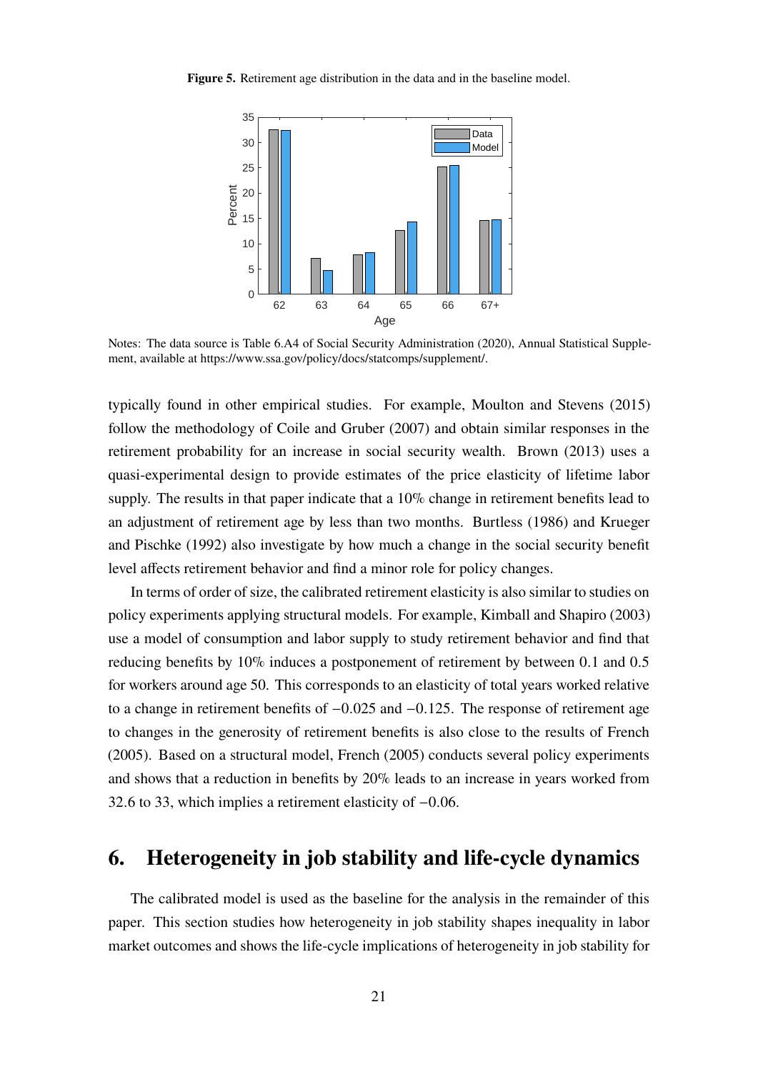**Figure 5.** Retirement age distribution in the data and in the baseline model.

Notes: The data source is Table 6.A4 of Social Security Administration (2020), Annual Statistical Supplement, available at https://www.ssa.gov/policy/docs/statcomps/supplement/.

typically found in other empirical studies. For example, Moulton and Stevens (2015) follow the methodology of Coile and Gruber (2007) and obtain similar responses in the retirement probability for an increase in social security wealth. Brown (2013) uses a quasi-experimental design to provide estimates of the price elasticity of lifetime labor supply. The results in that paper indicate that a 10% change in retirement benefits lead to an adjustment of retirement age by less than two months. Burtless (1986) and Krueger and Pischke (1992) also investigate by how much a change in the social security benefit level affects retirement behavior and find a minor role for policy changes.

In terms of order of size, the calibrated retirement elasticity is also similar to studies on policy experiments applying structural models. For example, Kimball and Shapiro (2003) use a model of consumption and labor supply to study retirement behavior and find that reducing benefits by 10% induces a postponement of retirement by between 0.1 and 0.5 for workers around age 50. This corresponds to an elasticity of total years worked relative to a change in retirement benefits of $-0.025$ and $-0.125$. The response of retirement age to changes in the generosity of retirement benefits is also close to the results of French (2005). Based on a structural model, French (2005) conducts several policy experiments and shows that a reduction in benefits by 20% leads to an increase in years worked from 32.6 to 33, which implies a retirement elasticity of $-0.06$.

# 6. Heterogeneity in job stability and life-cycle dynamics

The calibrated model is used as the baseline for the analysis in the remainder of this paper. This section studies how heterogeneity in job stability shapes inequality in labor market outcomes and shows the life-cycle implications of heterogeneity in job stability for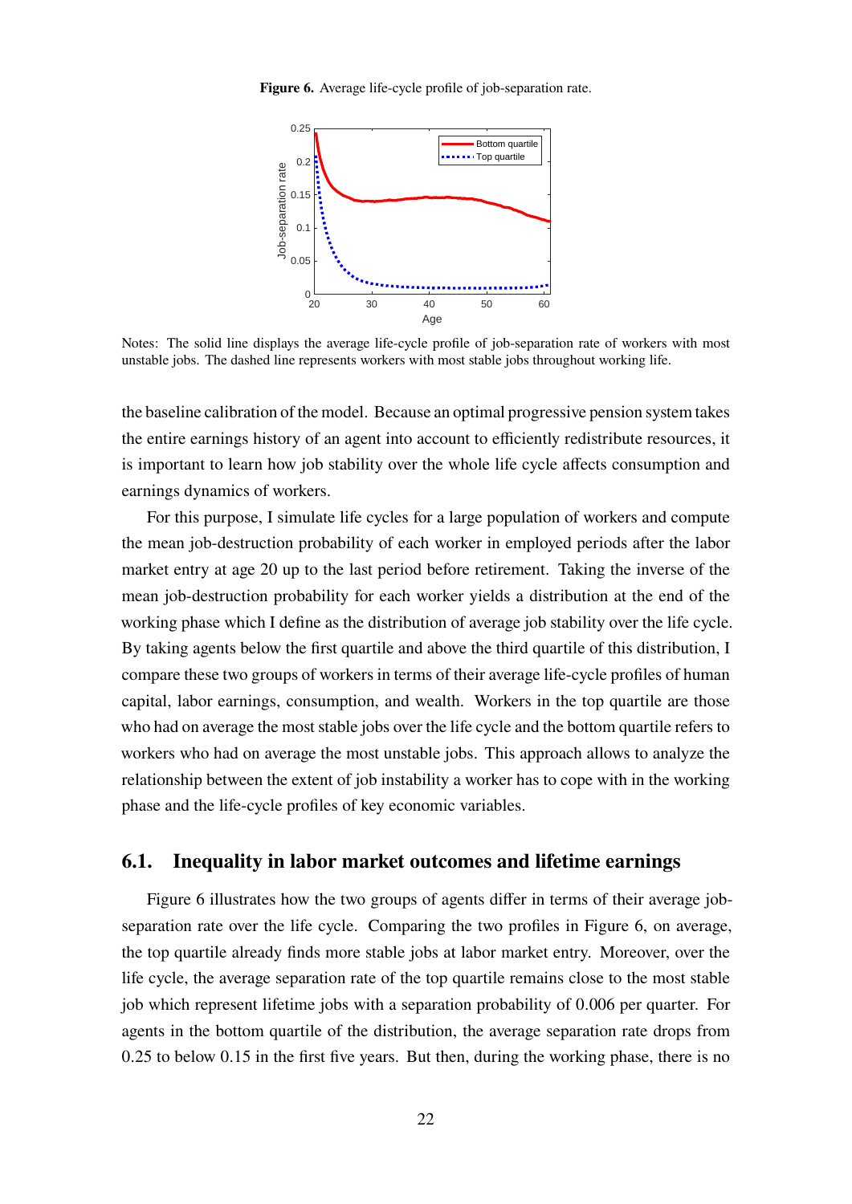**Figure 6.** Average life-cycle profile of job-separation rate.

Notes: The solid line displays the average life-cycle profile of job-separation rate of workers with most unstable jobs. The dashed line represents workers with most stable jobs throughout working life.

the baseline calibration of the model. Because an optimal progressive pension system takes the entire earnings history of an agent into account to efficiently redistribute resources, it is important to learn how job stability over the whole life cycle affects consumption and earnings dynamics of workers.

For this purpose, I simulate life cycles for a large population of workers and compute the mean job-destruction probability of each worker in employed periods after the labor market entry at age 20 up to the last period before retirement. Taking the inverse of the mean job-destruction probability for each worker yields a distribution at the end of the working phase which I define as the distribution of average job stability over the life cycle. By taking agents below the first quartile and above the third quartile of this distribution, I compare these two groups of workers in terms of their average life-cycle profiles of human capital, labor earnings, consumption, and wealth. Workers in the top quartile are those who had on average the most stable jobs over the life cycle and the bottom quartile refers to workers who had on average the most unstable jobs. This approach allows to analyze the relationship between the extent of job instability a worker has to cope with in the working phase and the life-cycle profiles of key economic variables.

## 6.1. Inequality in labor market outcomes and lifetime earnings

Figure 6 illustrates how the two groups of agents differ in terms of their average job-separation rate over the life cycle. Comparing the two profiles in Figure 6, on average, the top quartile already finds more stable jobs at labor market entry. Moreover, over the life cycle, the average separation rate of the top quartile remains close to the most stable job which represent lifetime jobs with a separation probability of 0.006 per quarter. For agents in the bottom quartile of the distribution, the average separation rate drops from 0.25 to below 0.15 in the first five years. But then, during the working phase, there is no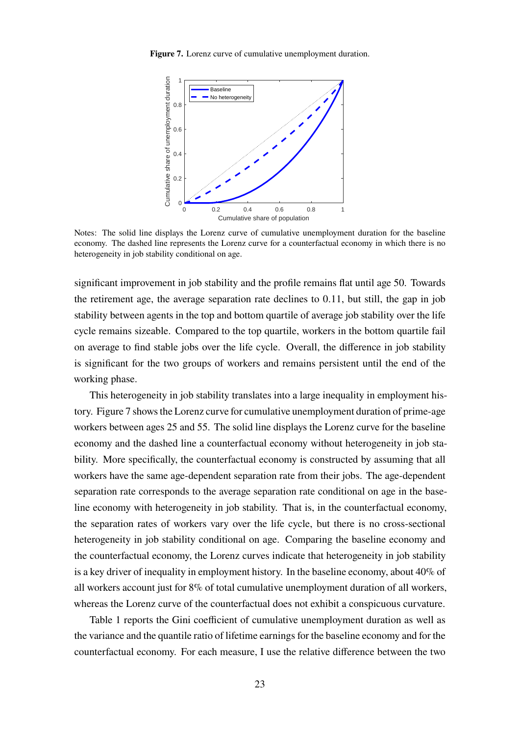**Figure 7.** Lorenz curve of cumulative unemployment duration.

Notes: The solid line displays the Lorenz curve of cumulative unemployment duration for the baseline economy. The dashed line represents the Lorenz curve for a counterfactual economy in which there is no heterogeneity in job stability conditional on age.

significant improvement in job stability and the profile remains flat until age 50. Towards the retirement age, the average separation rate declines to 0.11, but still, the gap in job stability between agents in the top and bottom quartile of average job stability over the life cycle remains sizeable. Compared to the top quartile, workers in the bottom quartile fail on average to find stable jobs over the life cycle. Overall, the difference in job stability is significant for the two groups of workers and remains persistent until the end of the working phase.

This heterogeneity in job stability translates into a large inequality in employment history. Figure 7 shows the Lorenz curve for cumulative unemployment duration of prime-age workers between ages 25 and 55. The solid line displays the Lorenz curve for the baseline economy and the dashed line a counterfactual economy without heterogeneity in job stability. More specifically, the counterfactual economy is constructed by assuming that all workers have the same age-dependent separation rate from their jobs. The age-dependent separation rate corresponds to the average separation rate conditional on age in the baseline economy with heterogeneity in job stability. That is, in the counterfactual economy, the separation rates of workers vary over the life cycle, but there is no cross-sectional heterogeneity in job stability conditional on age. Comparing the baseline economy and the counterfactual economy, the Lorenz curves indicate that heterogeneity in job stability is a key driver of inequality in employment history. In the baseline economy, about 40% of all workers account just for 8% of total cumulative unemployment duration of all workers, whereas the Lorenz curve of the counterfactual does not exhibit a conspicuous curvature.

Table 1 reports the Gini coefficient of cumulative unemployment duration as well as the variance and the quantile ratio of lifetime earnings for the baseline economy and for the counterfactual economy. For each measure, I use the relative difference between the two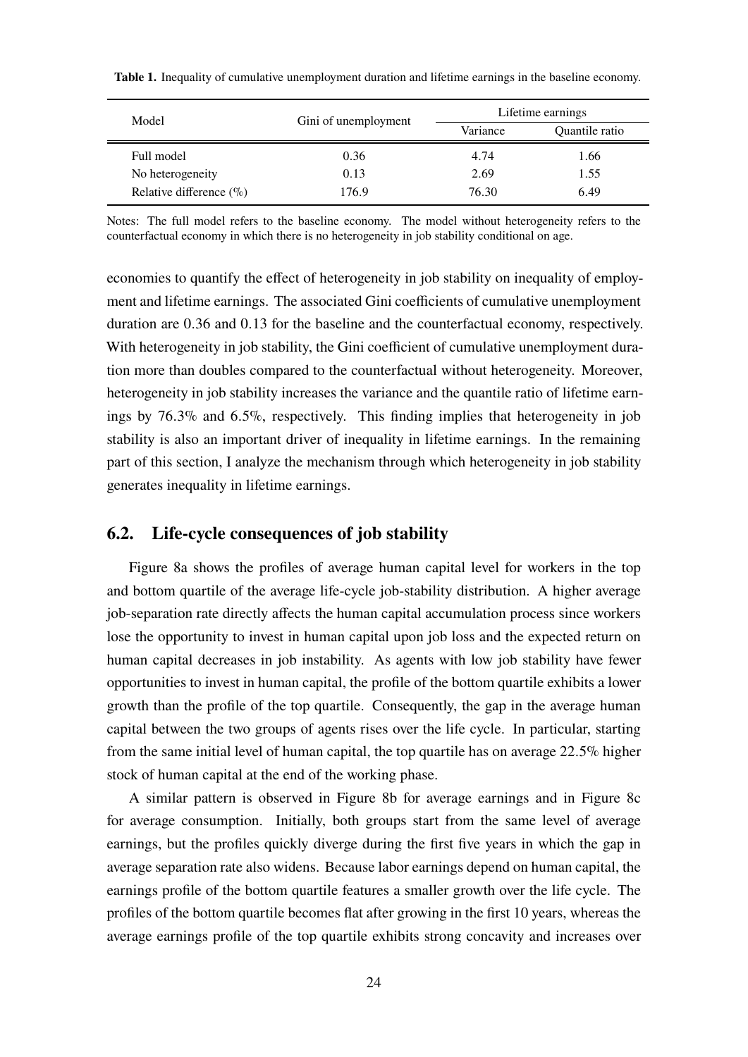**Table 1.** Inequality of cumulative unemployment duration and lifetime earnings in the baseline economy.

| Model | Gini of unemployment | Lifetime earnings | |
|---|---|---|---|
| | | Variance | Quantile ratio |
| Full model | 0.36 | 4.74 | 1.66 |
| No heterogeneity | 0.13 | 2.69 | 1.55 |
| Relative difference (%) | 176.9 | 76.30 | 6.49 |

Notes: The full model refers to the baseline economy. The model without heterogeneity refers to the counterfactual economy in which there is no heterogeneity in job stability conditional on age.

economies to quantify the effect of heterogeneity in job stability on inequality of employment and lifetime earnings. The associated Gini coefficients of cumulative unemployment duration are 0.36 and 0.13 for the baseline and the counterfactual economy, respectively. With heterogeneity in job stability, the Gini coefficient of cumulative unemployment duration more than doubles compared to the counterfactual without heterogeneity. Moreover, heterogeneity in job stability increases the variance and the quantile ratio of lifetime earnings by 76.3% and 6.5%, respectively. This finding implies that heterogeneity in job stability is also an important driver of inequality in lifetime earnings. In the remaining part of this section, I analyze the mechanism through which heterogeneity in job stability generates inequality in lifetime earnings.

## 6.2. Life-cycle consequences of job stability

Figure 8a shows the profiles of average human capital level for workers in the top and bottom quartile of the average life-cycle job-stability distribution. A higher average job-separation rate directly affects the human capital accumulation process since workers lose the opportunity to invest in human capital upon job loss and the expected return on human capital decreases in job instability. As agents with low job stability have fewer opportunities to invest in human capital, the profile of the bottom quartile exhibits a lower growth than the profile of the top quartile. Consequently, the gap in the average human capital between the two groups of agents rises over the life cycle. In particular, starting from the same initial level of human capital, the top quartile has on average 22.5% higher stock of human capital at the end of the working phase.

A similar pattern is observed in Figure 8b for average earnings and in Figure 8c for average consumption. Initially, both groups start from the same level of average earnings, but the profiles quickly diverge during the first five years in which the gap in average separation rate also widens. Because labor earnings depend on human capital, the earnings profile of the bottom quartile features a smaller growth over the life cycle. The profiles of the bottom quartile becomes flat after growing in the first 10 years, whereas the average earnings profile of the top quartile exhibits strong concavity and increases over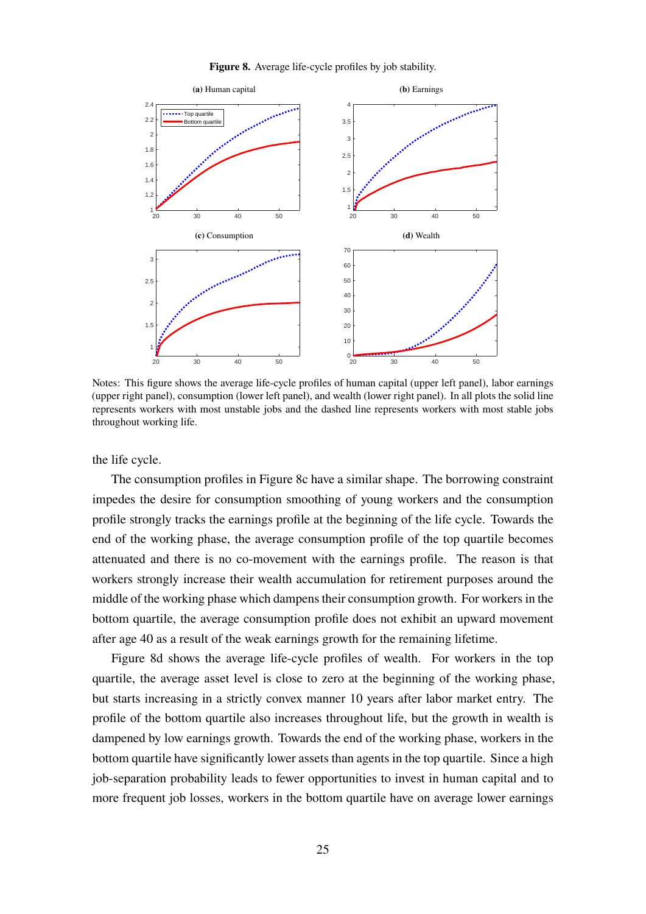**Figure 8.** Average life-cycle profiles by job stability.

Notes: This figure shows the average life-cycle profiles of human capital (upper left panel), labor earnings (upper right panel), consumption (lower left panel), and wealth (lower right panel). In all plots the solid line represents workers with most unstable jobs and the dashed line represents workers with most stable jobs throughout working life.

the life cycle.

The consumption profiles in Figure 8c have a similar shape. The borrowing constraint impedes the desire for consumption smoothing of young workers and the consumption profile strongly tracks the earnings profile at the beginning of the life cycle. Towards the end of the working phase, the average consumption profile of the top quartile becomes attenuated and there is no co-movement with the earnings profile. The reason is that workers strongly increase their wealth accumulation for retirement purposes around the middle of the working phase which dampens their consumption growth. For workers in the bottom quartile, the average consumption profile does not exhibit an upward movement after age 40 as a result of the weak earnings growth for the remaining lifetime.

Figure 8d shows the average life-cycle profiles of wealth. For workers in the top quartile, the average asset level is close to zero at the beginning of the working phase, but starts increasing in a strictly convex manner 10 years after labor market entry. The profile of the bottom quartile also increases throughout life, but the growth in wealth is dampened by low earnings growth. Towards the end of the working phase, workers in the bottom quartile have significantly lower assets than agents in the top quartile. Since a high job-separation probability leads to fewer opportunities to invest in human capital and to more frequent job losses, workers in the bottom quartile have on average lower earnings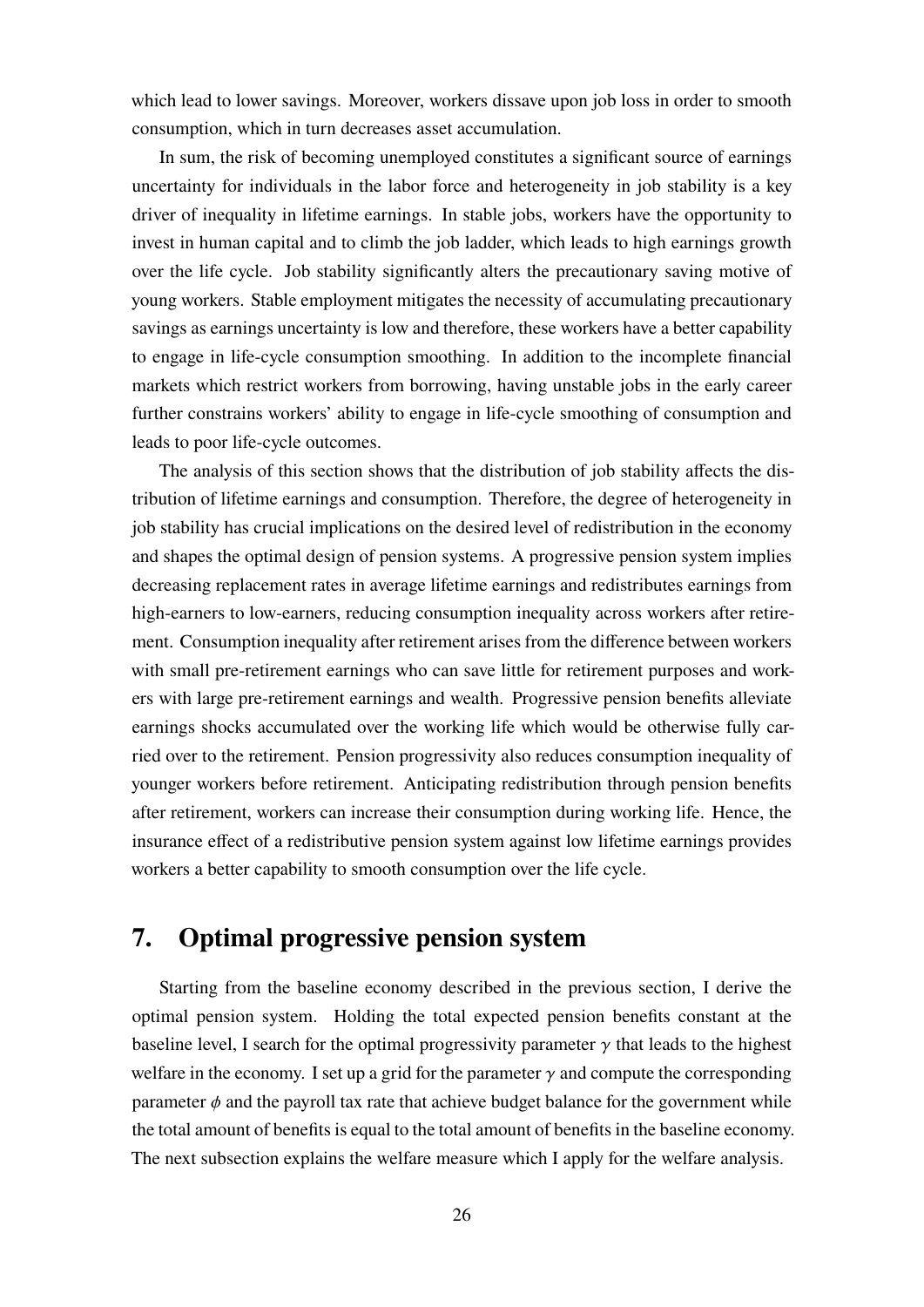which lead to lower savings. Moreover, workers dissave upon job loss in order to smooth consumption, which in turn decreases asset accumulation.

In sum, the risk of becoming unemployed constitutes a significant source of earnings uncertainty for individuals in the labor force and heterogeneity in job stability is a key driver of inequality in lifetime earnings. In stable jobs, workers have the opportunity to invest in human capital and to climb the job ladder, which leads to high earnings growth over the life cycle. Job stability significantly alters the precautionary saving motive of young workers. Stable employment mitigates the necessity of accumulating precautionary savings as earnings uncertainty is low and therefore, these workers have a better capability to engage in life-cycle consumption smoothing. In addition to the incomplete financial markets which restrict workers from borrowing, having unstable jobs in the early career further constrains workers' ability to engage in life-cycle smoothing of consumption and leads to poor life-cycle outcomes.

The analysis of this section shows that the distribution of job stability affects the distribution of lifetime earnings and consumption. Therefore, the degree of heterogeneity in job stability has crucial implications on the desired level of redistribution in the economy and shapes the optimal design of pension systems. A progressive pension system implies decreasing replacement rates in average lifetime earnings and redistributes earnings from high-earners to low-earners, reducing consumption inequality across workers after retirement. Consumption inequality after retirement arises from the difference between workers with small pre-retirement earnings who can save little for retirement purposes and workers with large pre-retirement earnings and wealth. Progressive pension benefits alleviate earnings shocks accumulated over the working life which would be otherwise fully carried over to the retirement. Pension progressivity also reduces consumption inequality of younger workers before retirement. Anticipating redistribution through pension benefits after retirement, workers can increase their consumption during working life. Hence, the insurance effect of a redistributive pension system against low lifetime earnings provides workers a better capability to smooth consumption over the life cycle.

# 7. Optimal progressive pension system

Starting from the baseline economy described in the previous section, I derive the optimal pension system. Holding the total expected pension benefits constant at the baseline level, I search for the optimal progressivity parameter $\gamma$ that leads to the highest welfare in the economy. I set up a grid for the parameter $\gamma$ and compute the corresponding parameter $\phi$ and the payroll tax rate that achieve budget balance for the government while the total amount of benefits is equal to the total amount of benefits in the baseline economy. The next subsection explains the welfare measure which I apply for the welfare analysis.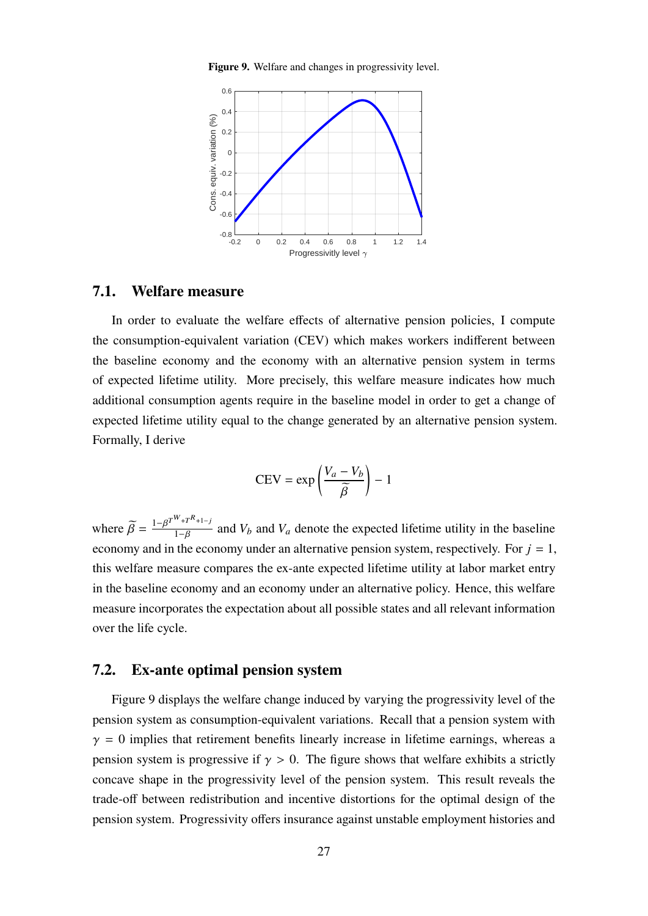**Figure 9.** Welfare and changes in progressivity level.

## 7.1. Welfare measure

In order to evaluate the welfare effects of alternative pension policies, I compute the consumption-equivalent variation (CEV) which makes workers indifferent between the baseline economy and the economy with an alternative pension system in terms of expected lifetime utility. More precisely, this welfare measure indicates how much additional consumption agents require in the baseline model in order to get a change of expected lifetime utility equal to the change generated by an alternative pension system. Formally, I derive

$$\text{CEV} = \exp\left(\frac{V_a - V_b}{\widetilde{\beta}}\right) - 1$$

where $\widetilde{\beta} = \frac{1-\beta^{T^W+T^R+1-j}}{1-\beta}$ and $V_b$ and $V_a$ denote the expected lifetime utility in the baseline economy and in the economy under an alternative pension system, respectively. For $j = 1$, this welfare measure compares the ex-ante expected lifetime utility at labor market entry in the baseline economy and an economy under an alternative policy. Hence, this welfare measure incorporates the expectation about all possible states and all relevant information over the life cycle.

## 7.2. Ex-ante optimal pension system

Figure 9 displays the welfare change induced by varying the progressivity level of the pension system as consumption-equivalent variations. Recall that a pension system with $\gamma = 0$ implies that retirement benefits linearly increase in lifetime earnings, whereas a pension system is progressive if $\gamma > 0$. The figure shows that welfare exhibits a strictly concave shape in the progressivity level of the pension system. This result reveals the trade-off between redistribution and incentive distortions for the optimal design of the pension system. Progressivity offers insurance against unstable employment histories and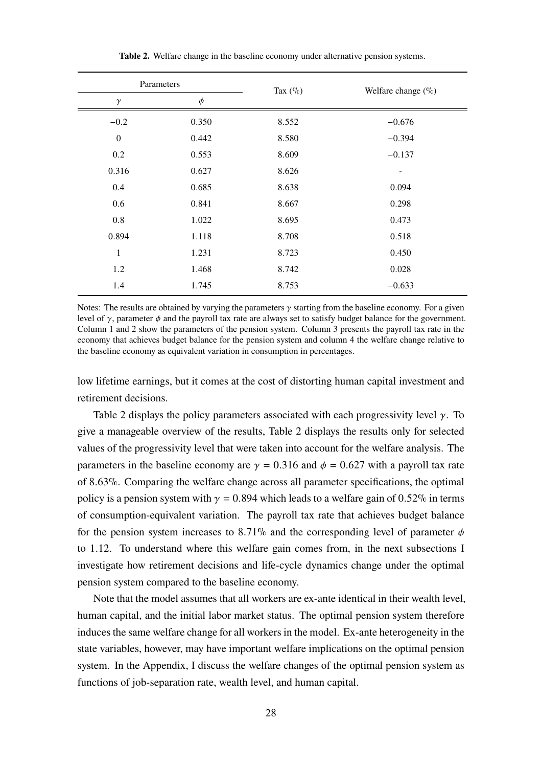**Table 2.** Welfare change in the baseline economy under alternative pension systems.

| Parameters | | Tax (%) | Welfare change (%) |
|---|---|---|---|
| $\gamma$ | $\phi$ | | |
| $-0.2$ | 0.350 | 8.552 | $-0.676$ |
| 0 | 0.442 | 8.580 | $-0.394$ |
| 0.2 | 0.553 | 8.609 | $-0.137$ |
| 0.316 | 0.627 | 8.626 | - |
| 0.4 | 0.685 | 8.638 | 0.094 |
| 0.6 | 0.841 | 8.667 | 0.298 |
| 0.8 | 1.022 | 8.695 | 0.473 |
| 0.894 | 1.118 | 8.708 | 0.518 |
| 1 | 1.231 | 8.723 | 0.450 |
| 1.2 | 1.468 | 8.742 | 0.028 |
| 1.4 | 1.745 | 8.753 | $-0.633$ |

Notes: The results are obtained by varying the parameters $\gamma$ starting from the baseline economy. For a given level of $\gamma$, parameter $\phi$ and the payroll tax rate are always set to satisfy budget balance for the government. Column 1 and 2 show the parameters of the pension system. Column 3 presents the payroll tax rate in the economy that achieves budget balance for the pension system and column 4 the welfare change relative to the baseline economy as equivalent variation in consumption in percentages.

low lifetime earnings, but it comes at the cost of distorting human capital investment and retirement decisions.

Table 2 displays the policy parameters associated with each progressivity level $\gamma$. To give a manageable overview of the results, Table 2 displays the results only for selected values of the progressivity level that were taken into account for the welfare analysis. The parameters in the baseline economy are $\gamma = 0.316$ and $\phi = 0.627$ with a payroll tax rate of 8.63%. Comparing the welfare change across all parameter specifications, the optimal policy is a pension system with $\gamma = 0.894$ which leads to a welfare gain of 0.52% in terms of consumption-equivalent variation. The payroll tax rate that achieves budget balance for the pension system increases to 8.71% and the corresponding level of parameter $\phi$ to 1.12. To understand where this welfare gain comes from, in the next subsections I investigate how retirement decisions and life-cycle dynamics change under the optimal pension system compared to the baseline economy.

Note that the model assumes that all workers are ex-ante identical in their wealth level, human capital, and the initial labor market status. The optimal pension system therefore induces the same welfare change for all workers in the model. Ex-ante heterogeneity in the state variables, however, may have important welfare implications on the optimal pension system. In the Appendix, I discuss the welfare changes of the optimal pension system as functions of job-separation rate, wealth level, and human capital.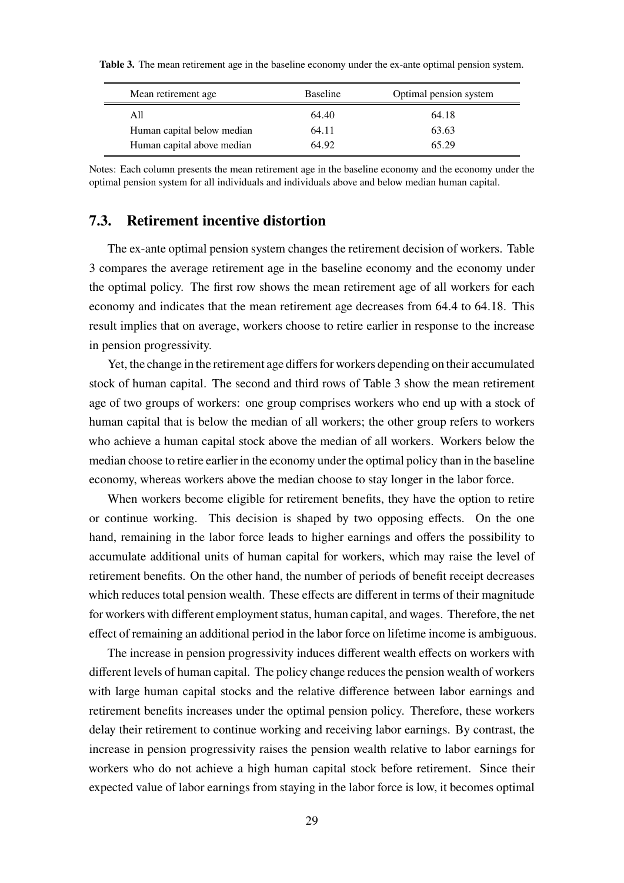**Table 3.** The mean retirement age in the baseline economy under the ex-ante optimal pension system.

| Mean retirement age | Baseline | Optimal pension system |
|---|---|---|
| All | 64.40 | 64.18 |
| Human capital below median | 64.11 | 63.63 |
| Human capital above median | 64.92 | 65.29 |

Notes: Each column presents the mean retirement age in the baseline economy and the economy under the optimal pension system for all individuals and individuals above and below median human capital.

## 7.3. Retirement incentive distortion

The ex-ante optimal pension system changes the retirement decision of workers. Table 3 compares the average retirement age in the baseline economy and the economy under the optimal policy. The first row shows the mean retirement age of all workers for each economy and indicates that the mean retirement age decreases from 64.4 to 64.18. This result implies that on average, workers choose to retire earlier in response to the increase in pension progressivity.

Yet, the change in the retirement age differs for workers depending on their accumulated stock of human capital. The second and third rows of Table 3 show the mean retirement age of two groups of workers: one group comprises workers who end up with a stock of human capital that is below the median of all workers; the other group refers to workers who achieve a human capital stock above the median of all workers. Workers below the median choose to retire earlier in the economy under the optimal policy than in the baseline economy, whereas workers above the median choose to stay longer in the labor force.

When workers become eligible for retirement benefits, they have the option to retire or continue working. This decision is shaped by two opposing effects. On the one hand, remaining in the labor force leads to higher earnings and offers the possibility to accumulate additional units of human capital for workers, which may raise the level of retirement benefits. On the other hand, the number of periods of benefit receipt decreases which reduces total pension wealth. These effects are different in terms of their magnitude for workers with different employment status, human capital, and wages. Therefore, the net effect of remaining an additional period in the labor force on lifetime income is ambiguous.

The increase in pension progressivity induces different wealth effects on workers with different levels of human capital. The policy change reduces the pension wealth of workers with large human capital stocks and the relative difference between labor earnings and retirement benefits increases under the optimal pension policy. Therefore, these workers delay their retirement to continue working and receiving labor earnings. By contrast, the increase in pension progressivity raises the pension wealth relative to labor earnings for workers who do not achieve a high human capital stock before retirement. Since their expected value of labor earnings from staying in the labor force is low, it becomes optimal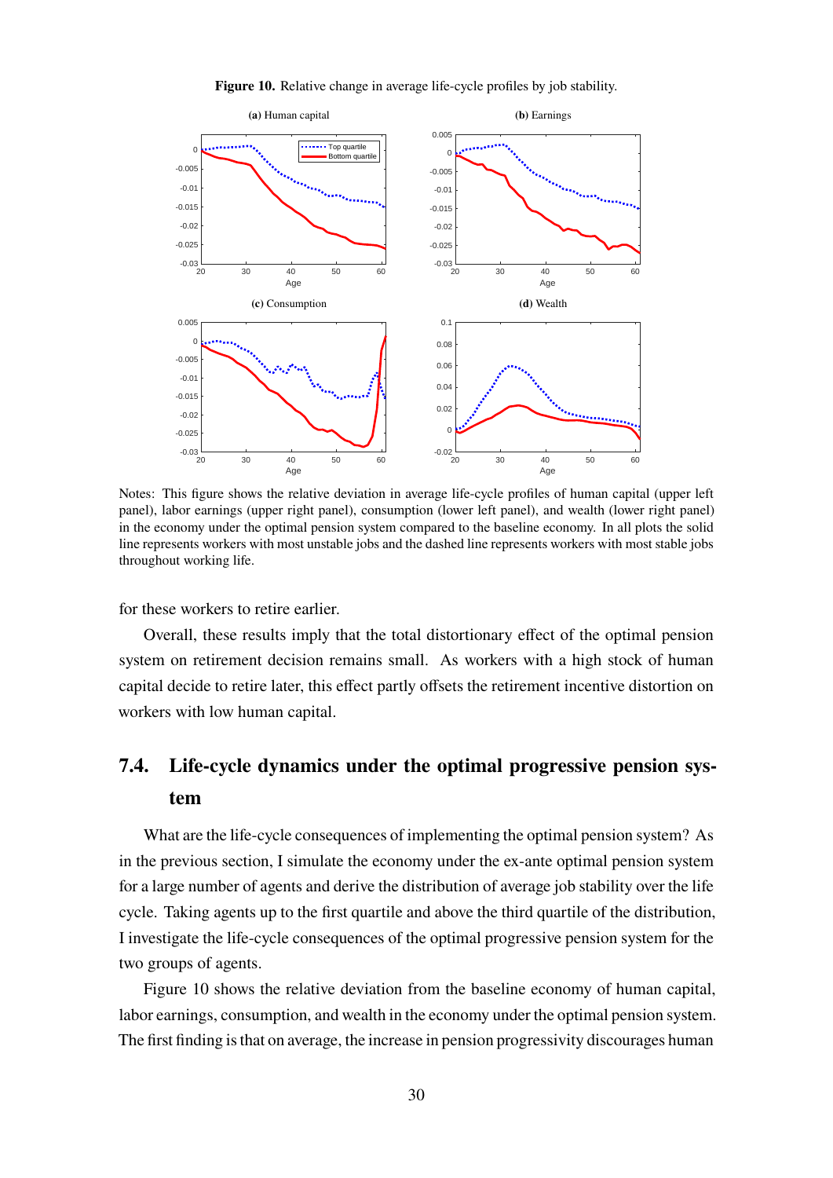**Figure 10.** Relative change in average life-cycle profiles by job stability.

Notes: This figure shows the relative deviation in average life-cycle profiles of human capital (upper left panel), labor earnings (upper right panel), consumption (lower left panel), and wealth (lower right panel) in the economy under the optimal pension system compared to the baseline economy. In all plots the solid line represents workers with most unstable jobs and the dashed line represents workers with most stable jobs throughout working life.

for these workers to retire earlier.

Overall, these results imply that the total distortionary effect of the optimal pension system on retirement decision remains small. As workers with a high stock of human capital decide to retire later, this effect partly offsets the retirement incentive distortion on workers with low human capital.

## 7.4. Life-cycle dynamics under the optimal progressive pension system

What are the life-cycle consequences of implementing the optimal pension system? As in the previous section, I simulate the economy under the ex-ante optimal pension system for a large number of agents and derive the distribution of average job stability over the life cycle. Taking agents up to the first quartile and above the third quartile of the distribution, I investigate the life-cycle consequences of the optimal progressive pension system for the two groups of agents.

Figure 10 shows the relative deviation from the baseline economy of human capital, labor earnings, consumption, and wealth in the economy under the optimal pension system. The first finding is that on average, the increase in pension progressivity discourages human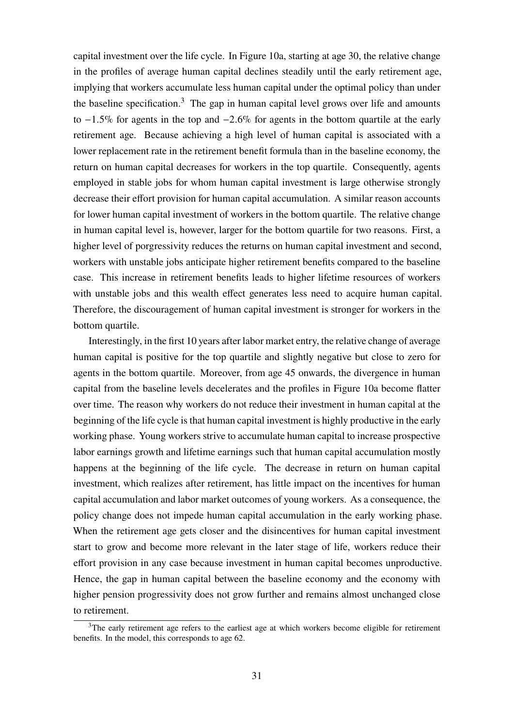capital investment over the life cycle. In Figure 10a, starting at age 30, the relative change in the profiles of average human capital declines steadily until the early retirement age, implying that workers accumulate less human capital under the optimal policy than under the baseline specification.[3] The gap in human capital level grows over life and amounts to −1.5% for agents in the top and −2.6% for agents in the bottom quartile at the early retirement age. Because achieving a high level of human capital is associated with a lower replacement rate in the retirement benefit formula than in the baseline economy, the return on human capital decreases for workers in the top quartile. Consequently, agents employed in stable jobs for whom human capital investment is large otherwise strongly decrease their effort provision for human capital accumulation. A similar reason accounts for lower human capital investment of workers in the bottom quartile. The relative change in human capital level is, however, larger for the bottom quartile for two reasons. First, a higher level of porgressivity reduces the returns on human capital investment and second, workers with unstable jobs anticipate higher retirement benefits compared to the baseline case. This increase in retirement benefits leads to higher lifetime resources of workers with unstable jobs and this wealth effect generates less need to acquire human capital. Therefore, the discouragement of human capital investment is stronger for workers in the bottom quartile.

Interestingly, in the first 10 years after labor market entry, the relative change of average human capital is positive for the top quartile and slightly negative but close to zero for agents in the bottom quartile. Moreover, from age 45 onwards, the divergence in human capital from the baseline levels decelerates and the profiles in Figure 10a become flatter over time. The reason why workers do not reduce their investment in human capital at the beginning of the life cycle is that human capital investment is highly productive in the early working phase. Young workers strive to accumulate human capital to increase prospective labor earnings growth and lifetime earnings such that human capital accumulation mostly happens at the beginning of the life cycle. The decrease in return on human capital investment, which realizes after retirement, has little impact on the incentives for human capital accumulation and labor market outcomes of young workers. As a consequence, the policy change does not impede human capital accumulation in the early working phase. When the retirement age gets closer and the disincentives for human capital investment start to grow and become more relevant in the later stage of life, workers reduce their effort provision in any case because investment in human capital becomes unproductive. Hence, the gap in human capital between the baseline economy and the economy with higher pension progressivity does not grow further and remains almost unchanged close to retirement.

[3]The early retirement age refers to the earliest age at which workers become eligible for retirement benefits. In the model, this corresponds to age 62.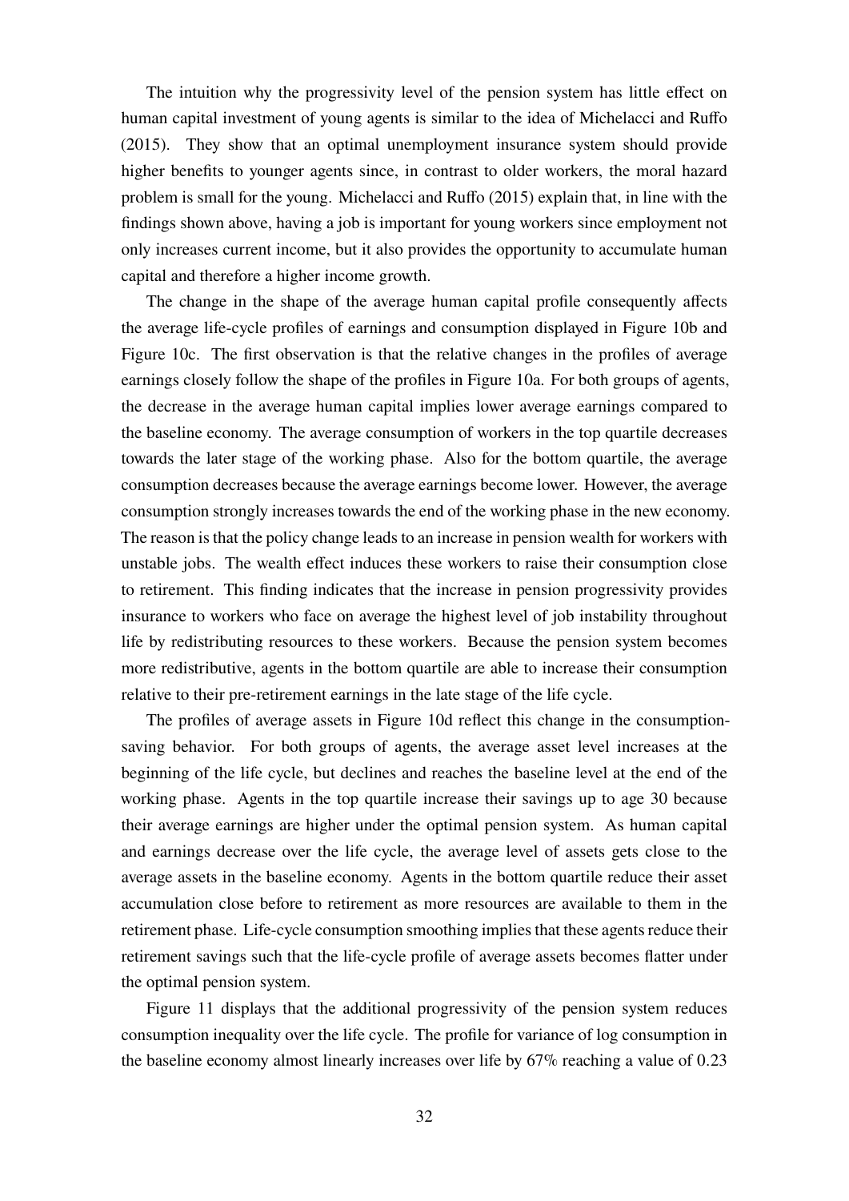The intuition why the progressivity level of the pension system has little effect on human capital investment of young agents is similar to the idea of Michelacci and Ruffo (2015). They show that an optimal unemployment insurance system should provide higher benefits to younger agents since, in contrast to older workers, the moral hazard problem is small for the young. Michelacci and Ruffo (2015) explain that, in line with the findings shown above, having a job is important for young workers since employment not only increases current income, but it also provides the opportunity to accumulate human capital and therefore a higher income growth.

The change in the shape of the average human capital profile consequently affects the average life-cycle profiles of earnings and consumption displayed in Figure 10b and Figure 10c. The first observation is that the relative changes in the profiles of average earnings closely follow the shape of the profiles in Figure 10a. For both groups of agents, the decrease in the average human capital implies lower average earnings compared to the baseline economy. The average consumption of workers in the top quartile decreases towards the later stage of the working phase. Also for the bottom quartile, the average consumption decreases because the average earnings become lower. However, the average consumption strongly increases towards the end of the working phase in the new economy. The reason is that the policy change leads to an increase in pension wealth for workers with unstable jobs. The wealth effect induces these workers to raise their consumption close to retirement. This finding indicates that the increase in pension progressivity provides insurance to workers who face on average the highest level of job instability throughout life by redistributing resources to these workers. Because the pension system becomes more redistributive, agents in the bottom quartile are able to increase their consumption relative to their pre-retirement earnings in the late stage of the life cycle.

The profiles of average assets in Figure 10d reflect this change in the consumption-saving behavior. For both groups of agents, the average asset level increases at the beginning of the life cycle, but declines and reaches the baseline level at the end of the working phase. Agents in the top quartile increase their savings up to age 30 because their average earnings are higher under the optimal pension system. As human capital and earnings decrease over the life cycle, the average level of assets gets close to the average assets in the baseline economy. Agents in the bottom quartile reduce their asset accumulation close before to retirement as more resources are available to them in the retirement phase. Life-cycle consumption smoothing implies that these agents reduce their retirement savings such that the life-cycle profile of average assets becomes flatter under the optimal pension system.

Figure 11 displays that the additional progressivity of the pension system reduces consumption inequality over the life cycle. The profile for variance of log consumption in the baseline economy almost linearly increases over life by 67% reaching a value of 0.23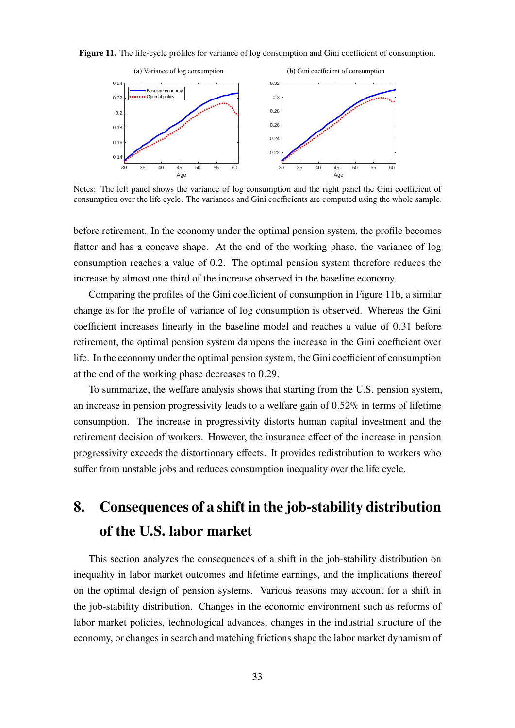**Figure 11.** The life-cycle profiles for variance of log consumption and Gini coefficient of consumption.

Notes: The left panel shows the variance of log consumption and the right panel the Gini coefficient of consumption over the life cycle. The variances and Gini coefficients are computed using the whole sample.

before retirement. In the economy under the optimal pension system, the profile becomes flatter and has a concave shape. At the end of the working phase, the variance of log consumption reaches a value of 0.2. The optimal pension system therefore reduces the increase by almost one third of the increase observed in the baseline economy.

Comparing the profiles of the Gini coefficient of consumption in Figure 11b, a similar change as for the profile of variance of log consumption is observed. Whereas the Gini coefficient increases linearly in the baseline model and reaches a value of 0.31 before retirement, the optimal pension system dampens the increase in the Gini coefficient over life. In the economy under the optimal pension system, the Gini coefficient of consumption at the end of the working phase decreases to 0.29.

To summarize, the welfare analysis shows that starting from the U.S. pension system, an increase in pension progressivity leads to a welfare gain of 0.52% in terms of lifetime consumption. The increase in progressivity distorts human capital investment and the retirement decision of workers. However, the insurance effect of the increase in pension progressivity exceeds the distortionary effects. It provides redistribution to workers who suffer from unstable jobs and reduces consumption inequality over the life cycle.

# 8. Consequences of a shift in the job-stability distribution of the U.S. labor market

This section analyzes the consequences of a shift in the job-stability distribution on inequality in labor market outcomes and lifetime earnings, and the implications thereof on the optimal design of pension systems. Various reasons may account for a shift in the job-stability distribution. Changes in the economic environment such as reforms of labor market policies, technological advances, changes in the industrial structure of the economy, or changes in search and matching frictions shape the labor market dynamism of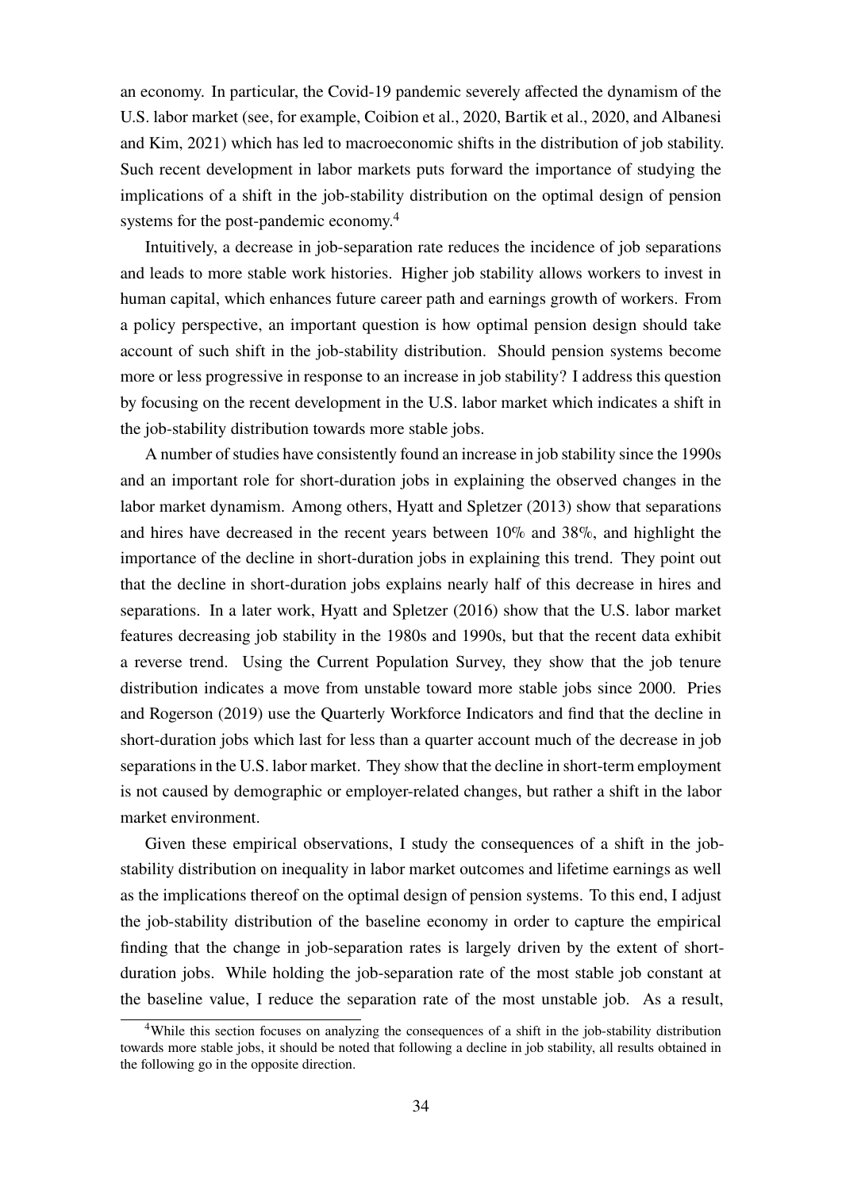an economy. In particular, the Covid-19 pandemic severely affected the dynamism of the U.S. labor market (see, for example, Coibion et al., 2020, Bartik et al., 2020, and Albanesi and Kim, 2021) which has led to macroeconomic shifts in the distribution of job stability. Such recent development in labor markets puts forward the importance of studying the implications of a shift in the job-stability distribution on the optimal design of pension systems for the post-pandemic economy.[4]

Intuitively, a decrease in job-separation rate reduces the incidence of job separations and leads to more stable work histories. Higher job stability allows workers to invest in human capital, which enhances future career path and earnings growth of workers. From a policy perspective, an important question is how optimal pension design should take account of such shift in the job-stability distribution. Should pension systems become more or less progressive in response to an increase in job stability? I address this question by focusing on the recent development in the U.S. labor market which indicates a shift in the job-stability distribution towards more stable jobs.

A number of studies have consistently found an increase in job stability since the 1990s and an important role for short-duration jobs in explaining the observed changes in the labor market dynamism. Among others, Hyatt and Spletzer (2013) show that separations and hires have decreased in the recent years between 10% and 38%, and highlight the importance of the decline in short-duration jobs in explaining this trend. They point out that the decline in short-duration jobs explains nearly half of this decrease in hires and separations. In a later work, Hyatt and Spletzer (2016) show that the U.S. labor market features decreasing job stability in the 1980s and 1990s, but that the recent data exhibit a reverse trend. Using the Current Population Survey, they show that the job tenure distribution indicates a move from unstable toward more stable jobs since 2000. Pries and Rogerson (2019) use the Quarterly Workforce Indicators and find that the decline in short-duration jobs which last for less than a quarter account much of the decrease in job separations in the U.S. labor market. They show that the decline in short-term employment is not caused by demographic or employer-related changes, but rather a shift in the labor market environment.

Given these empirical observations, I study the consequences of a shift in the job-stability distribution on inequality in labor market outcomes and lifetime earnings as well as the implications thereof on the optimal design of pension systems. To this end, I adjust the job-stability distribution of the baseline economy in order to capture the empirical finding that the change in job-separation rates is largely driven by the extent of short-duration jobs. While holding the job-separation rate of the most stable job constant at the baseline value, I reduce the separation rate of the most unstable job. As a result,

[4] While this section focuses on analyzing the consequences of a shift in the job-stability distribution towards more stable jobs, it should be noted that following a decline in job stability, all results obtained in the following go in the opposite direction.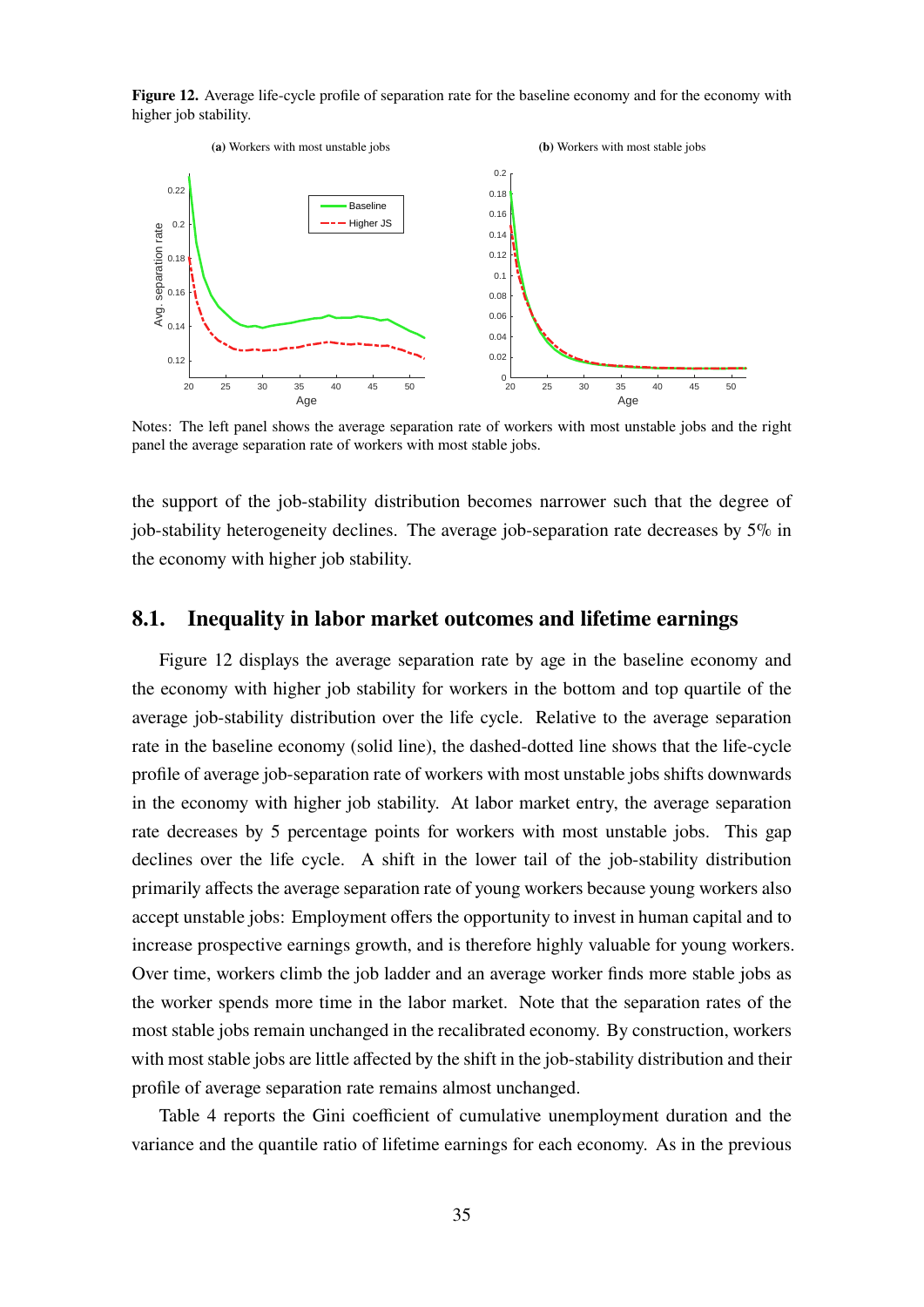**Figure 12.** Average life-cycle profile of separation rate for the baseline economy and for the economy with higher job stability.

Notes: The left panel shows the average separation rate of workers with most unstable jobs and the right panel the average separation rate of workers with most stable jobs.

the support of the job-stability distribution becomes narrower such that the degree of job-stability heterogeneity declines. The average job-separation rate decreases by 5% in the economy with higher job stability.

## 8.1. Inequality in labor market outcomes and lifetime earnings

Figure 12 displays the average separation rate by age in the baseline economy and the economy with higher job stability for workers in the bottom and top quartile of the average job-stability distribution over the life cycle. Relative to the average separation rate in the baseline economy (solid line), the dashed-dotted line shows that the life-cycle profile of average job-separation rate of workers with most unstable jobs shifts downwards in the economy with higher job stability. At labor market entry, the average separation rate decreases by 5 percentage points for workers with most unstable jobs. This gap declines over the life cycle. A shift in the lower tail of the job-stability distribution primarily affects the average separation rate of young workers because young workers also accept unstable jobs: Employment offers the opportunity to invest in human capital and to increase prospective earnings growth, and is therefore highly valuable for young workers. Over time, workers climb the job ladder and an average worker finds more stable jobs as the worker spends more time in the labor market. Note that the separation rates of the most stable jobs remain unchanged in the recalibrated economy. By construction, workers with most stable jobs are little affected by the shift in the job-stability distribution and their profile of average separation rate remains almost unchanged.

Table 4 reports the Gini coefficient of cumulative unemployment duration and the variance and the quantile ratio of lifetime earnings for each economy. As in the previous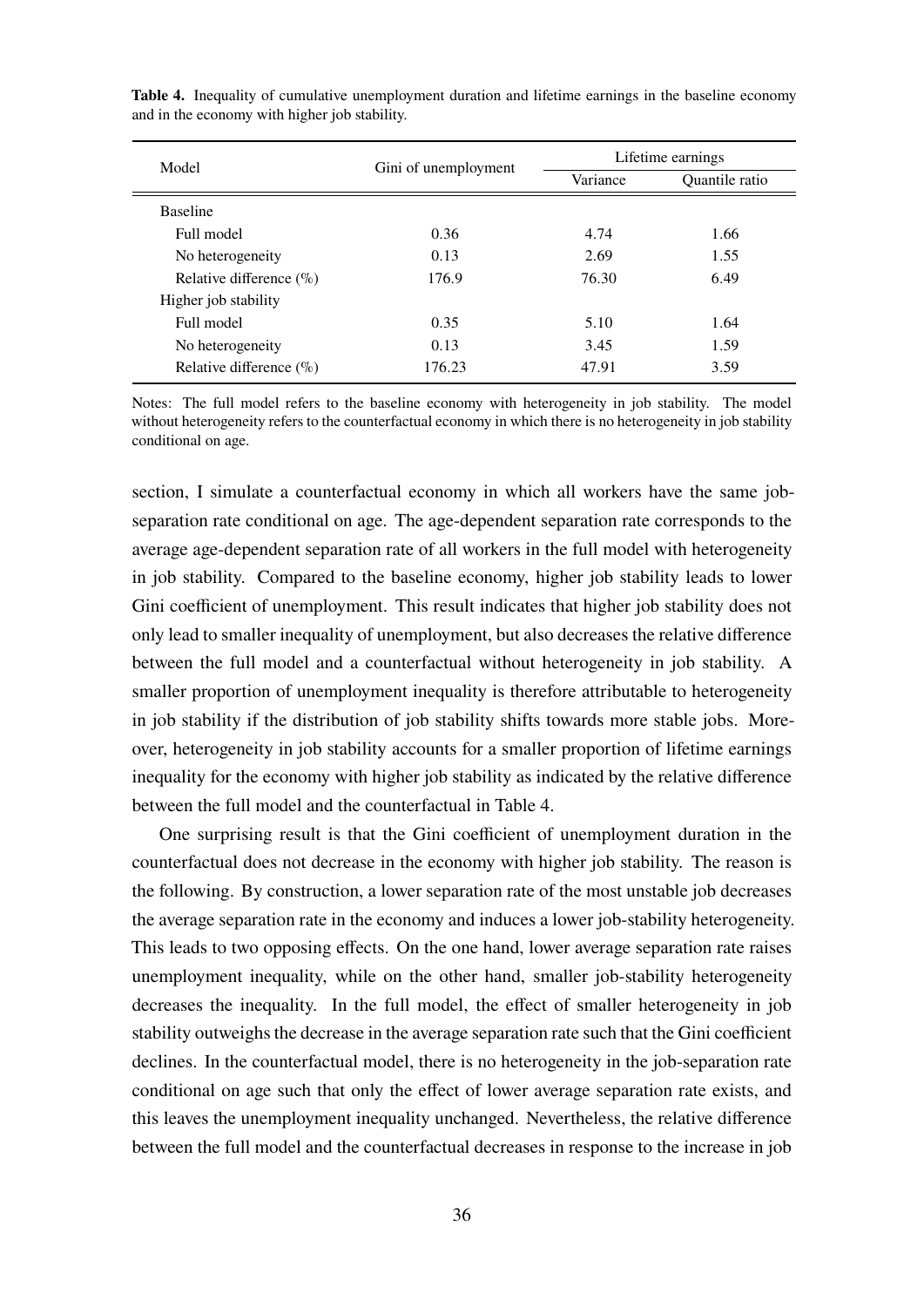**Table 4.** Inequality of cumulative unemployment duration and lifetime earnings in the baseline economy and in the economy with higher job stability.

| Model | Gini of unemployment | Lifetime earnings | |
|---|---|---|---|
| | | Variance | Quantile ratio |
| Baseline | | | |
| Full model | 0.36 | 4.74 | 1.66 |
| No heterogeneity | 0.13 | 2.69 | 1.55 |
| Relative difference (%) | 176.9 | 76.30 | 6.49 |
| Higher job stability | | | |
| Full model | 0.35 | 5.10 | 1.64 |
| No heterogeneity | 0.13 | 3.45 | 1.59 |
| Relative difference (%) | 176.23 | 47.91 | 3.59 |

Notes: The full model refers to the baseline economy with heterogeneity in job stability. The model without heterogeneity refers to the counterfactual economy in which there is no heterogeneity in job stability conditional on age.

section, I simulate a counterfactual economy in which all workers have the same job-separation rate conditional on age. The age-dependent separation rate corresponds to the average age-dependent separation rate of all workers in the full model with heterogeneity in job stability. Compared to the baseline economy, higher job stability leads to lower Gini coefficient of unemployment. This result indicates that higher job stability does not only lead to smaller inequality of unemployment, but also decreases the relative difference between the full model and a counterfactual without heterogeneity in job stability. A smaller proportion of unemployment inequality is therefore attributable to heterogeneity in job stability if the distribution of job stability shifts towards more stable jobs. Moreover, heterogeneity in job stability accounts for a smaller proportion of lifetime earnings inequality for the economy with higher job stability as indicated by the relative difference between the full model and the counterfactual in Table 4.

One surprising result is that the Gini coefficient of unemployment duration in the counterfactual does not decrease in the economy with higher job stability. The reason is the following. By construction, a lower separation rate of the most unstable job decreases the average separation rate in the economy and induces a lower job-stability heterogeneity. This leads to two opposing effects. On the one hand, lower average separation rate raises unemployment inequality, while on the other hand, smaller job-stability heterogeneity decreases the inequality. In the full model, the effect of smaller heterogeneity in job stability outweighs the decrease in the average separation rate such that the Gini coefficient declines. In the counterfactual model, there is no heterogeneity in the job-separation rate conditional on age such that only the effect of lower average separation rate exists, and this leaves the unemployment inequality unchanged. Nevertheless, the relative difference between the full model and the counterfactual decreases in response to the increase in job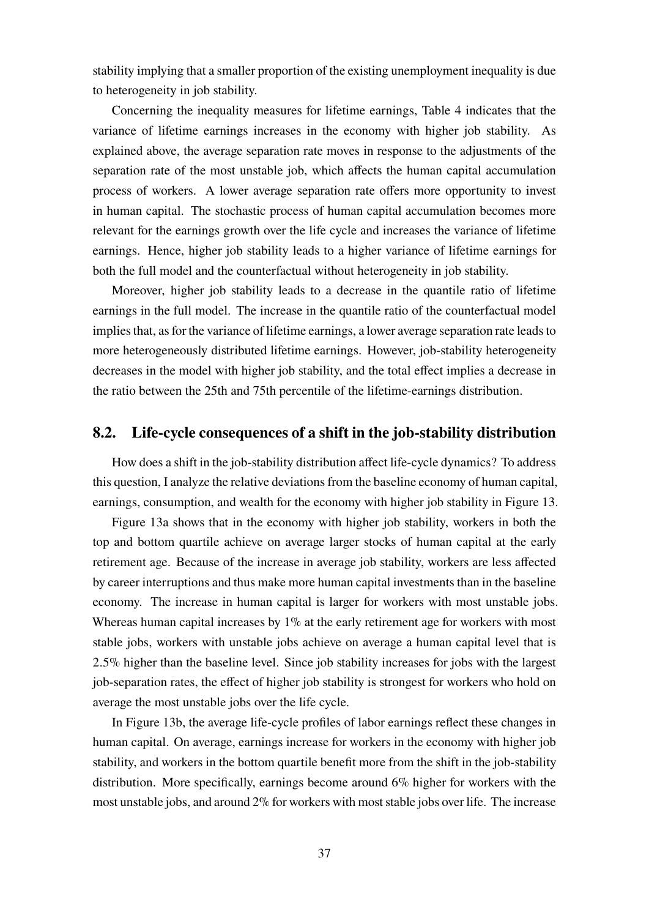stability implying that a smaller proportion of the existing unemployment inequality is due to heterogeneity in job stability.

Concerning the inequality measures for lifetime earnings, Table 4 indicates that the variance of lifetime earnings increases in the economy with higher job stability. As explained above, the average separation rate moves in response to the adjustments of the separation rate of the most unstable job, which affects the human capital accumulation process of workers. A lower average separation rate offers more opportunity to invest in human capital. The stochastic process of human capital accumulation becomes more relevant for the earnings growth over the life cycle and increases the variance of lifetime earnings. Hence, higher job stability leads to a higher variance of lifetime earnings for both the full model and the counterfactual without heterogeneity in job stability.

Moreover, higher job stability leads to a decrease in the quantile ratio of lifetime earnings in the full model. The increase in the quantile ratio of the counterfactual model implies that, as for the variance of lifetime earnings, a lower average separation rate leads to more heterogeneously distributed lifetime earnings. However, job-stability heterogeneity decreases in the model with higher job stability, and the total effect implies a decrease in the ratio between the 25th and 75th percentile of the lifetime-earnings distribution.

## 8.2. Life-cycle consequences of a shift in the job-stability distribution

How does a shift in the job-stability distribution affect life-cycle dynamics? To address this question, I analyze the relative deviations from the baseline economy of human capital, earnings, consumption, and wealth for the economy with higher job stability in Figure 13.

Figure 13a shows that in the economy with higher job stability, workers in both the top and bottom quartile achieve on average larger stocks of human capital at the early retirement age. Because of the increase in average job stability, workers are less affected by career interruptions and thus make more human capital investments than in the baseline economy. The increase in human capital is larger for workers with most unstable jobs. Whereas human capital increases by 1% at the early retirement age for workers with most stable jobs, workers with unstable jobs achieve on average a human capital level that is 2.5% higher than the baseline level. Since job stability increases for jobs with the largest job-separation rates, the effect of higher job stability is strongest for workers who hold on average the most unstable jobs over the life cycle.

In Figure 13b, the average life-cycle profiles of labor earnings reflect these changes in human capital. On average, earnings increase for workers in the economy with higher job stability, and workers in the bottom quartile benefit more from the shift in the job-stability distribution. More specifically, earnings become around 6% higher for workers with the most unstable jobs, and around 2% for workers with most stable jobs over life. The increase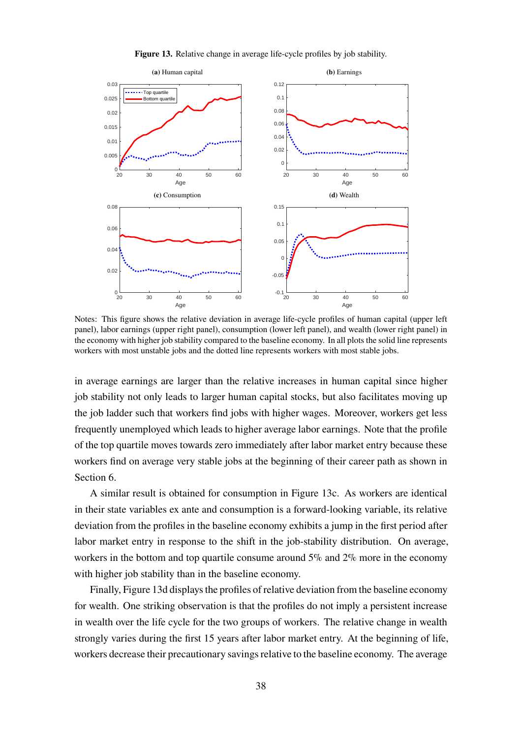**Figure 13.** Relative change in average life-cycle profiles by job stability.

Notes: This figure shows the relative deviation in average life-cycle profiles of human capital (upper left panel), labor earnings (upper right panel), consumption (lower left panel), and wealth (lower right panel) in the economy with higher job stability compared to the baseline economy. In all plots the solid line represents workers with most unstable jobs and the dotted line represents workers with most stable jobs.

in average earnings are larger than the relative increases in human capital since higher job stability not only leads to larger human capital stocks, but also facilitates moving up the job ladder such that workers find jobs with higher wages. Moreover, workers get less frequently unemployed which leads to higher average labor earnings. Note that the profile of the top quartile moves towards zero immediately after labor market entry because these workers find on average very stable jobs at the beginning of their career path as shown in Section 6.

A similar result is obtained for consumption in Figure 13c. As workers are identical in their state variables ex ante and consumption is a forward-looking variable, its relative deviation from the profiles in the baseline economy exhibits a jump in the first period after labor market entry in response to the shift in the job-stability distribution. On average, workers in the bottom and top quartile consume around 5% and 2% more in the economy with higher job stability than in the baseline economy.

Finally, Figure 13d displays the profiles of relative deviation from the baseline economy for wealth. One striking observation is that the profiles do not imply a persistent increase in wealth over the life cycle for the two groups of workers. The relative change in wealth strongly varies during the first 15 years after labor market entry. At the beginning of life, workers decrease their precautionary savings relative to the baseline economy. The average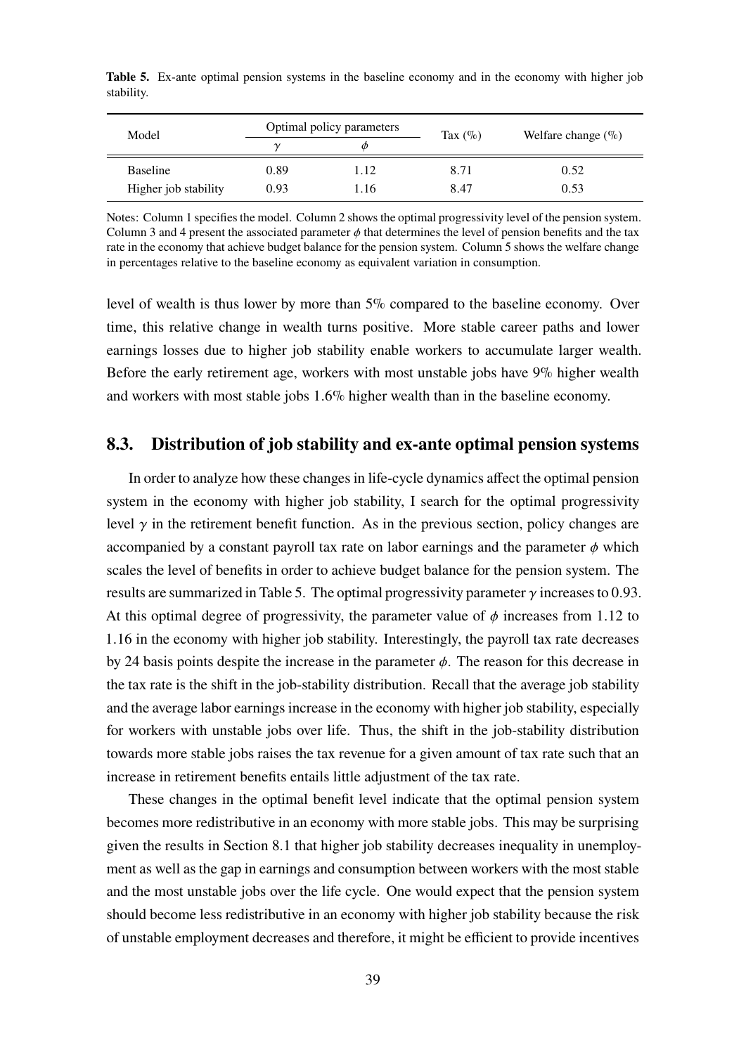**Table 5.** Ex-ante optimal pension systems in the baseline economy and in the economy with higher job stability.

| Model | Optimal policy parameters | | Tax (%) | Welfare change (%) |
|---|---|---|---|---|
| | $\gamma$ | $\phi$ | | |
| Baseline | 0.89 | 1.12 | 8.71 | 0.52 |
| Higher job stability | 0.93 | 1.16 | 8.47 | 0.53 |

Notes: Column 1 specifies the model. Column 2 shows the optimal progressivity level of the pension system. Column 3 and 4 present the associated parameter $\phi$ that determines the level of pension benefits and the tax rate in the economy that achieve budget balance for the pension system. Column 5 shows the welfare change in percentages relative to the baseline economy as equivalent variation in consumption.

level of wealth is thus lower by more than 5% compared to the baseline economy. Over time, this relative change in wealth turns positive. More stable career paths and lower earnings losses due to higher job stability enable workers to accumulate larger wealth. Before the early retirement age, workers with most unstable jobs have 9% higher wealth and workers with most stable jobs 1.6% higher wealth than in the baseline economy.

## 8.3. Distribution of job stability and ex-ante optimal pension systems

In order to analyze how these changes in life-cycle dynamics affect the optimal pension system in the economy with higher job stability, I search for the optimal progressivity level $\gamma$ in the retirement benefit function. As in the previous section, policy changes are accompanied by a constant payroll tax rate on labor earnings and the parameter $\phi$ which scales the level of benefits in order to achieve budget balance for the pension system. The results are summarized in Table 5. The optimal progressivity parameter $\gamma$ increases to 0.93. At this optimal degree of progressivity, the parameter value of $\phi$ increases from 1.12 to 1.16 in the economy with higher job stability. Interestingly, the payroll tax rate decreases by 24 basis points despite the increase in the parameter $\phi$. The reason for this decrease in the tax rate is the shift in the job-stability distribution. Recall that the average job stability and the average labor earnings increase in the economy with higher job stability, especially for workers with unstable jobs over life. Thus, the shift in the job-stability distribution towards more stable jobs raises the tax revenue for a given amount of tax rate such that an increase in retirement benefits entails little adjustment of the tax rate.

These changes in the optimal benefit level indicate that the optimal pension system becomes more redistributive in an economy with more stable jobs. This may be surprising given the results in Section 8.1 that higher job stability decreases inequality in unemployment as well as the gap in earnings and consumption between workers with the most stable and the most unstable jobs over the life cycle. One would expect that the pension system should become less redistributive in an economy with higher job stability because the risk of unstable employment decreases and therefore, it might be efficient to provide incentives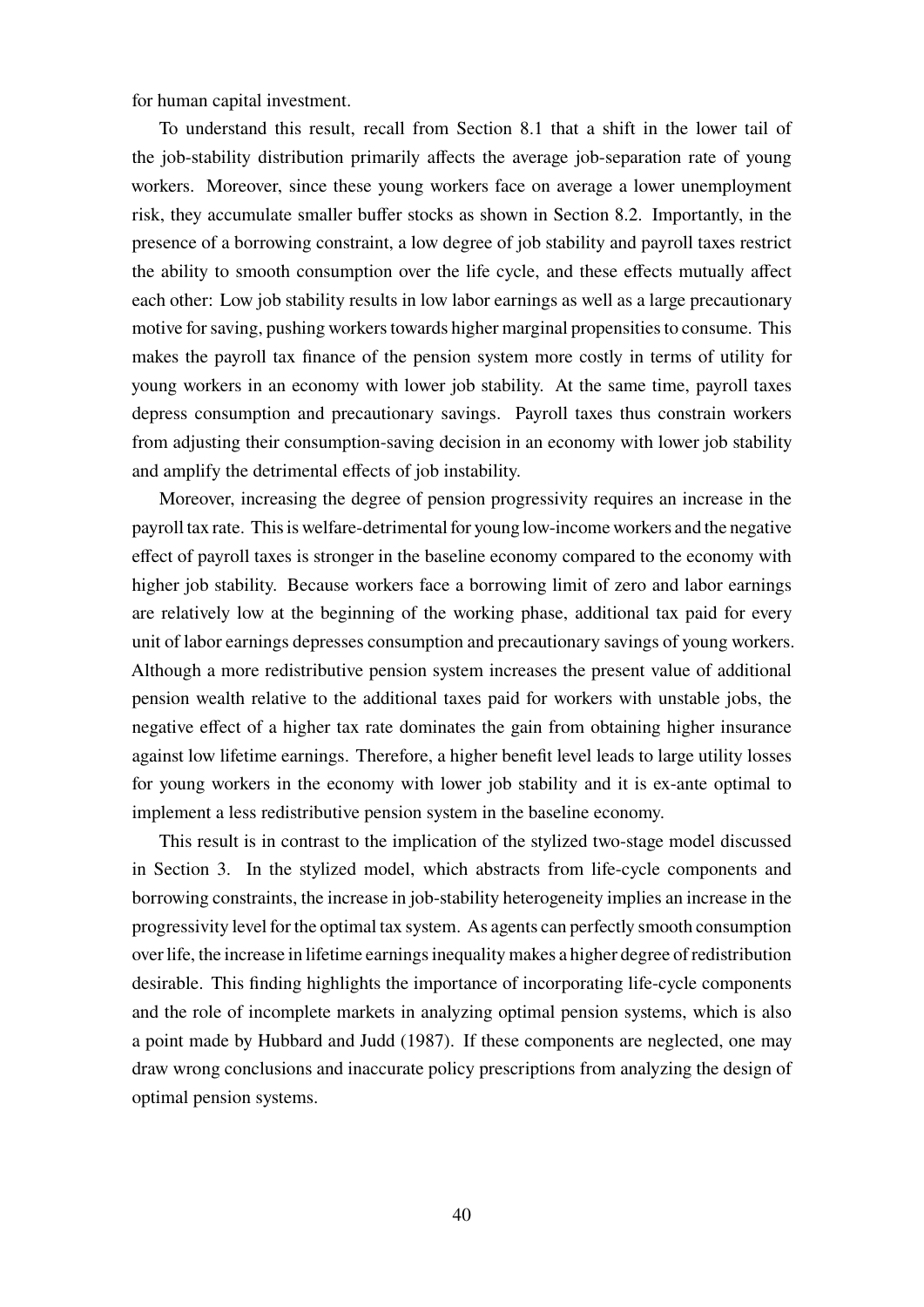for human capital investment.

To understand this result, recall from Section 8.1 that a shift in the lower tail of the job-stability distribution primarily affects the average job-separation rate of young workers. Moreover, since these young workers face on average a lower unemployment risk, they accumulate smaller buffer stocks as shown in Section 8.2. Importantly, in the presence of a borrowing constraint, a low degree of job stability and payroll taxes restrict the ability to smooth consumption over the life cycle, and these effects mutually affect each other: Low job stability results in low labor earnings as well as a large precautionary motive for saving, pushing workers towards higher marginal propensities to consume. This makes the payroll tax finance of the pension system more costly in terms of utility for young workers in an economy with lower job stability. At the same time, payroll taxes depress consumption and precautionary savings. Payroll taxes thus constrain workers from adjusting their consumption-saving decision in an economy with lower job stability and amplify the detrimental effects of job instability.

Moreover, increasing the degree of pension progressivity requires an increase in the payroll tax rate. This is welfare-detrimental for young low-income workers and the negative effect of payroll taxes is stronger in the baseline economy compared to the economy with higher job stability. Because workers face a borrowing limit of zero and labor earnings are relatively low at the beginning of the working phase, additional tax paid for every unit of labor earnings depresses consumption and precautionary savings of young workers. Although a more redistributive pension system increases the present value of additional pension wealth relative to the additional taxes paid for workers with unstable jobs, the negative effect of a higher tax rate dominates the gain from obtaining higher insurance against low lifetime earnings. Therefore, a higher benefit level leads to large utility losses for young workers in the economy with lower job stability and it is ex-ante optimal to implement a less redistributive pension system in the baseline economy.

This result is in contrast to the implication of the stylized two-stage model discussed in Section 3. In the stylized model, which abstracts from life-cycle components and borrowing constraints, the increase in job-stability heterogeneity implies an increase in the progressivity level for the optimal tax system. As agents can perfectly smooth consumption over life, the increase in lifetime earnings inequality makes a higher degree of redistribution desirable. This finding highlights the importance of incorporating life-cycle components and the role of incomplete markets in analyzing optimal pension systems, which is also a point made by Hubbard and Judd (1987). If these components are neglected, one may draw wrong conclusions and inaccurate policy prescriptions from analyzing the design of optimal pension systems.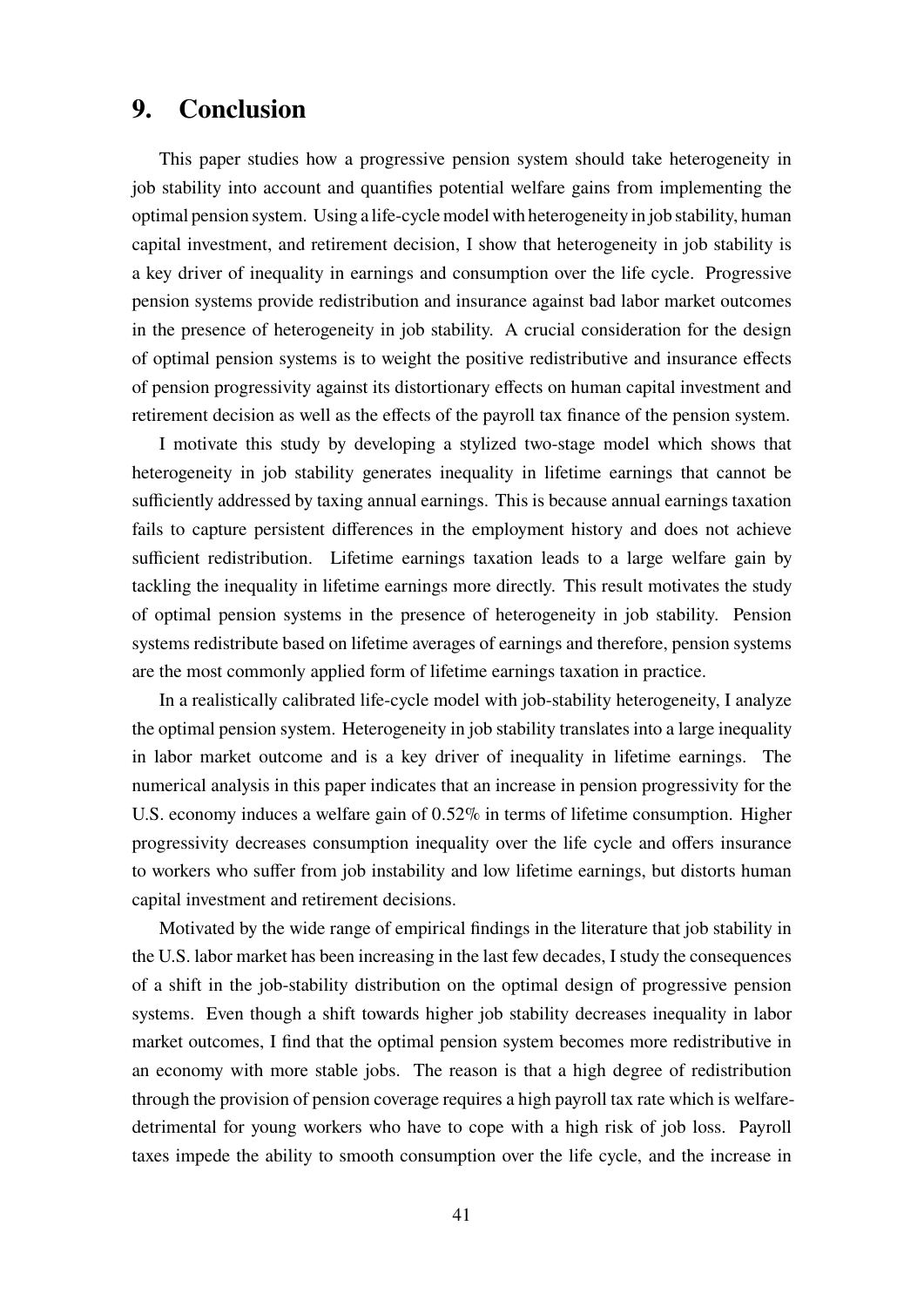## 9. Conclusion

This paper studies how a progressive pension system should take heterogeneity in job stability into account and quantifies potential welfare gains from implementing the optimal pension system. Using a life-cycle model with heterogeneity in job stability, human capital investment, and retirement decision, I show that heterogeneity in job stability is a key driver of inequality in earnings and consumption over the life cycle. Progressive pension systems provide redistribution and insurance against bad labor market outcomes in the presence of heterogeneity in job stability. A crucial consideration for the design of optimal pension systems is to weight the positive redistributive and insurance effects of pension progressivity against its distortionary effects on human capital investment and retirement decision as well as the effects of the payroll tax finance of the pension system.

I motivate this study by developing a stylized two-stage model which shows that heterogeneity in job stability generates inequality in lifetime earnings that cannot be sufficiently addressed by taxing annual earnings. This is because annual earnings taxation fails to capture persistent differences in the employment history and does not achieve sufficient redistribution. Lifetime earnings taxation leads to a large welfare gain by tackling the inequality in lifetime earnings more directly. This result motivates the study of optimal pension systems in the presence of heterogeneity in job stability. Pension systems redistribute based on lifetime averages of earnings and therefore, pension systems are the most commonly applied form of lifetime earnings taxation in practice.

In a realistically calibrated life-cycle model with job-stability heterogeneity, I analyze the optimal pension system. Heterogeneity in job stability translates into a large inequality in labor market outcome and is a key driver of inequality in lifetime earnings. The numerical analysis in this paper indicates that an increase in pension progressivity for the U.S. economy induces a welfare gain of 0.52% in terms of lifetime consumption. Higher progressivity decreases consumption inequality over the life cycle and offers insurance to workers who suffer from job instability and low lifetime earnings, but distorts human capital investment and retirement decisions.

Motivated by the wide range of empirical findings in the literature that job stability in the U.S. labor market has been increasing in the last few decades, I study the consequences of a shift in the job-stability distribution on the optimal design of progressive pension systems. Even though a shift towards higher job stability decreases inequality in labor market outcomes, I find that the optimal pension system becomes more redistributive in an economy with more stable jobs. The reason is that a high degree of redistribution through the provision of pension coverage requires a high payroll tax rate which is welfare-detrimental for young workers who have to cope with a high risk of job loss. Payroll taxes impede the ability to smooth consumption over the life cycle, and the increase in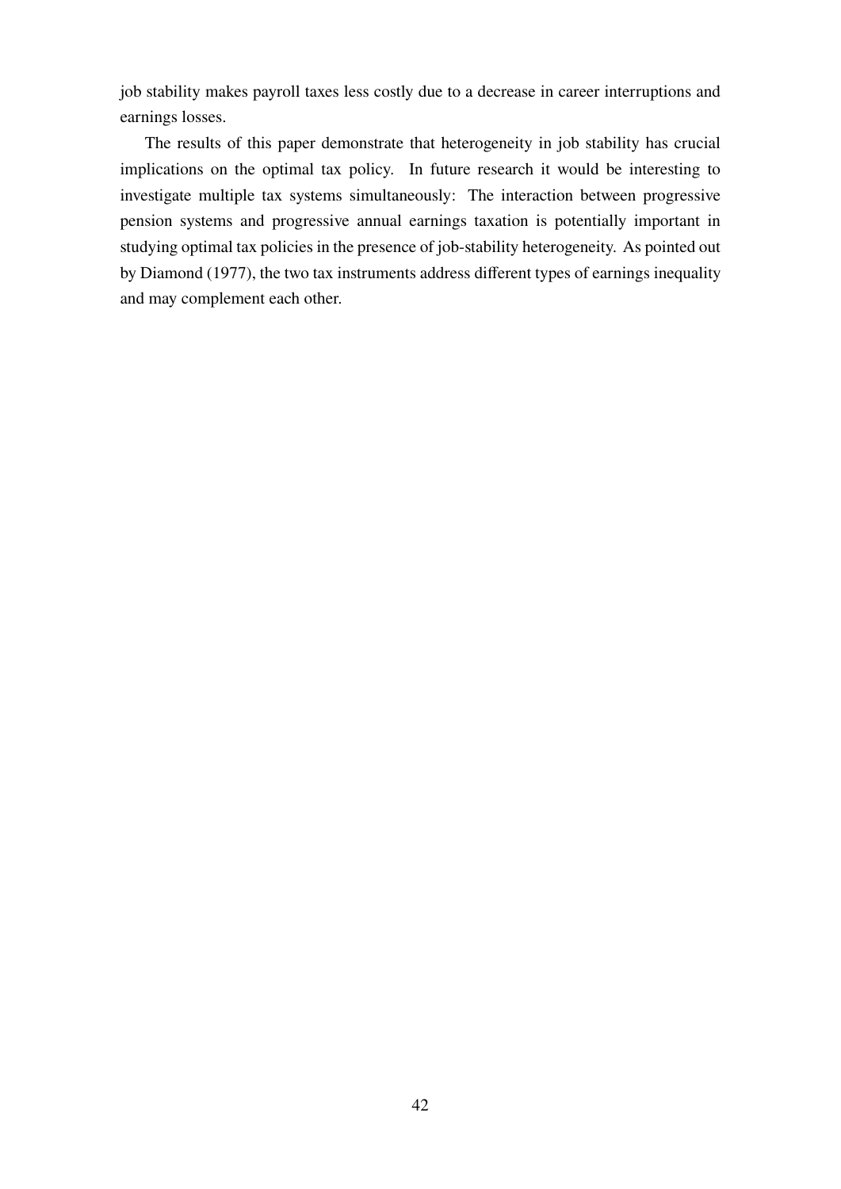job stability makes payroll taxes less costly due to a decrease in career interruptions and earnings losses.

The results of this paper demonstrate that heterogeneity in job stability has crucial implications on the optimal tax policy. In future research it would be interesting to investigate multiple tax systems simultaneously: The interaction between progressive pension systems and progressive annual earnings taxation is potentially important in studying optimal tax policies in the presence of job-stability heterogeneity. As pointed out by Diamond (1977), the two tax instruments address different types of earnings inequality and may complement each other.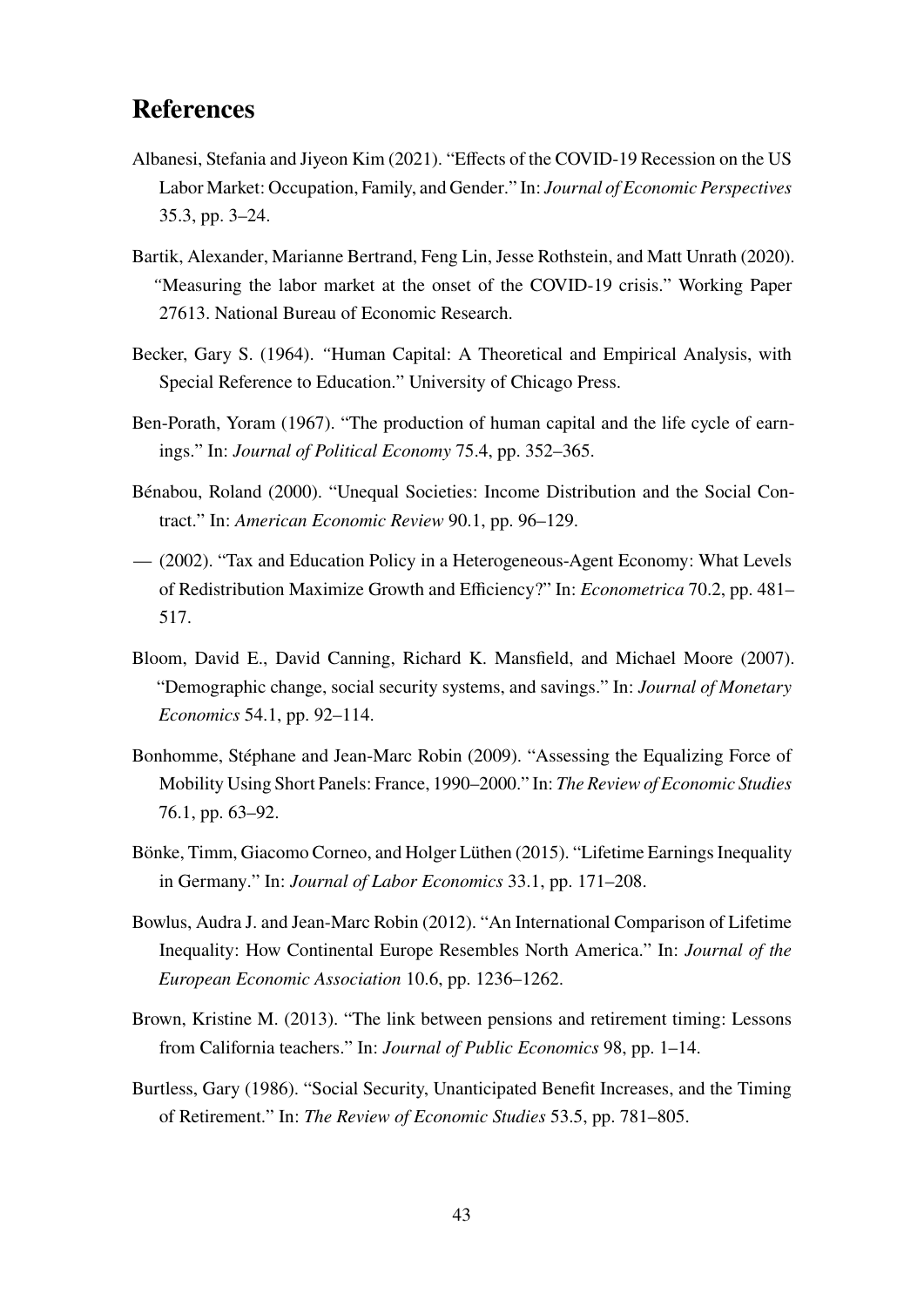# References

Albanesi, Stefania and Jiyeon Kim (2021). "Effects of the COVID-19 Recession on the US Labor Market: Occupation, Family, and Gender." In: *Journal of Economic Perspectives* 35.3, pp. 3–24.

Bartik, Alexander, Marianne Bertrand, Feng Lin, Jesse Rothstein, and Matt Unrath (2020). "Measuring the labor market at the onset of the COVID-19 crisis." Working Paper 27613. National Bureau of Economic Research.

Becker, Gary S. (1964). "Human Capital: A Theoretical and Empirical Analysis, with Special Reference to Education." University of Chicago Press.

Ben-Porath, Yoram (1967). "The production of human capital and the life cycle of earnings." In: *Journal of Political Economy* 75.4, pp. 352–365.

Bénabou, Roland (2000). "Unequal Societies: Income Distribution and the Social Contract." In: *American Economic Review* 90.1, pp. 96–129.

— (2002). "Tax and Education Policy in a Heterogeneous-Agent Economy: What Levels of Redistribution Maximize Growth and Efficiency?" In: *Econometrica* 70.2, pp. 481–517.

Bloom, David E., David Canning, Richard K. Mansfield, and Michael Moore (2007). "Demographic change, social security systems, and savings." In: *Journal of Monetary Economics* 54.1, pp. 92–114.

Bonhomme, Stéphane and Jean-Marc Robin (2009). "Assessing the Equalizing Force of Mobility Using Short Panels: France, 1990–2000." In: *The Review of Economic Studies* 76.1, pp. 63–92.

Bönke, Timm, Giacomo Corneo, and Holger Lüthen (2015). "Lifetime Earnings Inequality in Germany." In: *Journal of Labor Economics* 33.1, pp. 171–208.

Bowlus, Audra J. and Jean-Marc Robin (2012). "An International Comparison of Lifetime Inequality: How Continental Europe Resembles North America." In: *Journal of the European Economic Association* 10.6, pp. 1236–1262.

Brown, Kristine M. (2013). "The link between pensions and retirement timing: Lessons from California teachers." In: *Journal of Public Economics* 98, pp. 1–14.

Burtless, Gary (1986). "Social Security, Unanticipated Benefit Increases, and the Timing of Retirement." In: *The Review of Economic Studies* 53.5, pp. 781–805.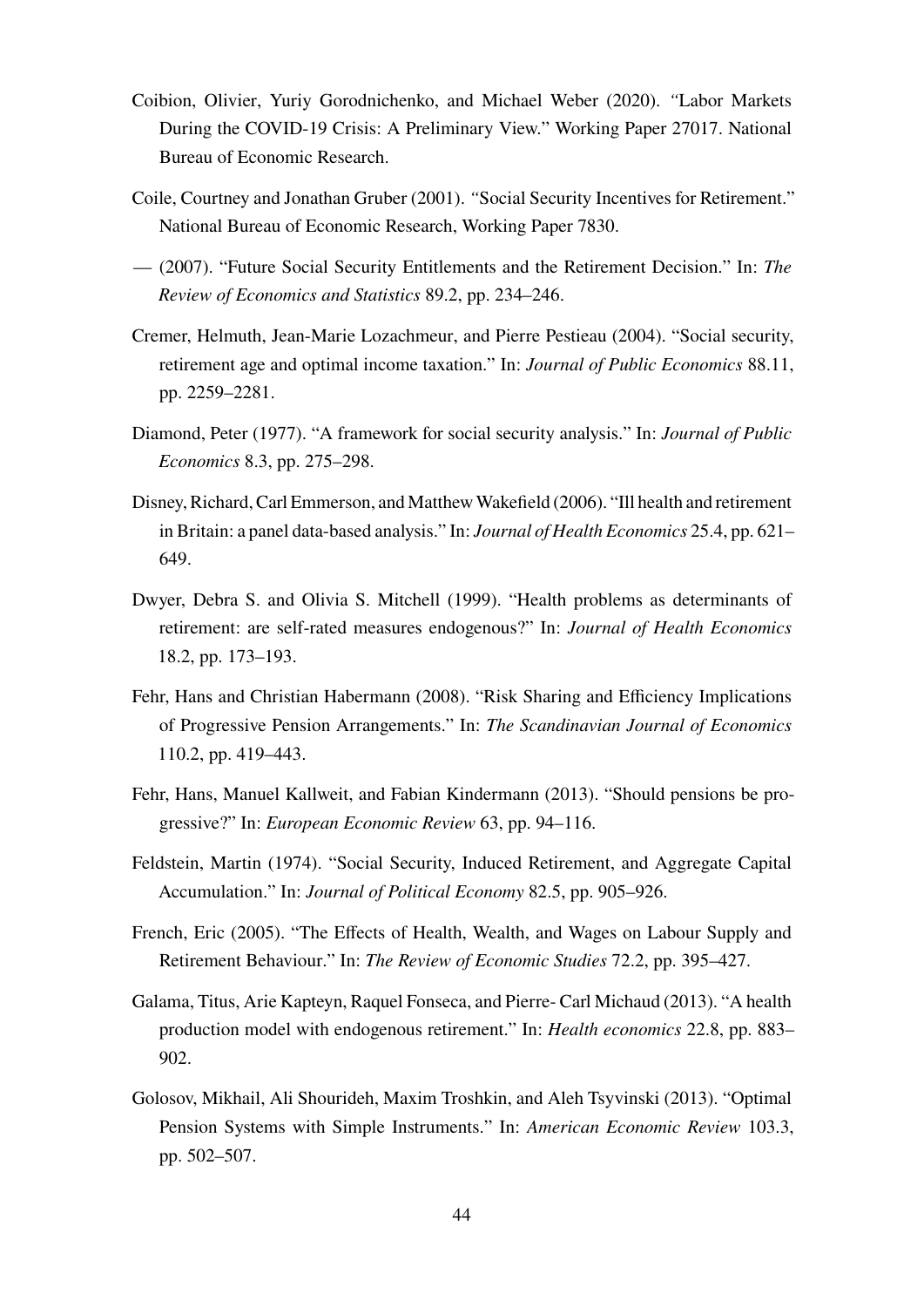Coibion, Olivier, Yuriy Gorodnichenko, and Michael Weber (2020). "Labor Markets During the COVID-19 Crisis: A Preliminary View." Working Paper 27017. National Bureau of Economic Research.

Coile, Courtney and Jonathan Gruber (2001). "Social Security Incentives for Retirement." National Bureau of Economic Research, Working Paper 7830.

— (2007). "Future Social Security Entitlements and the Retirement Decision." In: *The Review of Economics and Statistics* 89.2, pp. 234–246.

Cremer, Helmuth, Jean-Marie Lozachmeur, and Pierre Pestieau (2004). "Social security, retirement age and optimal income taxation." In: *Journal of Public Economics* 88.11, pp. 2259–2281.

Diamond, Peter (1977). "A framework for social security analysis." In: *Journal of Public Economics* 8.3, pp. 275–298.

Disney, Richard, Carl Emmerson, and Matthew Wakefield (2006). "Ill health and retirement in Britain: a panel data-based analysis." In: *Journal of Health Economics* 25.4, pp. 621–649.

Dwyer, Debra S. and Olivia S. Mitchell (1999). "Health problems as determinants of retirement: are self-rated measures endogenous?" In: *Journal of Health Economics* 18.2, pp. 173–193.

Fehr, Hans and Christian Habermann (2008). "Risk Sharing and Efficiency Implications of Progressive Pension Arrangements." In: *The Scandinavian Journal of Economics* 110.2, pp. 419–443.

Fehr, Hans, Manuel Kallweit, and Fabian Kindermann (2013). "Should pensions be progressive?" In: *European Economic Review* 63, pp. 94–116.

Feldstein, Martin (1974). "Social Security, Induced Retirement, and Aggregate Capital Accumulation." In: *Journal of Political Economy* 82.5, pp. 905–926.

French, Eric (2005). "The Effects of Health, Wealth, and Wages on Labour Supply and Retirement Behaviour." In: *The Review of Economic Studies* 72.2, pp. 395–427.

Galama, Titus, Arie Kapteyn, Raquel Fonseca, and Pierre- Carl Michaud (2013). "A health production model with endogenous retirement." In: *Health economics* 22.8, pp. 883–902.

Golosov, Mikhail, Ali Shourideh, Maxim Troshkin, and Aleh Tsyvinski (2013). "Optimal Pension Systems with Simple Instruments." In: *American Economic Review* 103.3, pp. 502–507.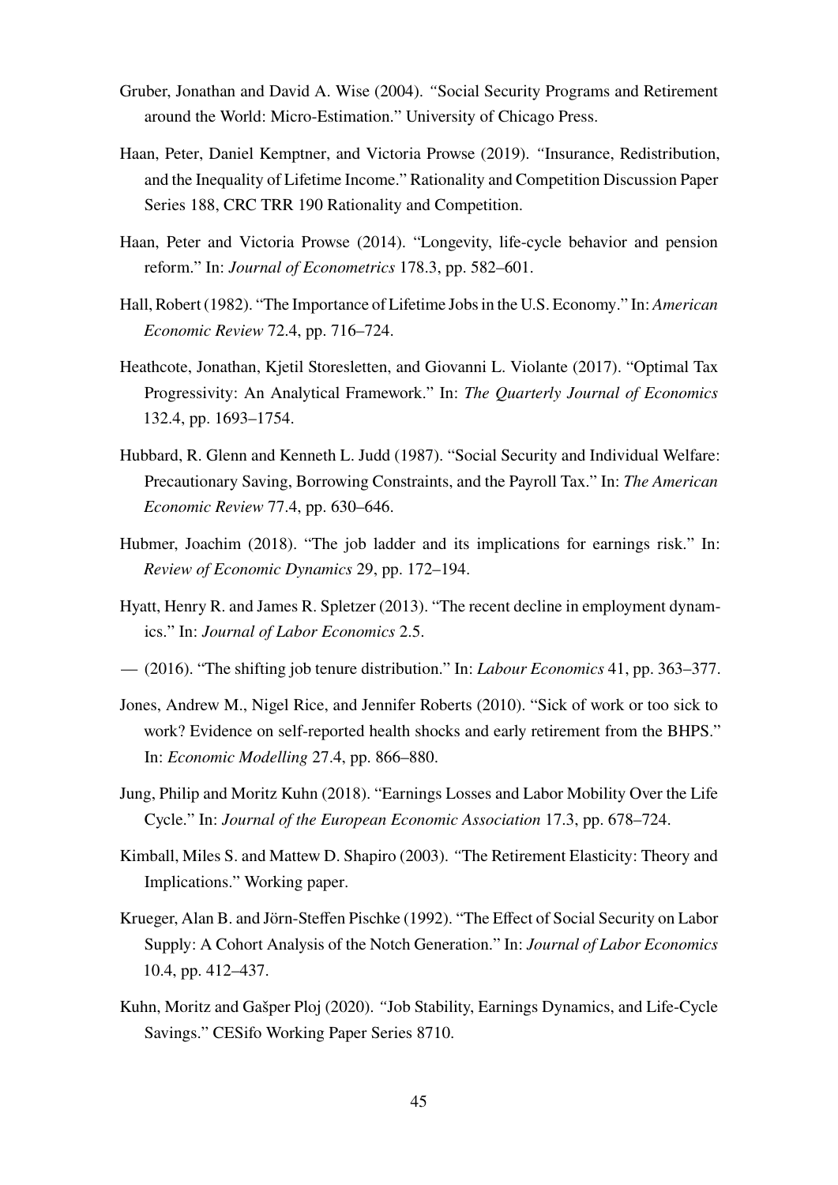Gruber, Jonathan and David A. Wise (2004). "Social Security Programs and Retirement around the World: Micro-Estimation." University of Chicago Press.

Haan, Peter, Daniel Kemptner, and Victoria Prowse (2019). "Insurance, Redistribution, and the Inequality of Lifetime Income." Rationality and Competition Discussion Paper Series 188, CRC TRR 190 Rationality and Competition.

Haan, Peter and Victoria Prowse (2014). "Longevity, life-cycle behavior and pension reform." In: *Journal of Econometrics* 178.3, pp. 582–601.

Hall, Robert (1982). "The Importance of Lifetime Jobs in the U.S. Economy." In: *American Economic Review* 72.4, pp. 716–724.

Heathcote, Jonathan, Kjetil Storesletten, and Giovanni L. Violante (2017). "Optimal Tax Progressivity: An Analytical Framework." In: *The Quarterly Journal of Economics* 132.4, pp. 1693–1754.

Hubbard, R. Glenn and Kenneth L. Judd (1987). "Social Security and Individual Welfare: Precautionary Saving, Borrowing Constraints, and the Payroll Tax." In: *The American Economic Review* 77.4, pp. 630–646.

Hubmer, Joachim (2018). "The job ladder and its implications for earnings risk." In: *Review of Economic Dynamics* 29, pp. 172–194.

Hyatt, Henry R. and James R. Spletzer (2013). "The recent decline in employment dynamics." In: *Journal of Labor Economics* 2.5.

— (2016). "The shifting job tenure distribution." In: *Labour Economics* 41, pp. 363–377.

Jones, Andrew M., Nigel Rice, and Jennifer Roberts (2010). "Sick of work or too sick to work? Evidence on self-reported health shocks and early retirement from the BHPS." In: *Economic Modelling* 27.4, pp. 866–880.

Jung, Philip and Moritz Kuhn (2018). "Earnings Losses and Labor Mobility Over the Life Cycle." In: *Journal of the European Economic Association* 17.3, pp. 678–724.

Kimball, Miles S. and Mattew D. Shapiro (2003). "The Retirement Elasticity: Theory and Implications." Working paper.

Krueger, Alan B. and Jörn-Steffen Pischke (1992). "The Effect of Social Security on Labor Supply: A Cohort Analysis of the Notch Generation." In: *Journal of Labor Economics* 10.4, pp. 412–437.

Kuhn, Moritz and Gašper Ploj (2020). "Job Stability, Earnings Dynamics, and Life-Cycle Savings." CESifo Working Paper Series 8710.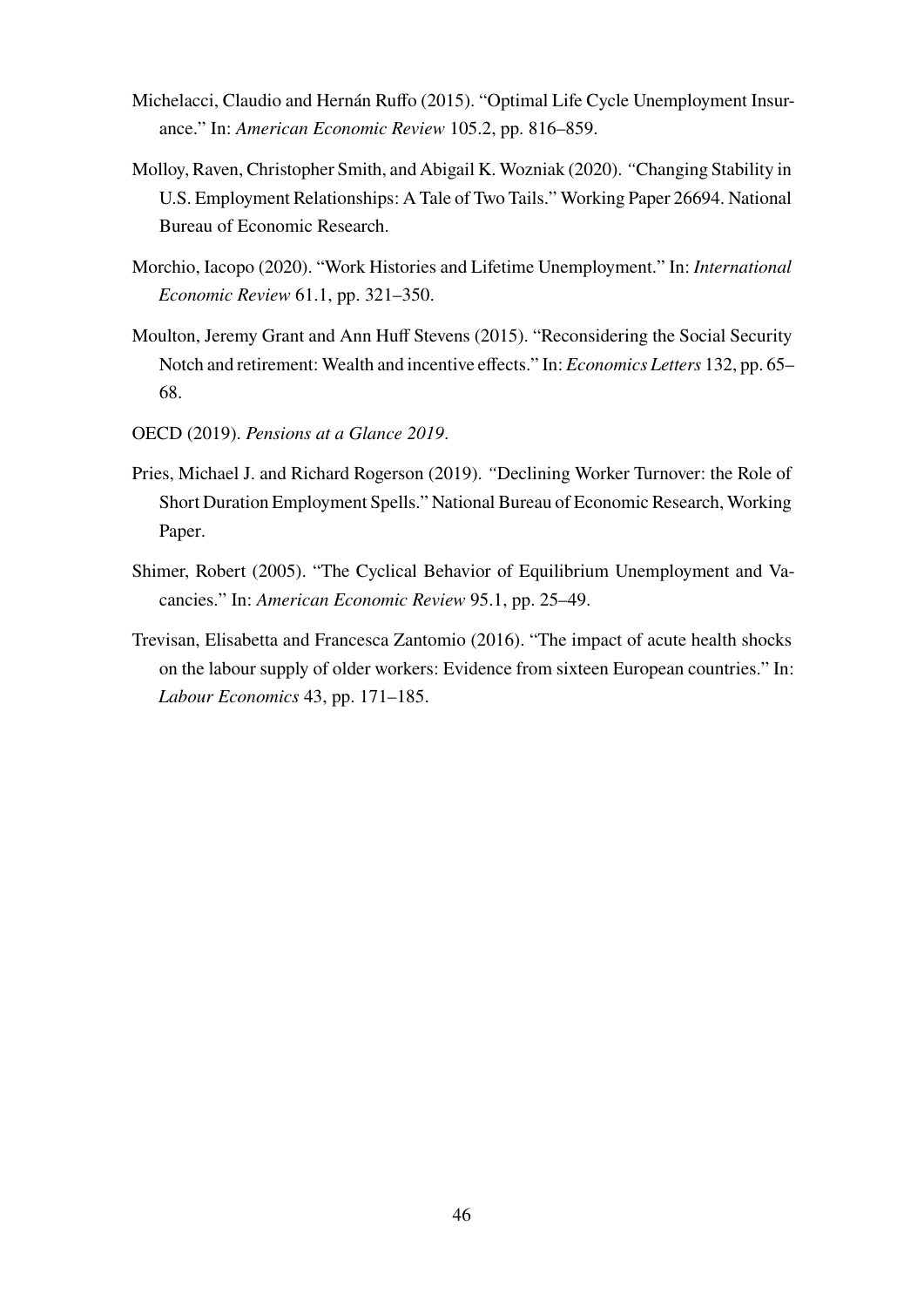Michelacci, Claudio and Hernán Ruffo (2015). "Optimal Life Cycle Unemployment Insurance." In: *American Economic Review* 105.2, pp. 816–859.

Molloy, Raven, Christopher Smith, and Abigail K. Wozniak (2020). "Changing Stability in U.S. Employment Relationships: A Tale of Two Tails." Working Paper 26694. National Bureau of Economic Research.

Morchio, Iacopo (2020). "Work Histories and Lifetime Unemployment." In: *International Economic Review* 61.1, pp. 321–350.

Moulton, Jeremy Grant and Ann Huff Stevens (2015). "Reconsidering the Social Security Notch and retirement: Wealth and incentive effects." In: *Economics Letters* 132, pp. 65–68.

OECD (2019). *Pensions at a Glance 2019*.

Pries, Michael J. and Richard Rogerson (2019). "Declining Worker Turnover: the Role of Short Duration Employment Spells." National Bureau of Economic Research, Working Paper.

Shimer, Robert (2005). "The Cyclical Behavior of Equilibrium Unemployment and Vacancies." In: *American Economic Review* 95.1, pp. 25–49.

Trevisan, Elisabetta and Francesca Zantomio (2016). "The impact of acute health shocks on the labour supply of older workers: Evidence from sixteen European countries." In: *Labour Economics* 43, pp. 171–185.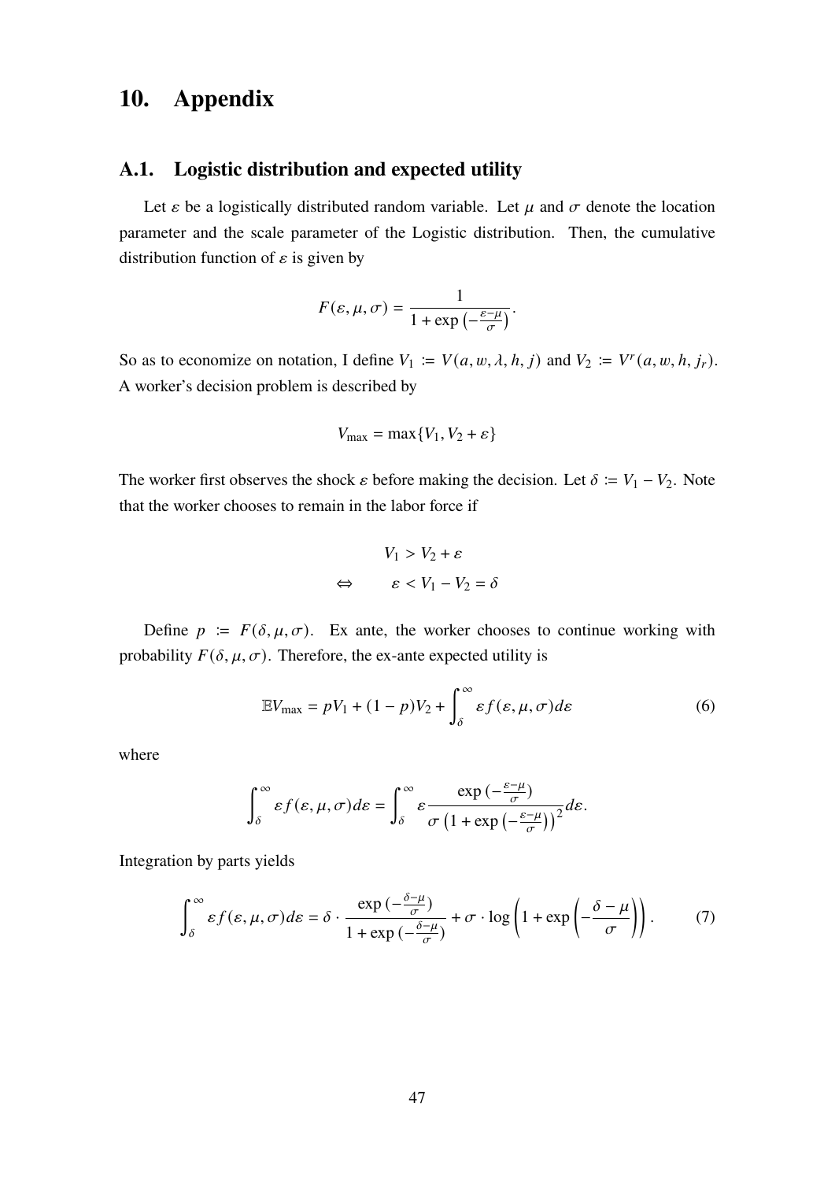# 10. Appendix

## A.1. Logistic distribution and expected utility

Let $\varepsilon$ be a logistically distributed random variable. Let $\mu$ and $\sigma$ denote the location parameter and the scale parameter of the Logistic distribution. Then, the cumulative distribution function of $\varepsilon$ is given by

$$F(\varepsilon, \mu, \sigma) = \frac{1}{1 + \exp\left(-\frac{\varepsilon - \mu}{\sigma}\right)}.$$

So as to economize on notation, I define $V_1 := V(a, w, \lambda, h, j)$ and $V_2 := V^r(a, w, h, j_r)$. A worker's decision problem is described by

$$V_{\max} = \max\{V_1, V_2 + \varepsilon\}$$

The worker first observes the shock $\varepsilon$ before making the decision. Let $\delta := V_1 - V_2$. Note that the worker chooses to remain in the labor force if

$$\begin{aligned} & V_1 > V_2 + \varepsilon \\ \Leftrightarrow \qquad & \varepsilon < V_1 - V_2 = \delta \end{aligned}$$

Define $p := F(\delta, \mu, \sigma)$. Ex ante, the worker chooses to continue working with probability $F(\delta, \mu, \sigma)$. Therefore, the ex-ante expected utility is

$$\mathbb{E}V_{\max} = pV_1 + (1 - p)V_2 + \int_{\delta}^{\infty} \varepsilon f(\varepsilon, \mu, \sigma) d\varepsilon \tag{6}$$

where

$$\int_{\delta}^{\infty} \varepsilon f(\varepsilon, \mu, \sigma) d\varepsilon = \int_{\delta}^{\infty} \varepsilon \frac{\exp\left(-\frac{\varepsilon - \mu}{\sigma}\right)}{\sigma\left(1 + \exp\left(-\frac{\varepsilon - \mu}{\sigma}\right)\right)^2} d\varepsilon.$$

Integration by parts yields

$$\int_{\delta}^{\infty} \varepsilon f(\varepsilon, \mu, \sigma) d\varepsilon = \delta \cdot \frac{\exp\left(-\frac{\delta - \mu}{\sigma}\right)}{1 + \exp\left(-\frac{\delta - \mu}{\sigma}\right)} + \sigma \cdot \log\left(1 + \exp\left(-\frac{\delta - \mu}{\sigma}\right)\right). \tag{7}$$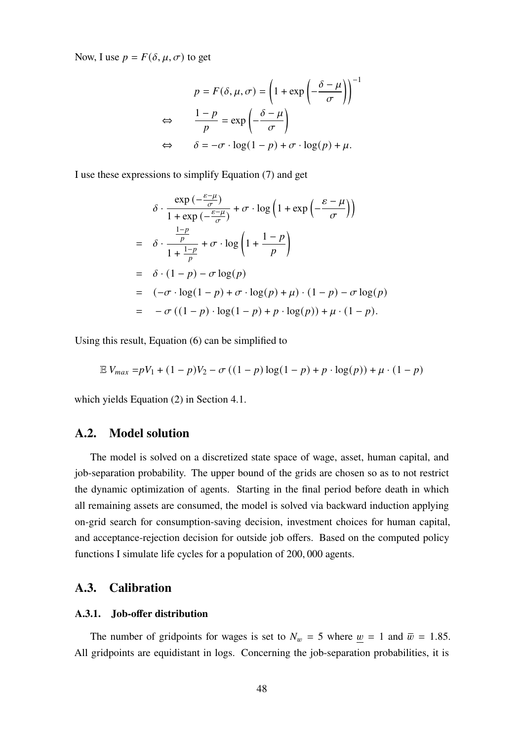Now, I use $p = F(\delta, \mu, \sigma)$ to get

$$
\begin{aligned}
& p = F(\delta, \mu, \sigma) = \left(1 + \exp\left(-\frac{\delta - \mu}{\sigma}\right)\right)^{-1} \\
\Leftrightarrow \quad & \frac{1-p}{p} = \exp\left(-\frac{\delta - \mu}{\sigma}\right) \\
\Leftrightarrow \quad & \delta = -\sigma \cdot \log(1-p) + \sigma \cdot \log(p) + \mu.
\end{aligned}
$$

I use these expressions to simplify Equation (7) and get

$$
\begin{aligned}
& \delta \cdot \frac{\exp\left(-\frac{\varepsilon - \mu}{\sigma}\right)}{1 + \exp\left(-\frac{\varepsilon - \mu}{\sigma}\right)} + \sigma \cdot \log\left(1 + \exp\left(-\frac{\varepsilon - \mu}{\sigma}\right)\right) \\
= \quad & \delta \cdot \frac{\frac{1-p}{p}}{1 + \frac{1-p}{p}} + \sigma \cdot \log\left(1 + \frac{1-p}{p}\right) \\
= \quad & \delta \cdot (1-p) - \sigma \log(p) \\
= \quad & (-\sigma \cdot \log(1-p) + \sigma \cdot \log(p) + \mu) \cdot (1-p) - \sigma \log(p) \\
= \quad & -\sigma\left((1-p) \cdot \log(1-p) + p \cdot \log(p)\right) + \mu \cdot (1-p).
\end{aligned}
$$

Using this result, Equation (6) can be simplified to

$$
\mathbb{E}\, V_{max} = pV_1 + (1-p)V_2 - \sigma\left((1-p)\log(1-p) + p \cdot \log(p)\right) + \mu \cdot (1-p)
$$

which yields Equation (2) in Section 4.1.

## A.2. Model solution

The model is solved on a discretized state space of wage, asset, human capital, and job-separation probability. The upper bound of the grids are chosen so as to not restrict the dynamic optimization of agents. Starting in the final period before death in which all remaining assets are consumed, the model is solved via backward induction applying on-grid search for consumption-saving decision, investment choices for human capital, and acceptance-rejection decision for outside job offers. Based on the computed policy functions I simulate life cycles for a population of 200,000 agents.

## A.3. Calibration

### A.3.1. Job-offer distribution

The number of gridpoints for wages is set to $N_w = 5$ where $\underline{w} = 1$ and $\overline{w} = 1.85$. All gridpoints are equidistant in logs. Concerning the job-separation probabilities, it is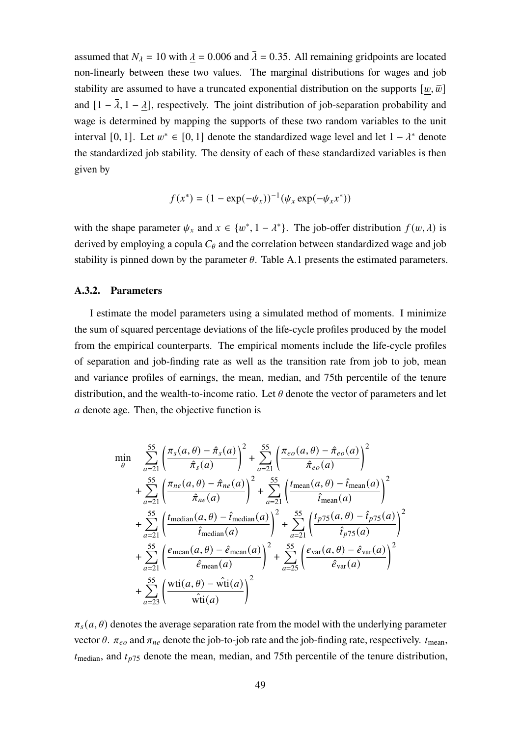assumed that $N_\lambda = 10$ with $\underline{\lambda} = 0.006$ and $\bar{\lambda} = 0.35$. All remaining gridpoints are located non-linearly between these two values. The marginal distributions for wages and job stability are assumed to have a truncated exponential distribution on the supports $[\underline{w}, \bar{w}]$ and $[1 - \bar{\lambda}, 1 - \underline{\lambda}]$, respectively. The joint distribution of job-separation probability and wage is determined by mapping the supports of these two random variables to the unit interval $[0, 1]$. Let $w^* \in [0, 1]$ denote the standardized wage level and let $1 - \lambda^*$ denote the standardized job stability. The density of each of these standardized variables is then given by

$$f(x^*) = (1 - \exp(-\psi_x))^{-1}(\psi_x \exp(-\psi_x x^*))$$

with the shape parameter $\psi_x$ and $x \in \{w^*, 1 - \lambda^*\}$. The job-offer distribution $f(w, \lambda)$ is derived by employing a copula $C_\theta$ and the correlation between standardized wage and job stability is pinned down by the parameter $\theta$. Table A.1 presents the estimated parameters.

### A.3.2. Parameters

I estimate the model parameters using a simulated method of moments. I minimize the sum of squared percentage deviations of the life-cycle profiles produced by the model from the empirical counterparts. The empirical moments include the life-cycle profiles of separation and job-finding rate as well as the transition rate from job to job, mean and variance profiles of earnings, the mean, median, and 75th percentile of the tenure distribution, and the wealth-to-income ratio. Let $\theta$ denote the vector of parameters and let $a$ denote age. Then, the objective function is

$$
\begin{aligned}
\min_{\theta} \quad & \sum_{a=21}^{55} \left( \frac{\pi_s(a,\theta) - \hat{\pi}_s(a)}{\hat{\pi}_s(a)} \right)^2 + \sum_{a=21}^{55} \left( \frac{\pi_{eo}(a,\theta) - \hat{\pi}_{eo}(a)}{\hat{\pi}_{eo}(a)} \right)^2 \\
& + \sum_{a=21}^{55} \left( \frac{\pi_{ne}(a,\theta) - \hat{\pi}_{ne}(a)}{\hat{\pi}_{ne}(a)} \right)^2 + \sum_{a=21}^{55} \left( \frac{t_{\text{mean}}(a,\theta) - \hat{t}_{\text{mean}}(a)}{\hat{t}_{\text{mean}}(a)} \right)^2 \\
& + \sum_{a=21}^{55} \left( \frac{t_{\text{median}}(a,\theta) - \hat{t}_{\text{median}}(a)}{\hat{t}_{\text{median}}(a)} \right)^2 + \sum_{a=21}^{55} \left( \frac{t_{p75}(a,\theta) - \hat{t}_{p75}(a)}{\hat{t}_{p75}(a)} \right)^2 \\
& + \sum_{a=21}^{55} \left( \frac{e_{\text{mean}}(a,\theta) - \hat{e}_{\text{mean}}(a)}{\hat{e}_{\text{mean}}(a)} \right)^2 + \sum_{a=25}^{55} \left( \frac{e_{\text{var}}(a,\theta) - \hat{e}_{\text{var}}(a)}{\hat{e}_{\text{var}}(a)} \right)^2 \\
& + \sum_{a=23}^{55} \left( \frac{\text{wti}(a,\theta) - \hat{\text{wti}}(a)}{\hat{\text{wti}}(a)} \right)^2
\end{aligned}
$$

$\pi_s(a, \theta)$ denotes the average separation rate from the model with the underlying parameter vector $\theta$. $\pi_{eo}$ and $\pi_{ne}$ denote the job-to-job rate and the job-finding rate, respectively. $t_{\text{mean}}$, $t_{\text{median}}$, and $t_{p75}$ denote the mean, median, and 75th percentile of the tenure distribution,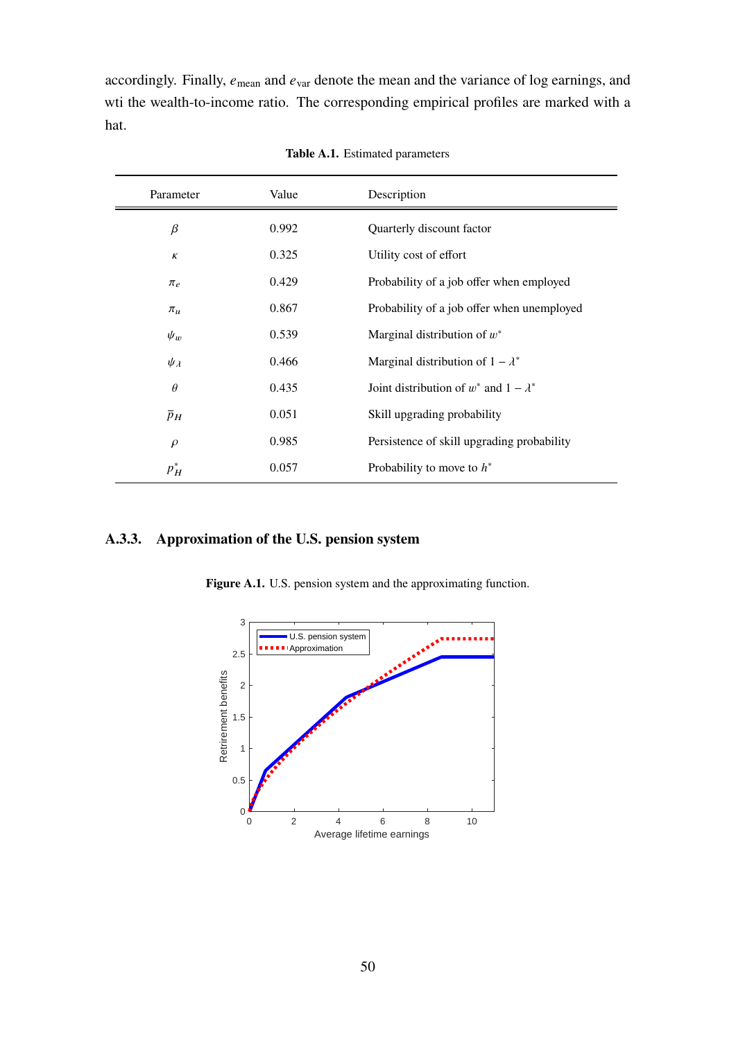accordingly. Finally, $e_{\text{mean}}$ and $e_{\text{var}}$ denote the mean and the variance of log earnings, and wti the wealth-to-income ratio. The corresponding empirical profiles are marked with a hat.

**Table A.1.** Estimated parameters

| Parameter | Value | Description |
|---|---|---|
| $\beta$ | 0.992 | Quarterly discount factor |
| $\kappa$ | 0.325 | Utility cost of effort |
| $\pi_e$ | 0.429 | Probability of a job offer when employed |
| $\pi_u$ | 0.867 | Probability of a job offer when unemployed |
| $\psi_w$ | 0.539 | Marginal distribution of $w^*$ |
| $\psi_\lambda$ | 0.466 | Marginal distribution of $1 - \lambda^*$ |
| $\theta$ | 0.435 | Joint distribution of $w^*$ and $1 - \lambda^*$ |
| $\bar{p}_H$ | 0.051 | Skill upgrading probability |
| $\rho$ | 0.985 | Persistence of skill upgrading probability |
| $p_H^*$ | 0.057 | Probability to move to $h^*$ |

### A.3.3. Approximation of the U.S. pension system

**Figure A.1.** U.S. pension system and the approximating function.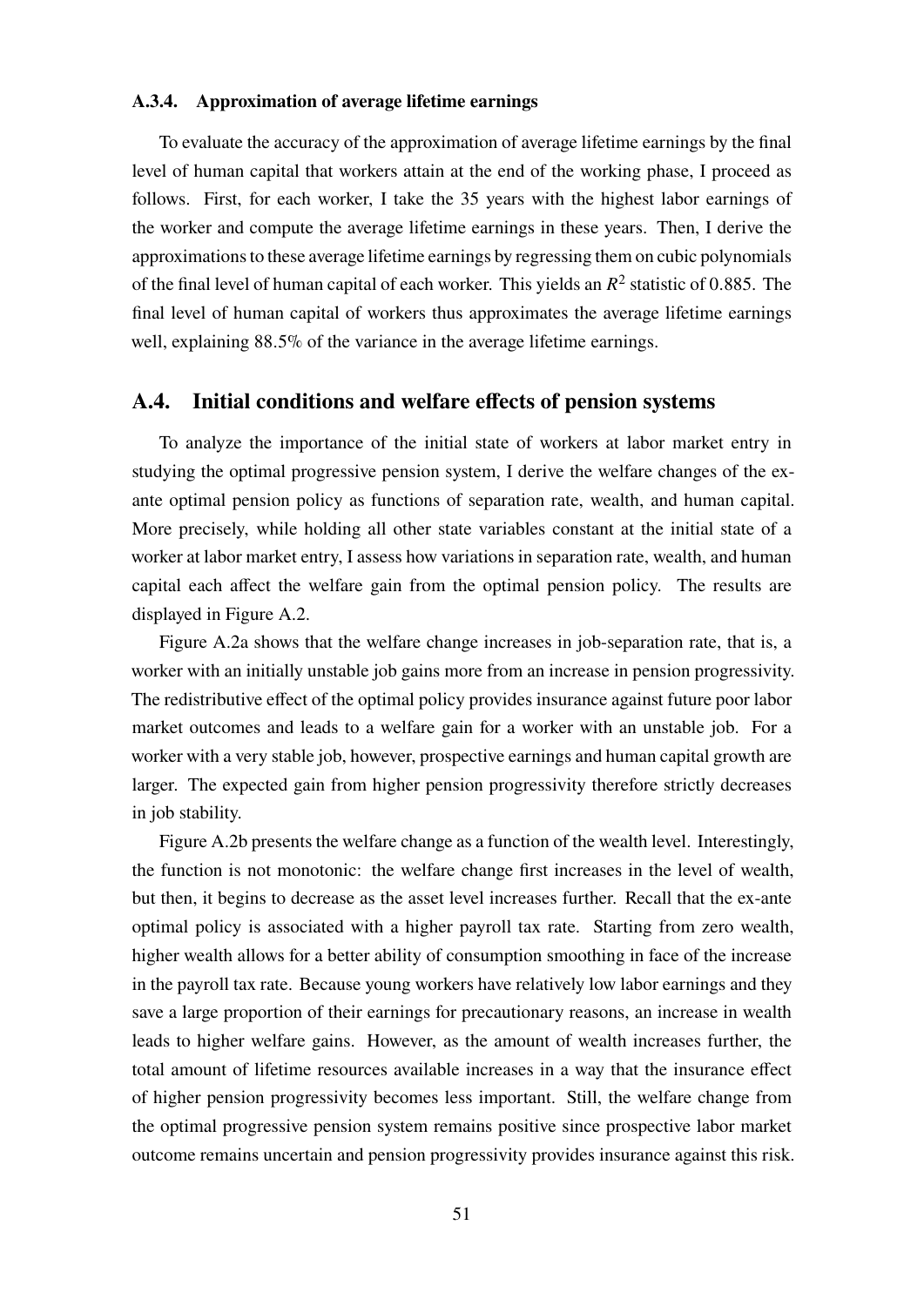#### A.3.4. Approximation of average lifetime earnings

To evaluate the accuracy of the approximation of average lifetime earnings by the final level of human capital that workers attain at the end of the working phase, I proceed as follows. First, for each worker, I take the 35 years with the highest labor earnings of the worker and compute the average lifetime earnings in these years. Then, I derive the approximations to these average lifetime earnings by regressing them on cubic polynomials of the final level of human capital of each worker. This yields an $R^2$ statistic of 0.885. The final level of human capital of workers thus approximates the average lifetime earnings well, explaining 88.5% of the variance in the average lifetime earnings.

## A.4. Initial conditions and welfare effects of pension systems

To analyze the importance of the initial state of workers at labor market entry in studying the optimal progressive pension system, I derive the welfare changes of the ex-ante optimal pension policy as functions of separation rate, wealth, and human capital. More precisely, while holding all other state variables constant at the initial state of a worker at labor market entry, I assess how variations in separation rate, wealth, and human capital each affect the welfare gain from the optimal pension policy. The results are displayed in Figure A.2.

Figure A.2a shows that the welfare change increases in job-separation rate, that is, a worker with an initially unstable job gains more from an increase in pension progressivity. The redistributive effect of the optimal policy provides insurance against future poor labor market outcomes and leads to a welfare gain for a worker with an unstable job. For a worker with a very stable job, however, prospective earnings and human capital growth are larger. The expected gain from higher pension progressivity therefore strictly decreases in job stability.

Figure A.2b presents the welfare change as a function of the wealth level. Interestingly, the function is not monotonic: the welfare change first increases in the level of wealth, but then, it begins to decrease as the asset level increases further. Recall that the ex-ante optimal policy is associated with a higher payroll tax rate. Starting from zero wealth, higher wealth allows for a better ability of consumption smoothing in face of the increase in the payroll tax rate. Because young workers have relatively low labor earnings and they save a large proportion of their earnings for precautionary reasons, an increase in wealth leads to higher welfare gains. However, as the amount of wealth increases further, the total amount of lifetime resources available increases in a way that the insurance effect of higher pension progressivity becomes less important. Still, the welfare change from the optimal progressive pension system remains positive since prospective labor market outcome remains uncertain and pension progressivity provides insurance against this risk.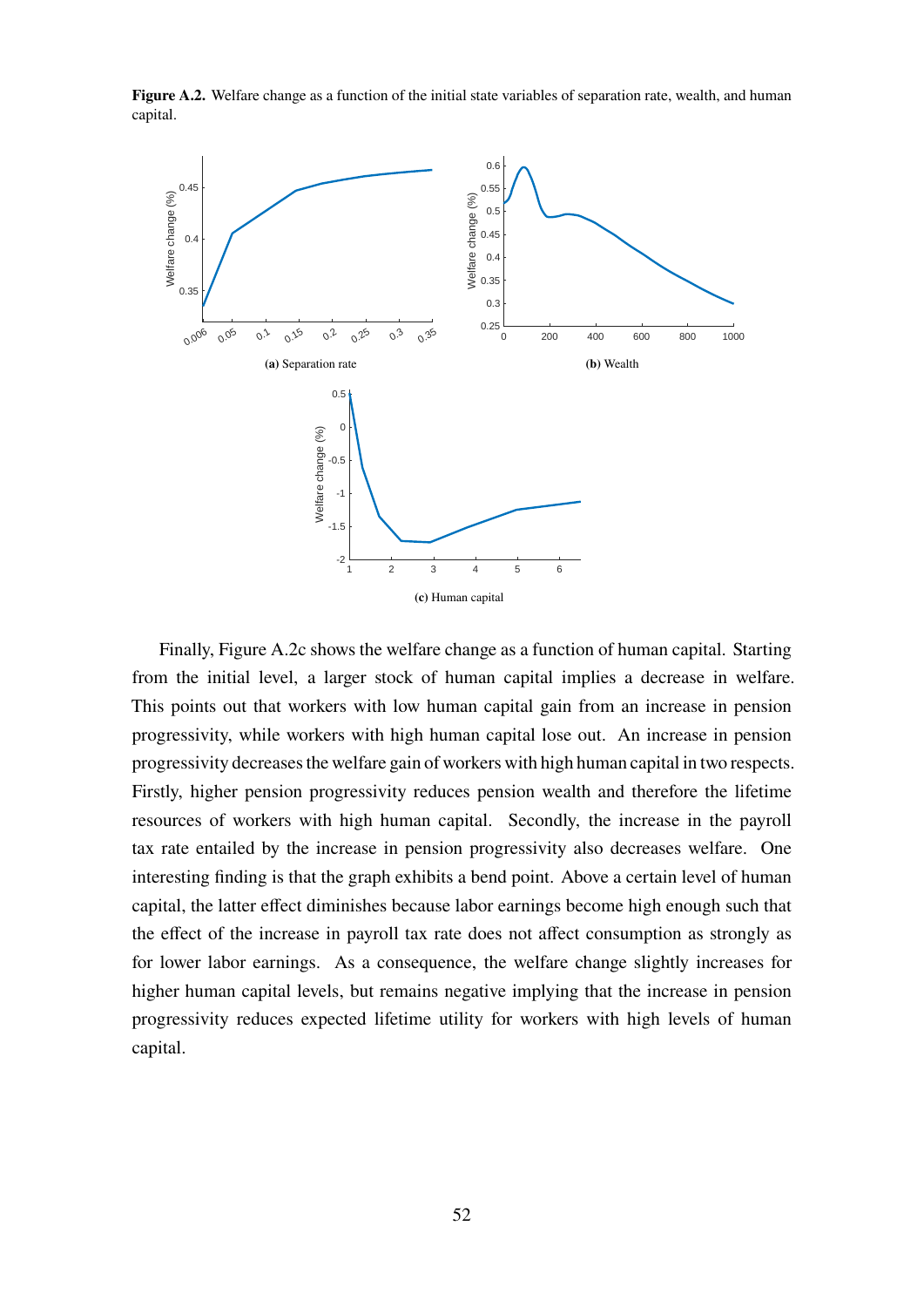**Figure A.2.** Welfare change as a function of the initial state variables of separation rate, wealth, and human capital.

Welfare change (%)

0.45
0.4
0.35

0.006 0.05 0.1 0.15 0.2 0.25 0.3 0.35

**(a)** Separation rate

Welfare change (%)

0.6
0.55
0.5
0.45
0.4
0.35
0.3
0.25

0 200 400 600 800 1000

**(b)** Wealth

Welfare change (%)

0.5
0
-0.5
-1
-1.5
-2

1 2 3 4 5 6

**(c)** Human capital

Finally, Figure A.2c shows the welfare change as a function of human capital. Starting from the initial level, a larger stock of human capital implies a decrease in welfare. This points out that workers with low human capital gain from an increase in pension progressivity, while workers with high human capital lose out. An increase in pension progressivity decreases the welfare gain of workers with high human capital in two respects. Firstly, higher pension progressivity reduces pension wealth and therefore the lifetime resources of workers with high human capital. Secondly, the increase in the payroll tax rate entailed by the increase in pension progressivity also decreases welfare. One interesting finding is that the graph exhibits a bend point. Above a certain level of human capital, the latter effect diminishes because labor earnings become high enough such that the effect of the increase in payroll tax rate does not affect consumption as strongly as for lower labor earnings. As a consequence, the welfare change slightly increases for higher human capital levels, but remains negative implying that the increase in pension progressivity reduces expected lifetime utility for workers with high levels of human capital.